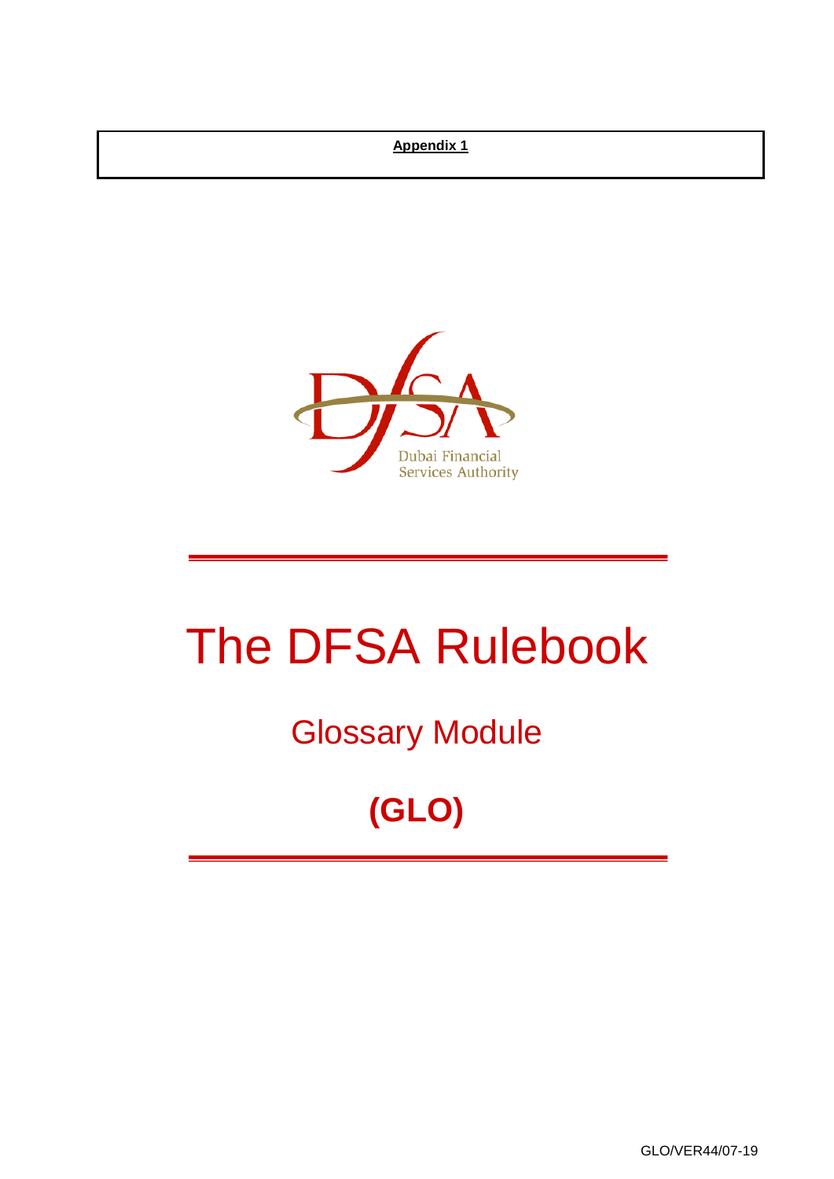**Appendix 1**

Dubai Financial Services Authority

# The DFSA Rulebook

## Glossary Module

## (GLO)

GLO/VER44/07-19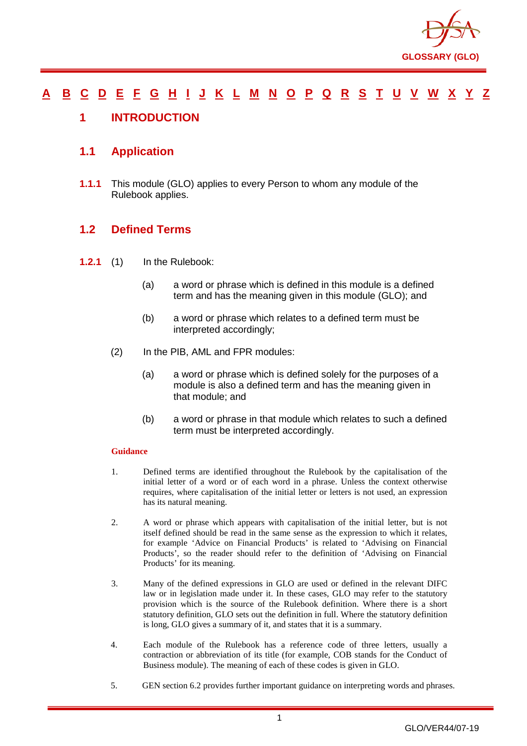A B C D E F G H I J K L M N O P Q R S T U V W X Y Z

# 1 INTRODUCTION

## 1.1 Application

**1.1.1** This module (GLO) applies to every Person to whom any module of the Rulebook applies.

## 1.2 Defined Terms

**1.2.1** (1) In the Rulebook:

(a) a word or phrase which is defined in this module is a defined term and has the meaning given in this module (GLO); and

(b) a word or phrase which relates to a defined term must be interpreted accordingly;

(2) In the PIB, AML and FPR modules:

(a) a word or phrase which is defined solely for the purposes of a module is also a defined term and has the meaning given in that module; and

(b) a word or phrase in that module which relates to such a defined term must be interpreted accordingly.

**Guidance**

1. Defined terms are identified throughout the Rulebook by the capitalisation of the initial letter of a word or of each word in a phrase. Unless the context otherwise requires, where capitalisation of the initial letter or letters is not used, an expression has its natural meaning.

2. A word or phrase which appears with capitalisation of the initial letter, but is not itself defined should be read in the same sense as the expression to which it relates, for example 'Advice on Financial Products' is related to 'Advising on Financial Products', so the reader should refer to the definition of 'Advising on Financial Products' for its meaning.

3. Many of the defined expressions in GLO are used or defined in the relevant DIFC law or in legislation made under it. In these cases, GLO may refer to the statutory provision which is the source of the Rulebook definition. Where there is a short statutory definition, GLO sets out the definition in full. Where the statutory definition is long, GLO gives a summary of it, and states that it is a summary.

4. Each module of the Rulebook has a reference code of three letters, usually a contraction or abbreviation of its title (for example, COB stands for the Conduct of Business module). The meaning of each of these codes is given in GLO.

5. GEN section 6.2 provides further important guidance on interpreting words and phrases.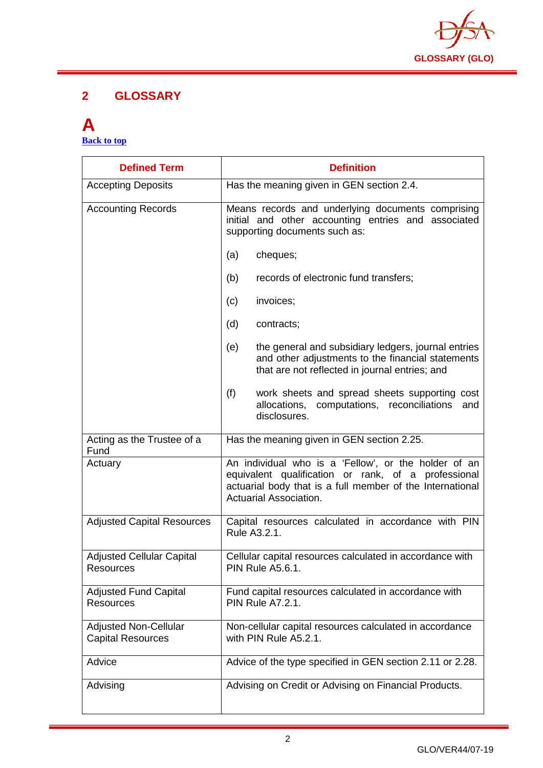## 2 GLOSSARY

# A

Back to top

| Defined Term | Definition |
|---|---|
| Accepting Deposits | Has the meaning given in GEN section 2.4. |
| Accounting Records | Means records and underlying documents comprising initial and other accounting entries and associated supporting documents such as:<br><br>(a) cheques;<br><br>(b) records of electronic fund transfers;<br><br>(c) invoices;<br><br>(d) contracts;<br><br>(e) the general and subsidiary ledgers, journal entries and other adjustments to the financial statements that are not reflected in journal entries; and<br><br>(f) work sheets and spread sheets supporting cost allocations, computations, reconciliations and disclosures. |
| Acting as the Trustee of a Fund | Has the meaning given in GEN section 2.25. |
| Actuary | An individual who is a 'Fellow', or the holder of an equivalent qualification or rank, of a professional actuarial body that is a full member of the International Actuarial Association. |
| Adjusted Capital Resources | Capital resources calculated in accordance with PIN Rule A3.2.1. |
| Adjusted Cellular Capital Resources | Cellular capital resources calculated in accordance with PIN Rule A5.6.1. |
| Adjusted Fund Capital Resources | Fund capital resources calculated in accordance with PIN Rule A7.2.1. |
| Adjusted Non-Cellular Capital Resources | Non-cellular capital resources calculated in accordance with PIN Rule A5.2.1. |
| Advice | Advice of the type specified in GEN section 2.11 or 2.28. |
| Advising | Advising on Credit or Advising on Financial Products. |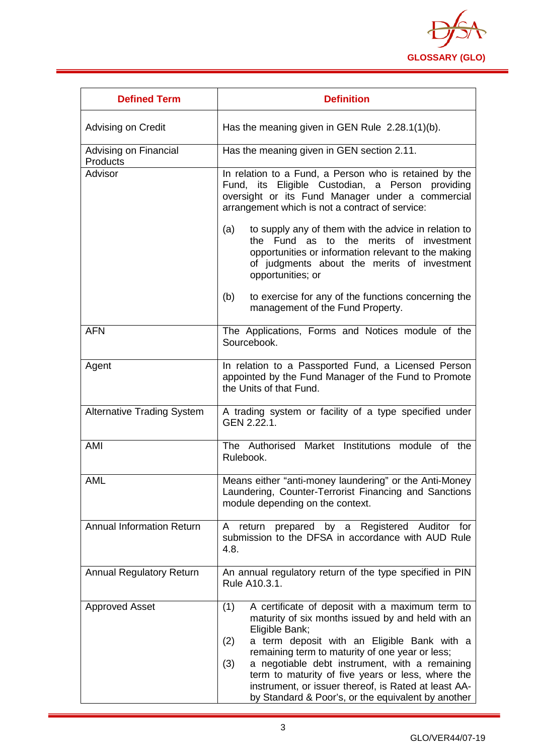| Defined Term | Definition |
|---|---|
| Advising on Credit | Has the meaning given in GEN Rule 2.28.1(1)(b). |
| Advising on Financial Products | Has the meaning given in GEN section 2.11. |
| Advisor | In relation to a Fund, a Person who is retained by the Fund, its Eligible Custodian, a Person providing oversight or its Fund Manager under a commercial arrangement which is not a contract of service:<br><br>(a) to supply any of them with the advice in relation to the Fund as to the merits of investment opportunities or information relevant to the making of judgments about the merits of investment opportunities; or<br><br>(b) to exercise for any of the functions concerning the management of the Fund Property. |
| AFN | The Applications, Forms and Notices module of the Sourcebook. |
| Agent | In relation to a Passported Fund, a Licensed Person appointed by the Fund Manager of the Fund to Promote the Units of that Fund. |
| Alternative Trading System | A trading system or facility of a type specified under GEN 2.22.1. |
| AMI | The Authorised Market Institutions module of the Rulebook. |
| AML | Means either "anti-money laundering" or the Anti-Money Laundering, Counter-Terrorist Financing and Sanctions module depending on the context. |
| Annual Information Return | A return prepared by a Registered Auditor for submission to the DFSA in accordance with AUD Rule 4.8. |
| Annual Regulatory Return | An annual regulatory return of the type specified in PIN Rule A10.3.1. |
| Approved Asset | (1) A certificate of deposit with a maximum term to maturity of six months issued by and held with an Eligible Bank;<br>(2) a term deposit with an Eligible Bank with a remaining term to maturity of one year or less;<br>(3) a negotiable debt instrument, with a remaining term to maturity of five years or less, where the instrument, or issuer thereof, is Rated at least AA- by Standard & Poor's, or the equivalent by another |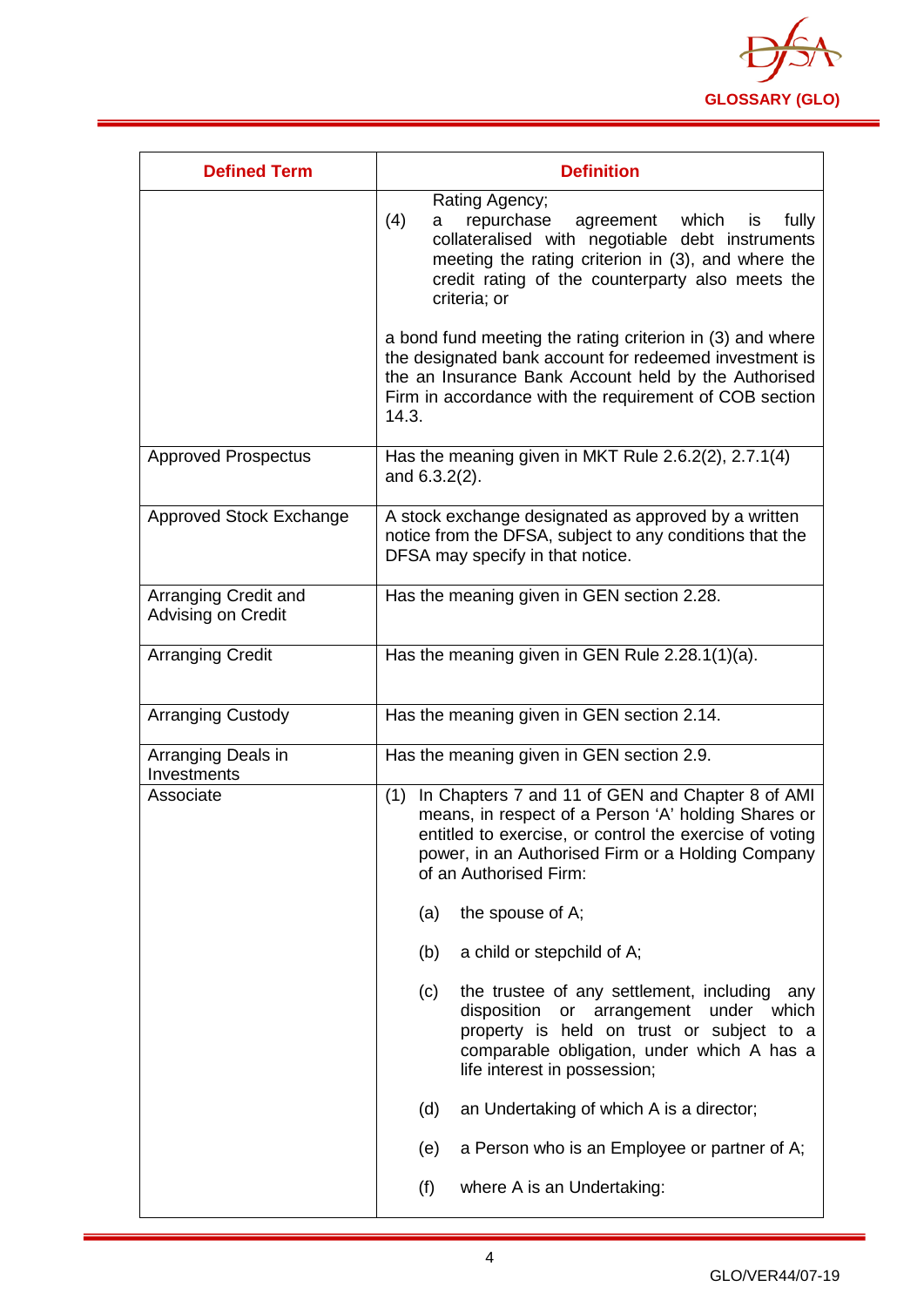| Defined Term | Definition |
|---|---|
| | Rating Agency;<br>(4) a repurchase agreement which is fully collateralised with negotiable debt instruments meeting the rating criterion in (3), and where the credit rating of the counterparty also meets the criteria; or<br><br>a bond fund meeting the rating criterion in (3) and where the designated bank account for redeemed investment is the an Insurance Bank Account held by the Authorised Firm in accordance with the requirement of COB section 14.3. |
| Approved Prospectus | Has the meaning given in MKT Rule 2.6.2(2), 2.7.1(4) and 6.3.2(2). |
| Approved Stock Exchange | A stock exchange designated as approved by a written notice from the DFSA, subject to any conditions that the DFSA may specify in that notice. |
| Arranging Credit and Advising on Credit | Has the meaning given in GEN section 2.28. |
| Arranging Credit | Has the meaning given in GEN Rule 2.28.1(1)(a). |
| Arranging Custody | Has the meaning given in GEN section 2.14. |
| Arranging Deals in Investments | Has the meaning given in GEN section 2.9. |
| Associate | (1) In Chapters 7 and 11 of GEN and Chapter 8 of AMI means, in respect of a Person 'A' holding Shares or entitled to exercise, or control the exercise of voting power, in an Authorised Firm or a Holding Company of an Authorised Firm:<br><br>(a) the spouse of A;<br><br>(b) a child or stepchild of A;<br><br>(c) the trustee of any settlement, including any disposition or arrangement under which property is held on trust or subject to a comparable obligation, under which A has a life interest in possession;<br><br>(d) an Undertaking of which A is a director;<br><br>(e) a Person who is an Employee or partner of A;<br><br>(f) where A is an Undertaking: |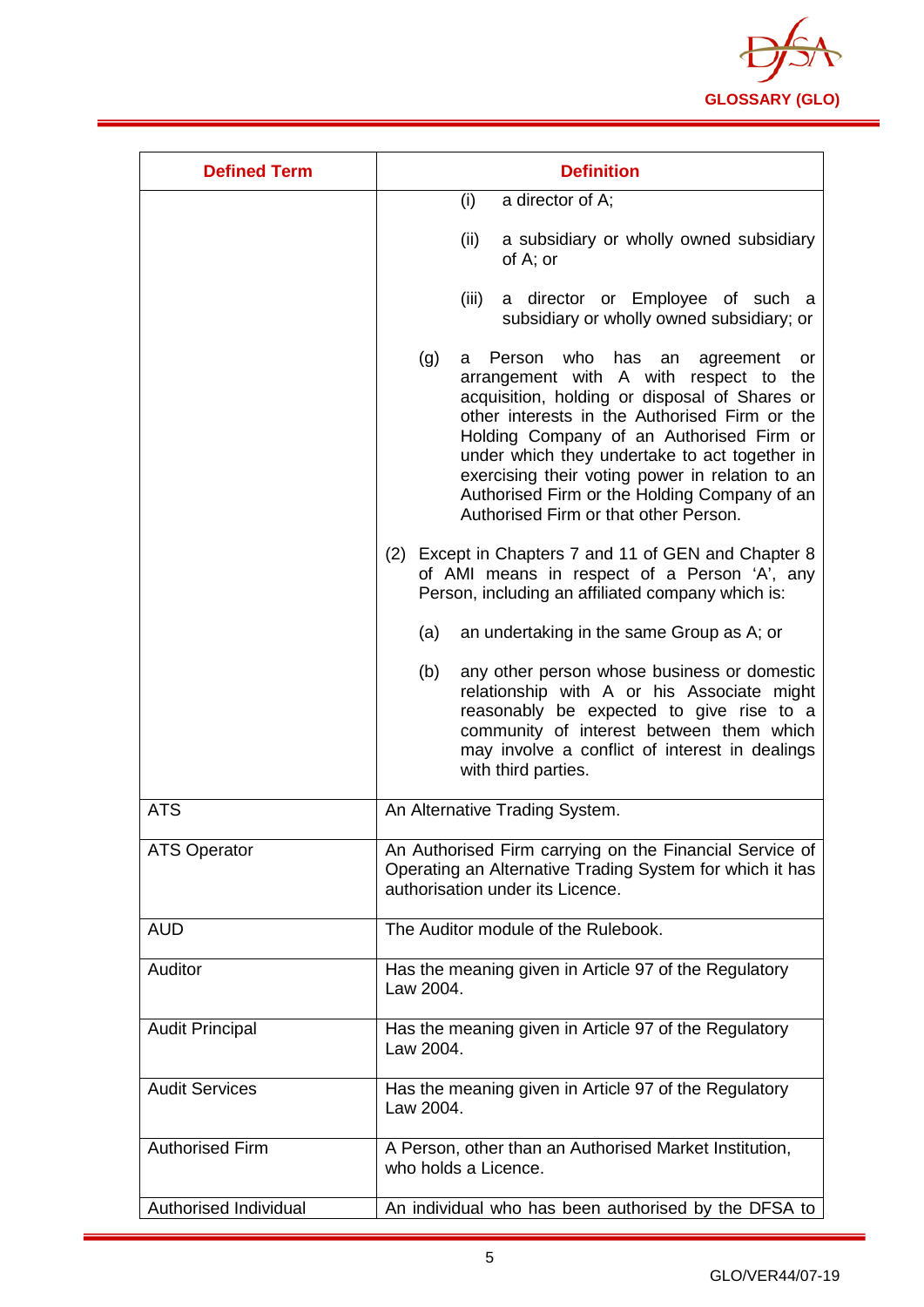| Defined Term | Definition |
|---|---|
| | (i) a director of A;<br><br>(ii) a subsidiary or wholly owned subsidiary of A; or<br><br>(iii) a director or Employee of such a subsidiary or wholly owned subsidiary; or<br><br>(g) a Person who has an agreement or arrangement with A with respect to the acquisition, holding or disposal of Shares or other interests in the Authorised Firm or the Holding Company of an Authorised Firm or under which they undertake to act together in exercising their voting power in relation to an Authorised Firm or the Holding Company of an Authorised Firm or that other Person.<br><br>(2) Except in Chapters 7 and 11 of GEN and Chapter 8 of AMI means in respect of a Person 'A', any Person, including an affiliated company which is:<br><br>(a) an undertaking in the same Group as A; or<br><br>(b) any other person whose business or domestic relationship with A or his Associate might reasonably be expected to give rise to a community of interest between them which may involve a conflict of interest in dealings with third parties. |
| ATS | An Alternative Trading System. |
| ATS Operator | An Authorised Firm carrying on the Financial Service of Operating an Alternative Trading System for which it has authorisation under its Licence. |
| AUD | The Auditor module of the Rulebook. |
| Auditor | Has the meaning given in Article 97 of the Regulatory Law 2004. |
| Audit Principal | Has the meaning given in Article 97 of the Regulatory Law 2004. |
| Audit Services | Has the meaning given in Article 97 of the Regulatory Law 2004. |
| Authorised Firm | A Person, other than an Authorised Market Institution, who holds a Licence. |
| Authorised Individual | An individual who has been authorised by the DFSA to |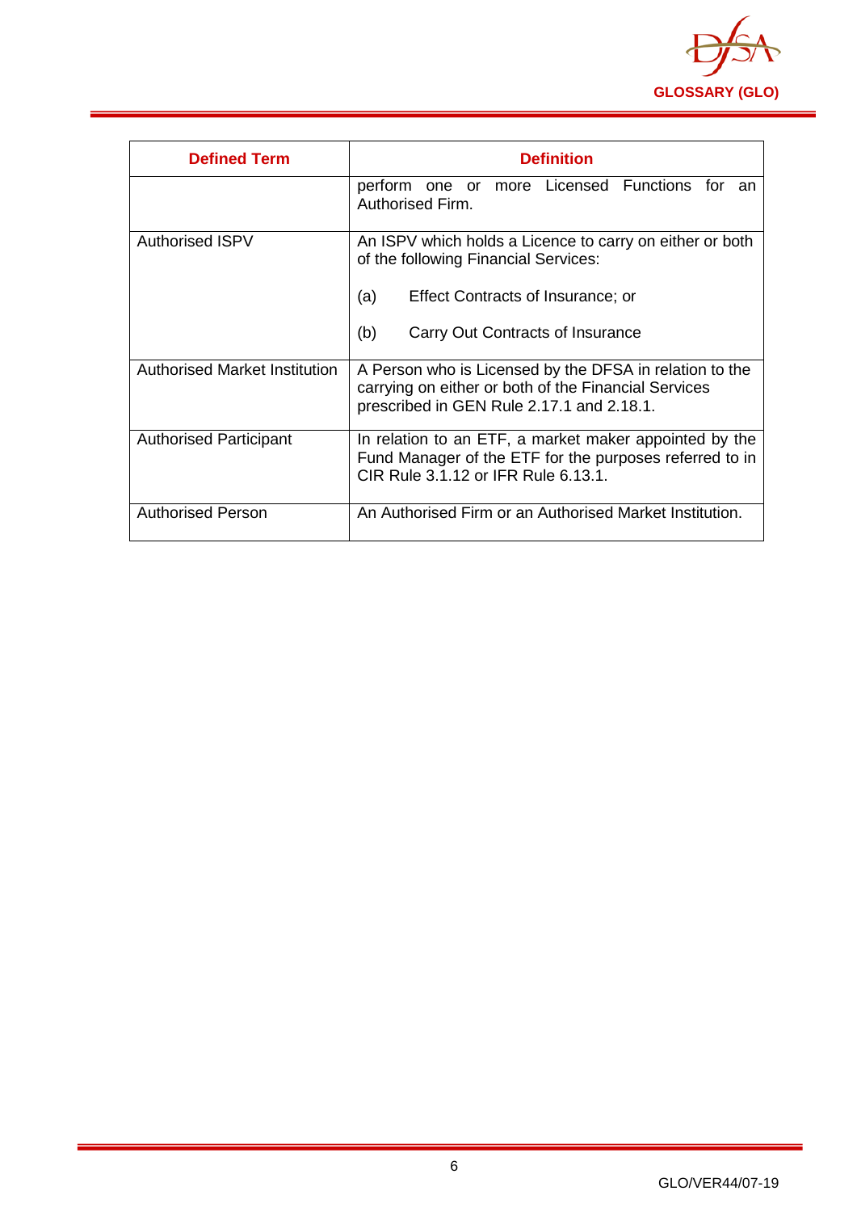| Defined Term | Definition |
|---|---|
| | perform one or more Licensed Functions for an Authorised Firm. |
| Authorised ISPV | An ISPV which holds a Licence to carry on either or both of the following Financial Services:<br><br>(a) Effect Contracts of Insurance; or<br><br>(b) Carry Out Contracts of Insurance |
| Authorised Market Institution | A Person who is Licensed by the DFSA in relation to the carrying on either or both of the Financial Services prescribed in GEN Rule 2.17.1 and 2.18.1. |
| Authorised Participant | In relation to an ETF, a market maker appointed by the Fund Manager of the ETF for the purposes referred to in CIR Rule 3.1.12 or IFR Rule 6.13.1. |
| Authorised Person | An Authorised Firm or an Authorised Market Institution. |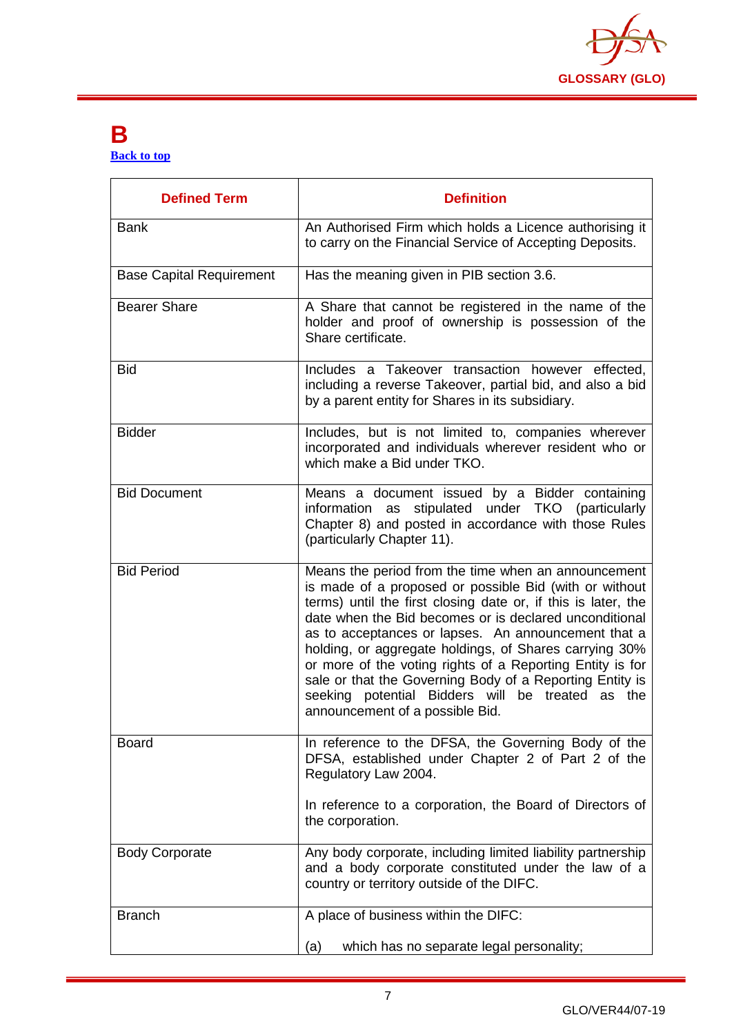# B

[Back to top](#)

| Defined Term | Definition |
|---|---|
| Bank | An Authorised Firm which holds a Licence authorising it to carry on the Financial Service of Accepting Deposits. |
| Base Capital Requirement | Has the meaning given in PIB section 3.6. |
| Bearer Share | A Share that cannot be registered in the name of the holder and proof of ownership is possession of the Share certificate. |
| Bid | Includes a Takeover transaction however effected, including a reverse Takeover, partial bid, and also a bid by a parent entity for Shares in its subsidiary. |
| Bidder | Includes, but is not limited to, companies wherever incorporated and individuals wherever resident who or which make a Bid under TKO. |
| Bid Document | Means a document issued by a Bidder containing information as stipulated under TKO (particularly Chapter 8) and posted in accordance with those Rules (particularly Chapter 11). |
| Bid Period | Means the period from the time when an announcement is made of a proposed or possible Bid (with or without terms) until the first closing date or, if this is later, the date when the Bid becomes or is declared unconditional as to acceptances or lapses. An announcement that a holding, or aggregate holdings, of Shares carrying 30% or more of the voting rights of a Reporting Entity is for sale or that the Governing Body of a Reporting Entity is seeking potential Bidders will be treated as the announcement of a possible Bid. |
| Board | In reference to the DFSA, the Governing Body of the DFSA, established under Chapter 2 of Part 2 of the Regulatory Law 2004.<br><br>In reference to a corporation, the Board of Directors of the corporation. |
| Body Corporate | Any body corporate, including limited liability partnership and a body corporate constituted under the law of a country or territory outside of the DIFC. |
| Branch | A place of business within the DIFC:<br><br>(a) which has no separate legal personality; |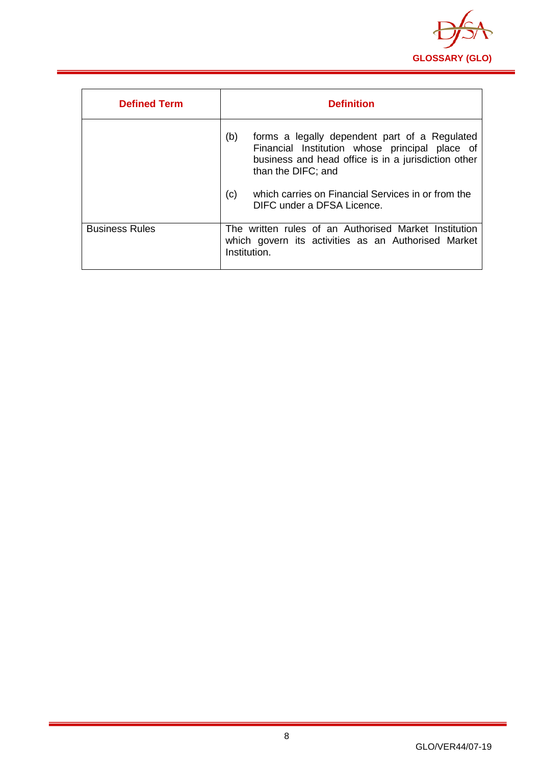| Defined Term | Definition |
|---|---|
| | (b) forms a legally dependent part of a Regulated Financial Institution whose principal place of business and head office is in a jurisdiction other than the DIFC; and<br><br>(c) which carries on Financial Services in or from the DIFC under a DFSA Licence. |
| Business Rules | The written rules of an Authorised Market Institution which govern its activities as an Authorised Market Institution. |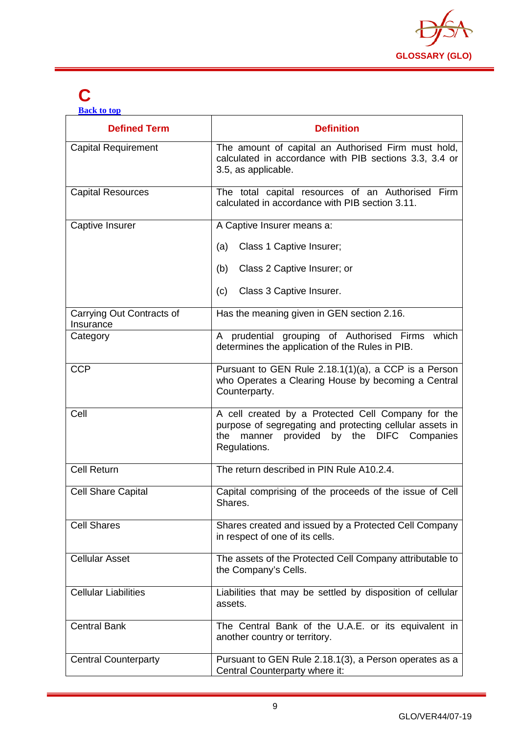# C

[Back to top]

| Defined Term | Definition |
|---|---|
| Capital Requirement | The amount of capital an Authorised Firm must hold, calculated in accordance with PIB sections 3.3, 3.4 or 3.5, as applicable. |
| Capital Resources | The total capital resources of an Authorised Firm calculated in accordance with PIB section 3.11. |
| Captive Insurer | A Captive Insurer means a:<br><br>(a) Class 1 Captive Insurer;<br><br>(b) Class 2 Captive Insurer; or<br><br>(c) Class 3 Captive Insurer. |
| Carrying Out Contracts of Insurance | Has the meaning given in GEN section 2.16. |
| Category | A prudential grouping of Authorised Firms which determines the application of the Rules in PIB. |
| CCP | Pursuant to GEN Rule 2.18.1(1)(a), a CCP is a Person who Operates a Clearing House by becoming a Central Counterparty. |
| Cell | A cell created by a Protected Cell Company for the purpose of segregating and protecting cellular assets in the manner provided by the DIFC Companies Regulations. |
| Cell Return | The return described in PIN Rule A10.2.4. |
| Cell Share Capital | Capital comprising of the proceeds of the issue of Cell Shares. |
| Cell Shares | Shares created and issued by a Protected Cell Company in respect of one of its cells. |
| Cellular Asset | The assets of the Protected Cell Company attributable to the Company's Cells. |
| Cellular Liabilities | Liabilities that may be settled by disposition of cellular assets. |
| Central Bank | The Central Bank of the U.A.E. or its equivalent in another country or territory. |
| Central Counterparty | Pursuant to GEN Rule 2.18.1(3), a Person operates as a Central Counterparty where it: |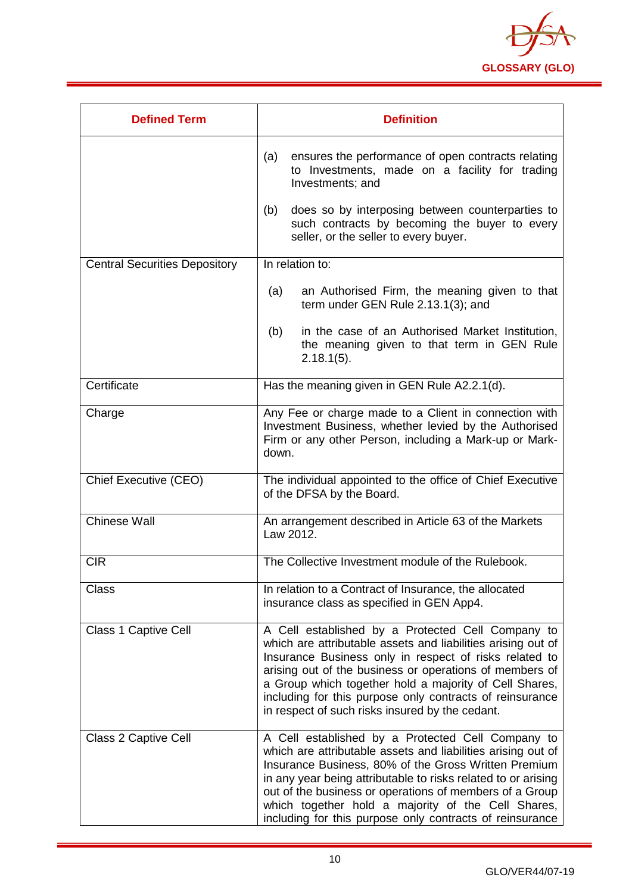| Defined Term | Definition |
|---|---|
| | (a) ensures the performance of open contracts relating to Investments, made on a facility for trading Investments; and<br><br>(b) does so by interposing between counterparties to such contracts by becoming the buyer to every seller, or the seller to every buyer. |
| Central Securities Depository | In relation to:<br><br>(a) an Authorised Firm, the meaning given to that term under GEN Rule 2.13.1(3); and<br><br>(b) in the case of an Authorised Market Institution, the meaning given to that term in GEN Rule 2.18.1(5). |
| Certificate | Has the meaning given in GEN Rule A2.2.1(d). |
| Charge | Any Fee or charge made to a Client in connection with Investment Business, whether levied by the Authorised Firm or any other Person, including a Mark-up or Mark-down. |
| Chief Executive (CEO) | The individual appointed to the office of Chief Executive of the DFSA by the Board. |
| Chinese Wall | An arrangement described in Article 63 of the Markets Law 2012. |
| CIR | The Collective Investment module of the Rulebook. |
| Class | In relation to a Contract of Insurance, the allocated insurance class as specified in GEN App4. |
| Class 1 Captive Cell | A Cell established by a Protected Cell Company to which are attributable assets and liabilities arising out of Insurance Business only in respect of risks related to arising out of the business or operations of members of a Group which together hold a majority of Cell Shares, including for this purpose only contracts of reinsurance in respect of such risks insured by the cedant. |
| Class 2 Captive Cell | A Cell established by a Protected Cell Company to which are attributable assets and liabilities arising out of Insurance Business, 80% of the Gross Written Premium in any year being attributable to risks related to or arising out of the business or operations of members of a Group which together hold a majority of the Cell Shares, including for this purpose only contracts of reinsurance |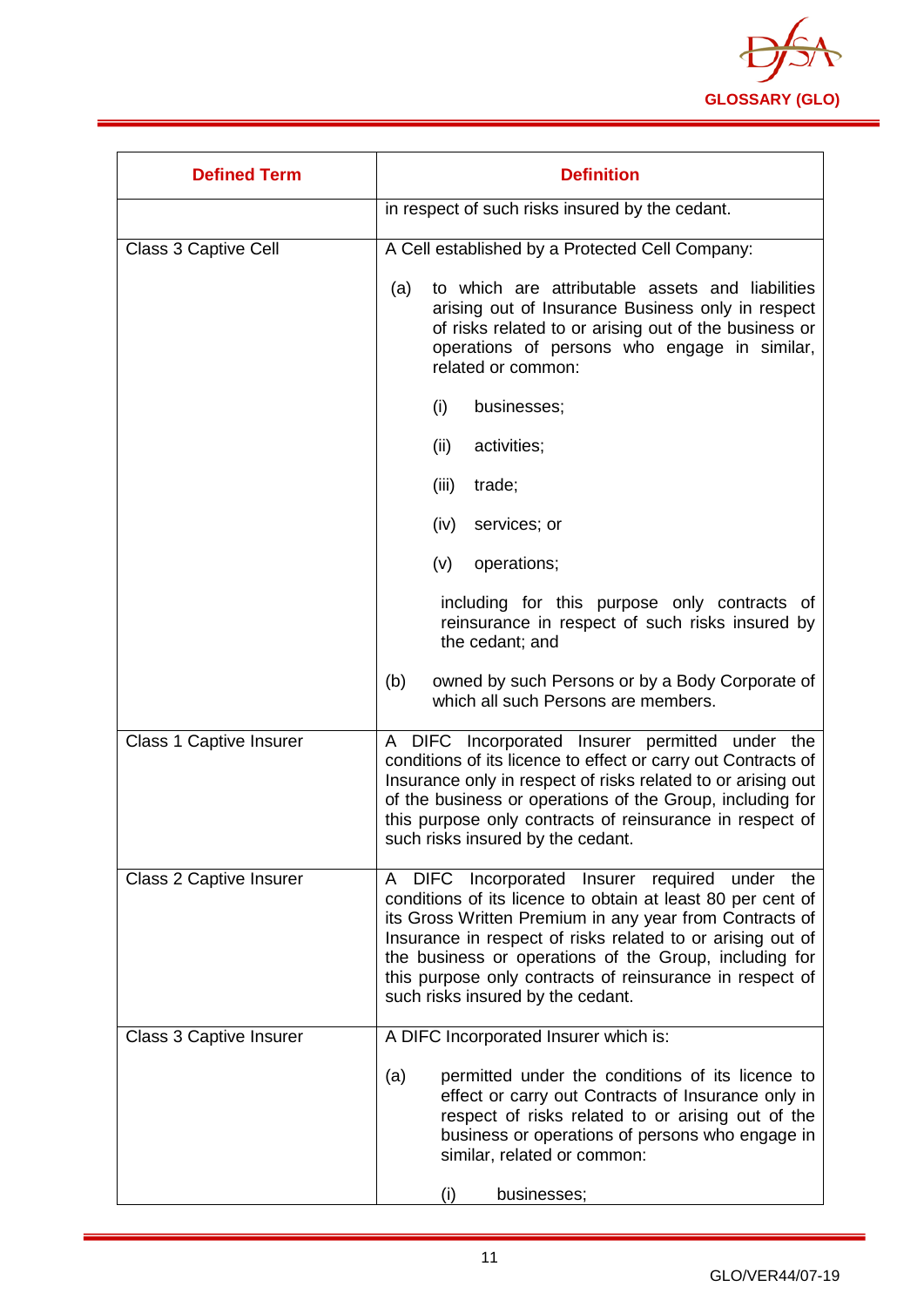| Defined Term | Definition |
|---|---|
| | in respect of such risks insured by the cedant. |
| Class 3 Captive Cell | A Cell established by a Protected Cell Company:<br><br>(a) to which are attributable assets and liabilities arising out of Insurance Business only in respect of risks related to or arising out of the business or operations of persons who engage in similar, related or common:<br><br>(i) businesses;<br><br>(ii) activities;<br><br>(iii) trade;<br><br>(iv) services; or<br><br>(v) operations;<br><br>including for this purpose only contracts of reinsurance in respect of such risks insured by the cedant; and<br><br>(b) owned by such Persons or by a Body Corporate of which all such Persons are members. |
| Class 1 Captive Insurer | A DIFC Incorporated Insurer permitted under the conditions of its licence to effect or carry out Contracts of Insurance only in respect of risks related to or arising out of the business or operations of the Group, including for this purpose only contracts of reinsurance in respect of such risks insured by the cedant. |
| Class 2 Captive Insurer | A DIFC Incorporated Insurer required under the conditions of its licence to obtain at least 80 per cent of its Gross Written Premium in any year from Contracts of Insurance in respect of risks related to or arising out of the business or operations of the Group, including for this purpose only contracts of reinsurance in respect of such risks insured by the cedant. |
| Class 3 Captive Insurer | A DIFC Incorporated Insurer which is:<br><br>(a) permitted under the conditions of its licence to effect or carry out Contracts of Insurance only in respect of risks related to or arising out of the business or operations of persons who engage in similar, related or common:<br><br>(i) businesses; |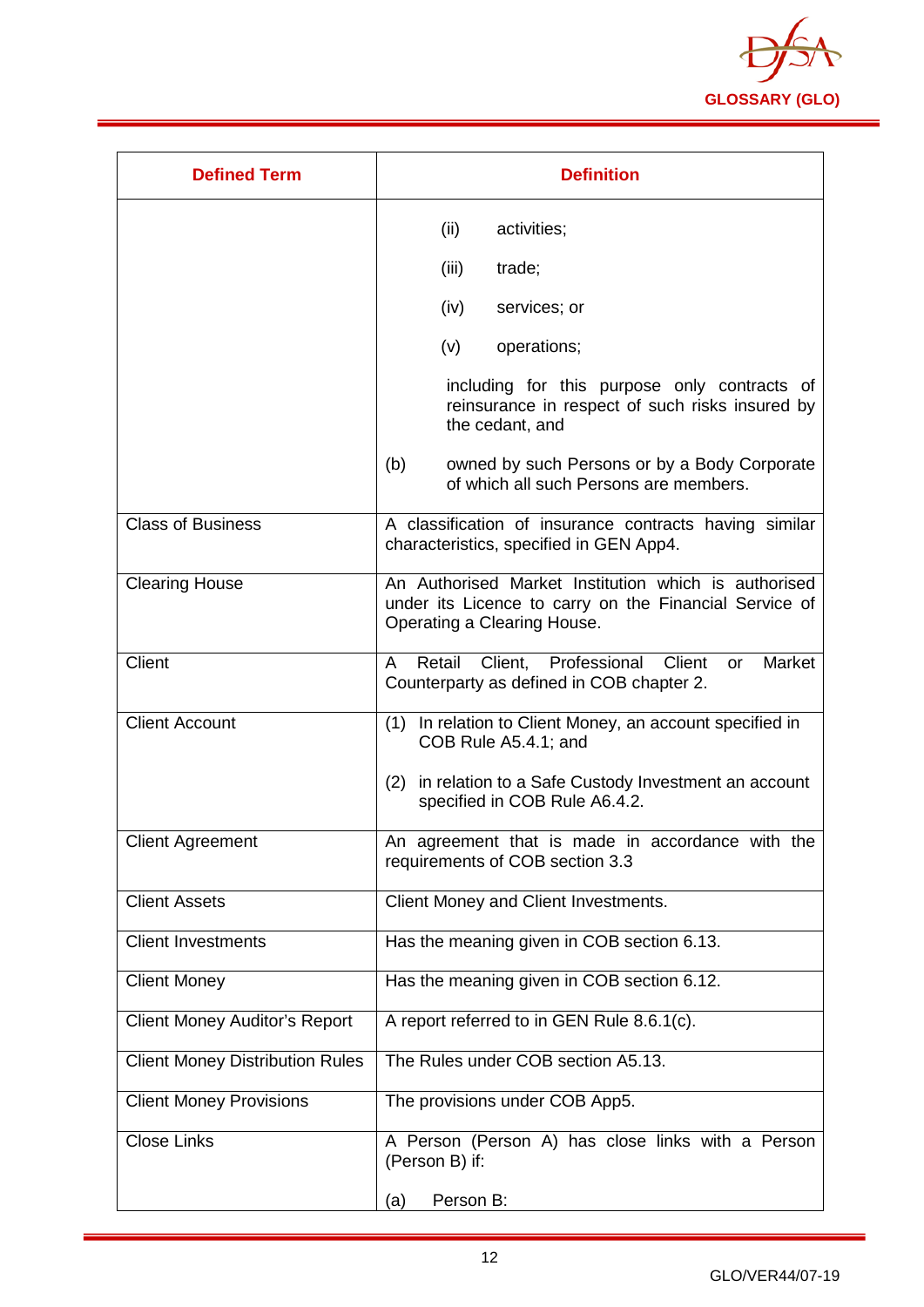| Defined Term | Definition |
|---|---|
| | (ii) activities;<br><br>(iii) trade;<br><br>(iv) services; or<br><br>(v) operations;<br><br>including for this purpose only contracts of reinsurance in respect of such risks insured by the cedant, and<br><br>(b) owned by such Persons or by a Body Corporate of which all such Persons are members. |
| Class of Business | A classification of insurance contracts having similar characteristics, specified in GEN App4. |
| Clearing House | An Authorised Market Institution which is authorised under its Licence to carry on the Financial Service of Operating a Clearing House. |
| Client | A Retail Client, Professional Client or Market Counterparty as defined in COB chapter 2. |
| Client Account | (1) In relation to Client Money, an account specified in COB Rule A5.4.1; and<br><br>(2) in relation to a Safe Custody Investment an account specified in COB Rule A6.4.2. |
| Client Agreement | An agreement that is made in accordance with the requirements of COB section 3.3 |
| Client Assets | Client Money and Client Investments. |
| Client Investments | Has the meaning given in COB section 6.13. |
| Client Money | Has the meaning given in COB section 6.12. |
| Client Money Auditor's Report | A report referred to in GEN Rule 8.6.1(c). |
| Client Money Distribution Rules | The Rules under COB section A5.13. |
| Client Money Provisions | The provisions under COB App5. |
| Close Links | A Person (Person A) has close links with a Person (Person B) if:<br><br>(a) Person B: |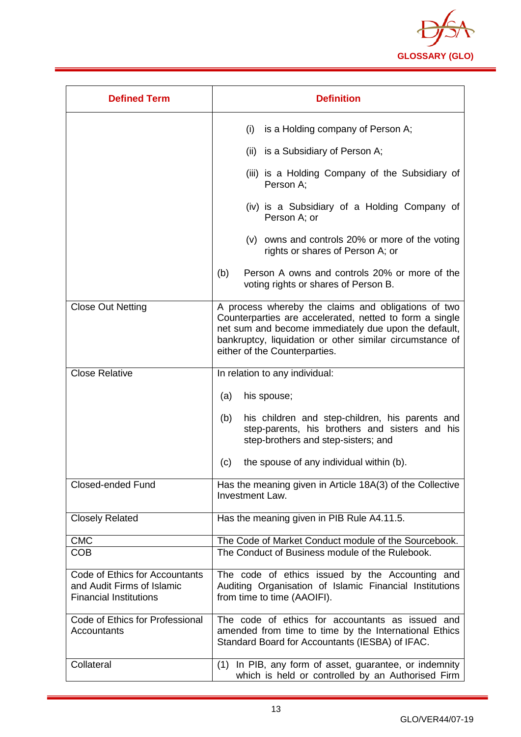| Defined Term | Definition |
|---|---|
| | (i) is a Holding company of Person A;<br><br>(ii) is a Subsidiary of Person A;<br><br>(iii) is a Holding Company of the Subsidiary of Person A;<br><br>(iv) is a Subsidiary of a Holding Company of Person A; or<br><br>(v) owns and controls 20% or more of the voting rights or shares of Person A; or<br><br>(b) Person A owns and controls 20% or more of the voting rights or shares of Person B. |
| Close Out Netting | A process whereby the claims and obligations of two Counterparties are accelerated, netted to form a single net sum and become immediately due upon the default, bankruptcy, liquidation or other similar circumstance of either of the Counterparties. |
| Close Relative | In relation to any individual:<br><br>(a) his spouse;<br><br>(b) his children and step-children, his parents and step-parents, his brothers and sisters and his step-brothers and step-sisters; and<br><br>(c) the spouse of any individual within (b). |
| Closed-ended Fund | Has the meaning given in Article 18A(3) of the Collective Investment Law. |
| Closely Related | Has the meaning given in PIB Rule A4.11.5. |
| CMC | The Code of Market Conduct module of the Sourcebook. |
| COB | The Conduct of Business module of the Rulebook. |
| Code of Ethics for Accountants and Audit Firms of Islamic Financial Institutions | The code of ethics issued by the Accounting and Auditing Organisation of Islamic Financial Institutions from time to time (AAOIFI). |
| Code of Ethics for Professional Accountants | The code of ethics for accountants as issued and amended from time to time by the International Ethics Standard Board for Accountants (IESBA) of IFAC. |
| Collateral | (1) In PIB, any form of asset, guarantee, or indemnity which is held or controlled by an Authorised Firm |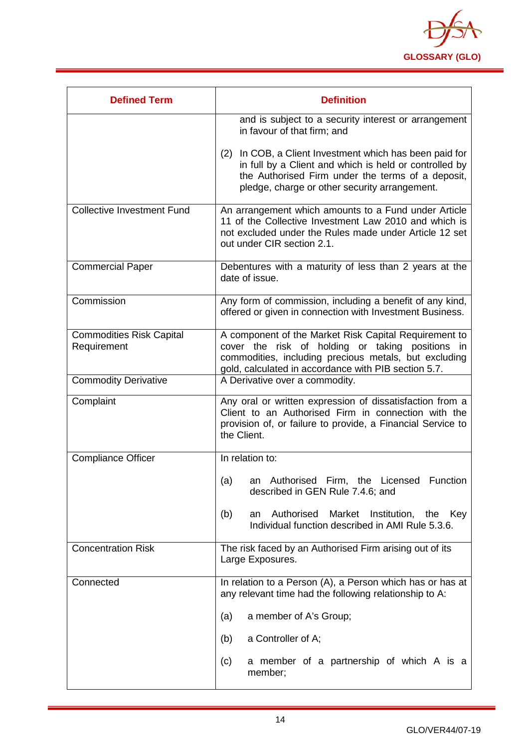| Defined Term | Definition |
|---|---|
| | and is subject to a security interest or arrangement in favour of that firm; and<br><br>(2) In COB, a Client Investment which has been paid for in full by a Client and which is held or controlled by the Authorised Firm under the terms of a deposit, pledge, charge or other security arrangement. |
| Collective Investment Fund | An arrangement which amounts to a Fund under Article 11 of the Collective Investment Law 2010 and which is not excluded under the Rules made under Article 12 set out under CIR section 2.1. |
| Commercial Paper | Debentures with a maturity of less than 2 years at the date of issue. |
| Commission | Any form of commission, including a benefit of any kind, offered or given in connection with Investment Business. |
| Commodities Risk Capital Requirement | A component of the Market Risk Capital Requirement to cover the risk of holding or taking positions in commodities, including precious metals, but excluding gold, calculated in accordance with PIB section 5.7. |
| Commodity Derivative | A Derivative over a commodity. |
| Complaint | Any oral or written expression of dissatisfaction from a Client to an Authorised Firm in connection with the provision of, or failure to provide, a Financial Service to the Client. |
| Compliance Officer | In relation to:<br><br>(a) an Authorised Firm, the Licensed Function described in GEN Rule 7.4.6; and<br><br>(b) an Authorised Market Institution, the Key Individual function described in AMI Rule 5.3.6. |
| Concentration Risk | The risk faced by an Authorised Firm arising out of its Large Exposures. |
| Connected | In relation to a Person (A), a Person which has or has at any relevant time had the following relationship to A:<br><br>(a) a member of A's Group;<br><br>(b) a Controller of A;<br><br>(c) a member of a partnership of which A is a member; |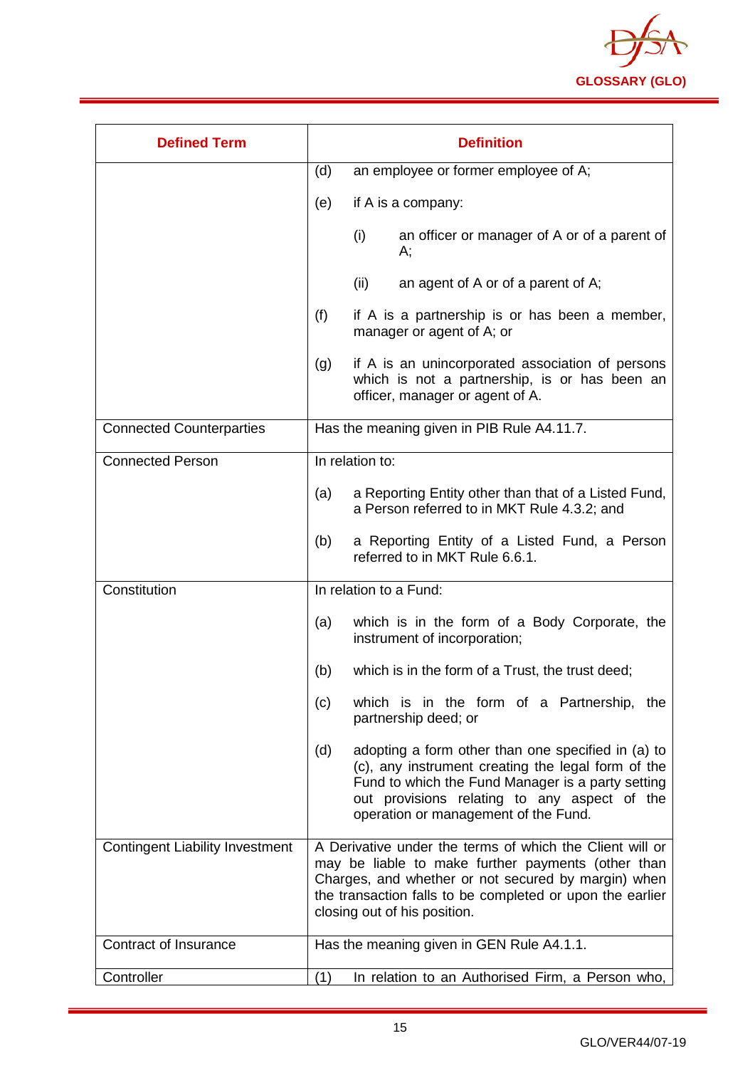| Defined Term | Definition |
|---|---|
| | (d) an employee or former employee of A;<br><br>(e) if A is a company:<br><br>(i) an officer or manager of A or of a parent of A;<br><br>(ii) an agent of A or of a parent of A;<br><br>(f) if A is a partnership is or has been a member, manager or agent of A; or<br><br>(g) if A is an unincorporated association of persons which is not a partnership, is or has been an officer, manager or agent of A. |
| Connected Counterparties | Has the meaning given in PIB Rule A4.11.7. |
| Connected Person | In relation to:<br><br>(a) a Reporting Entity other than that of a Listed Fund, a Person referred to in MKT Rule 4.3.2; and<br><br>(b) a Reporting Entity of a Listed Fund, a Person referred to in MKT Rule 6.6.1. |
| Constitution | In relation to a Fund:<br><br>(a) which is in the form of a Body Corporate, the instrument of incorporation;<br><br>(b) which is in the form of a Trust, the trust deed;<br><br>(c) which is in the form of a Partnership, the partnership deed; or<br><br>(d) adopting a form other than one specified in (a) to (c), any instrument creating the legal form of the Fund to which the Fund Manager is a party setting out provisions relating to any aspect of the operation or management of the Fund. |
| Contingent Liability Investment | A Derivative under the terms of which the Client will or may be liable to make further payments (other than Charges, and whether or not secured by margin) when the transaction falls to be completed or upon the earlier closing out of his position. |
| Contract of Insurance | Has the meaning given in GEN Rule A4.1.1. |
| Controller | (1) In relation to an Authorised Firm, a Person who, |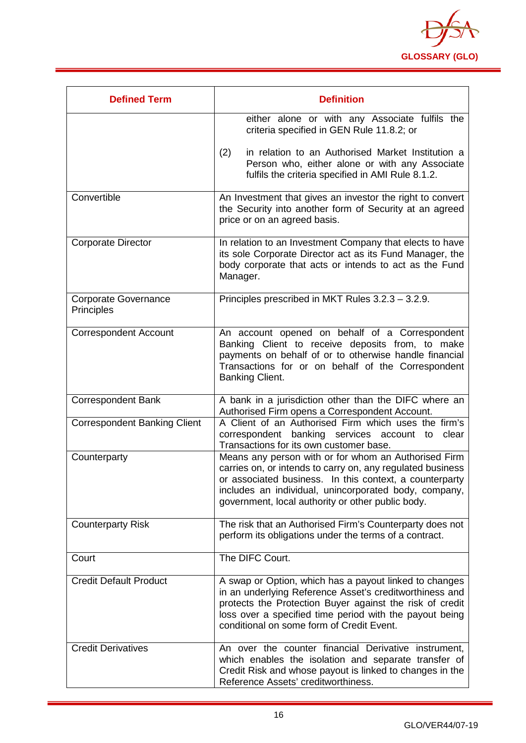| Defined Term | Definition |
|---|---|
| | either alone or with any Associate fulfils the criteria specified in GEN Rule 11.8.2; or<br><br>(2) in relation to an Authorised Market Institution a Person who, either alone or with any Associate fulfils the criteria specified in AMI Rule 8.1.2. |
| Convertible | An Investment that gives an investor the right to convert the Security into another form of Security at an agreed price or on an agreed basis. |
| Corporate Director | In relation to an Investment Company that elects to have its sole Corporate Director act as its Fund Manager, the body corporate that acts or intends to act as the Fund Manager. |
| Corporate Governance Principles | Principles prescribed in MKT Rules 3.2.3 – 3.2.9. |
| Correspondent Account | An account opened on behalf of a Correspondent Banking Client to receive deposits from, to make payments on behalf of or to otherwise handle financial Transactions for or on behalf of the Correspondent Banking Client. |
| Correspondent Bank | A bank in a jurisdiction other than the DIFC where an Authorised Firm opens a Correspondent Account. |
| Correspondent Banking Client | A Client of an Authorised Firm which uses the firm's correspondent banking services account to clear Transactions for its own customer base. |
| Counterparty | Means any person with or for whom an Authorised Firm carries on, or intends to carry on, any regulated business or associated business. In this context, a counterparty includes an individual, unincorporated body, company, government, local authority or other public body. |
| Counterparty Risk | The risk that an Authorised Firm's Counterparty does not perform its obligations under the terms of a contract. |
| Court | The DIFC Court. |
| Credit Default Product | A swap or Option, which has a payout linked to changes in an underlying Reference Asset's creditworthiness and protects the Protection Buyer against the risk of credit loss over a specified time period with the payout being conditional on some form of Credit Event. |
| Credit Derivatives | An over the counter financial Derivative instrument, which enables the isolation and separate transfer of Credit Risk and whose payout is linked to changes in the Reference Assets' creditworthiness. |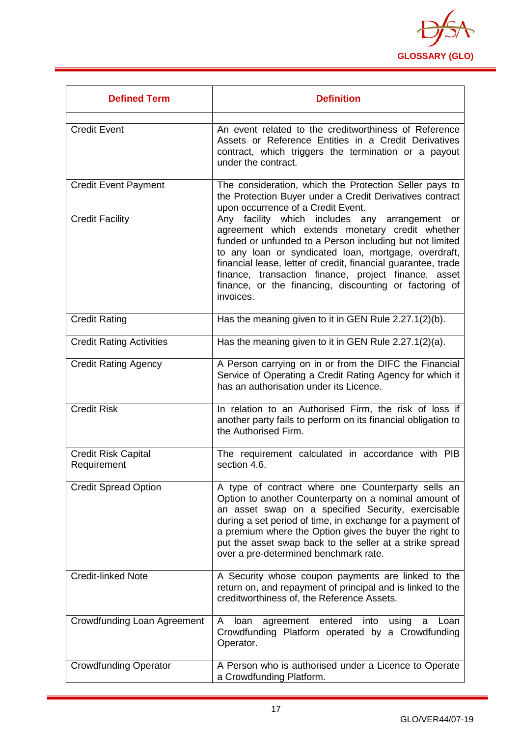| Defined Term | Definition |
|---|---|
| | |
| Credit Event | An event related to the creditworthiness of Reference Assets or Reference Entities in a Credit Derivatives contract, which triggers the termination or a payout under the contract. |
| Credit Event Payment | The consideration, which the Protection Seller pays to the Protection Buyer under a Credit Derivatives contract upon occurrence of a Credit Event. |
| Credit Facility | Any facility which includes any arrangement or agreement which extends monetary credit whether funded or unfunded to a Person including but not limited to any loan or syndicated loan, mortgage, overdraft, financial lease, letter of credit, financial guarantee, trade finance, transaction finance, project finance, asset finance, or the financing, discounting or factoring of invoices. |
| Credit Rating | Has the meaning given to it in GEN Rule 2.27.1(2)(b). |
| Credit Rating Activities | Has the meaning given to it in GEN Rule 2.27.1(2)(a). |
| Credit Rating Agency | A Person carrying on in or from the DIFC the Financial Service of Operating a Credit Rating Agency for which it has an authorisation under its Licence. |
| Credit Risk | In relation to an Authorised Firm, the risk of loss if another party fails to perform on its financial obligation to the Authorised Firm. |
| Credit Risk Capital Requirement | The requirement calculated in accordance with PIB section 4.6. |
| Credit Spread Option | A type of contract where one Counterparty sells an Option to another Counterparty on a nominal amount of an asset swap on a specified Security, exercisable during a set period of time, in exchange for a payment of a premium where the Option gives the buyer the right to put the asset swap back to the seller at a strike spread over a pre-determined benchmark rate. |
| Credit-linked Note | A Security whose coupon payments are linked to the return on, and repayment of principal and is linked to the creditworthiness of, the Reference Assets. |
| Crowdfunding Loan Agreement | A loan agreement entered into using a Loan Crowdfunding Platform operated by a Crowdfunding Operator. |
| Crowdfunding Operator | A Person who is authorised under a Licence to Operate a Crowdfunding Platform. |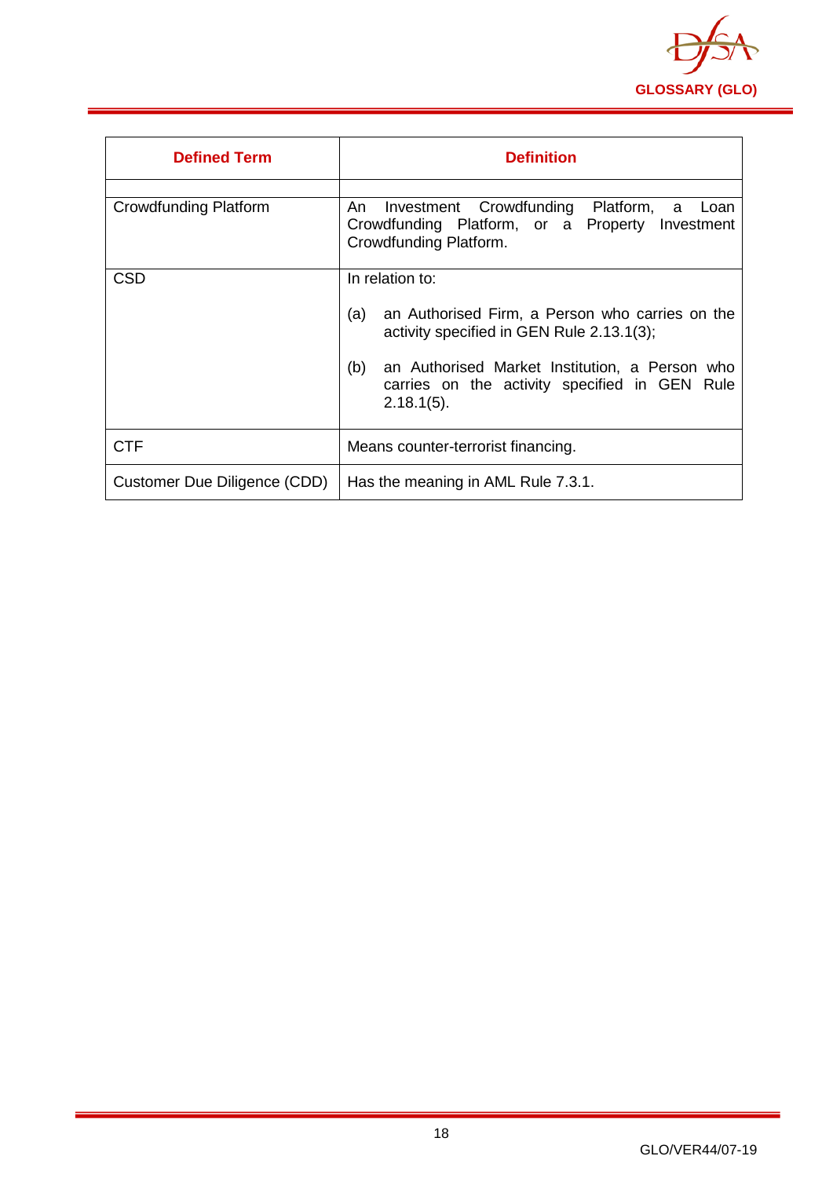| Defined Term | Definition |
|---|---|
| | |
| Crowdfunding Platform | An Investment Crowdfunding Platform, a Loan Crowdfunding Platform, or a Property Investment Crowdfunding Platform. |
| CSD | In relation to:<br><br>(a) an Authorised Firm, a Person who carries on the activity specified in GEN Rule 2.13.1(3);<br><br>(b) an Authorised Market Institution, a Person who carries on the activity specified in GEN Rule 2.18.1(5). |
| CTF | Means counter-terrorist financing. |
| Customer Due Diligence (CDD) | Has the meaning in AML Rule 7.3.1. |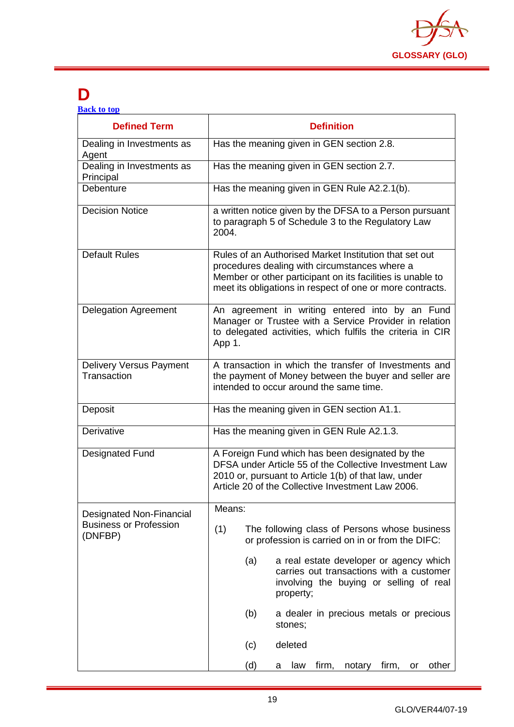# D

Back to top

| Defined Term | Definition |
|---|---|
| Dealing in Investments as Agent | Has the meaning given in GEN section 2.8. |
| Dealing in Investments as Principal | Has the meaning given in GEN section 2.7. |
| Debenture | Has the meaning given in GEN Rule A2.2.1(b). |
| Decision Notice | a written notice given by the DFSA to a Person pursuant to paragraph 5 of Schedule 3 to the Regulatory Law 2004. |
| Default Rules | Rules of an Authorised Market Institution that set out procedures dealing with circumstances where a Member or other participant on its facilities is unable to meet its obligations in respect of one or more contracts. |
| Delegation Agreement | An agreement in writing entered into by an Fund Manager or Trustee with a Service Provider in relation to delegated activities, which fulfils the criteria in CIR App 1. |
| Delivery Versus Payment Transaction | A transaction in which the transfer of Investments and the payment of Money between the buyer and seller are intended to occur around the same time. |
| Deposit | Has the meaning given in GEN section A1.1. |
| Derivative | Has the meaning given in GEN Rule A2.1.3. |
| Designated Fund | A Foreign Fund which has been designated by the DFSA under Article 55 of the Collective Investment Law 2010 or, pursuant to Article 1(b) of that law, under Article 20 of the Collective Investment Law 2006. |
| Designated Non-Financial Business or Profession (DNFBP) | Means:<br><br>(1) The following class of Persons whose business or profession is carried on in or from the DIFC:<br><br>(a) a real estate developer or agency which carries out transactions with a customer involving the buying or selling of real property;<br><br>(b) a dealer in precious metals or precious stones;<br><br>(c) deleted<br><br>(d) a law firm, notary firm, or other |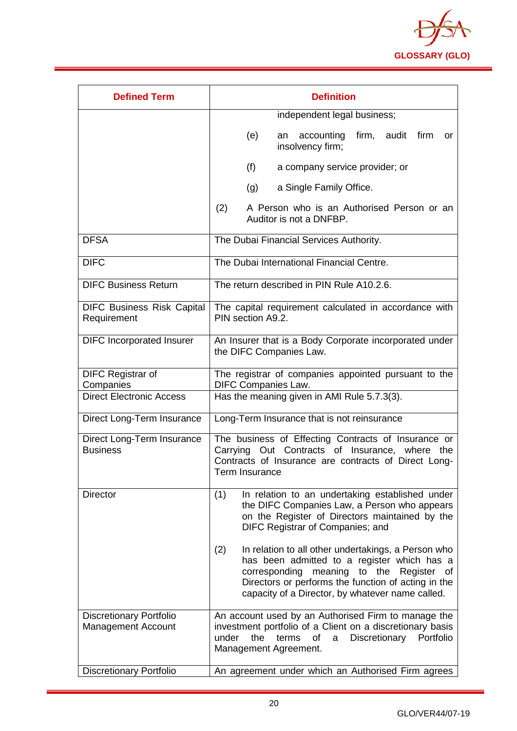| Defined Term | Definition |
|---|---|
| | independent legal business;<br><br>(e) an accounting firm, audit firm or insolvency firm;<br><br>(f) a company service provider; or<br><br>(g) a Single Family Office.<br><br>(2) A Person who is an Authorised Person or an Auditor is not a DNFBP. |
| DFSA | The Dubai Financial Services Authority. |
| DIFC | The Dubai International Financial Centre. |
| DIFC Business Return | The return described in PIN Rule A10.2.6. |
| DIFC Business Risk Capital Requirement | The capital requirement calculated in accordance with PIN section A9.2. |
| DIFC Incorporated Insurer | An Insurer that is a Body Corporate incorporated under the DIFC Companies Law. |
| DIFC Registrar of Companies | The registrar of companies appointed pursuant to the DIFC Companies Law. |
| Direct Electronic Access | Has the meaning given in AMI Rule 5.7.3(3). |
| Direct Long-Term Insurance | Long-Term Insurance that is not reinsurance |
| Direct Long-Term Insurance Business | The business of Effecting Contracts of Insurance or Carrying Out Contracts of Insurance, where the Contracts of Insurance are contracts of Direct Long-Term Insurance |
| Director | (1) In relation to an undertaking established under the DIFC Companies Law, a Person who appears on the Register of Directors maintained by the DIFC Registrar of Companies; and<br><br>(2) In relation to all other undertakings, a Person who has been admitted to a register which has a corresponding meaning to the Register of Directors or performs the function of acting in the capacity of a Director, by whatever name called. |
| Discretionary Portfolio Management Account | An account used by an Authorised Firm to manage the investment portfolio of a Client on a discretionary basis under the terms of a Discretionary Portfolio Management Agreement. |
| Discretionary Portfolio | An agreement under which an Authorised Firm agrees |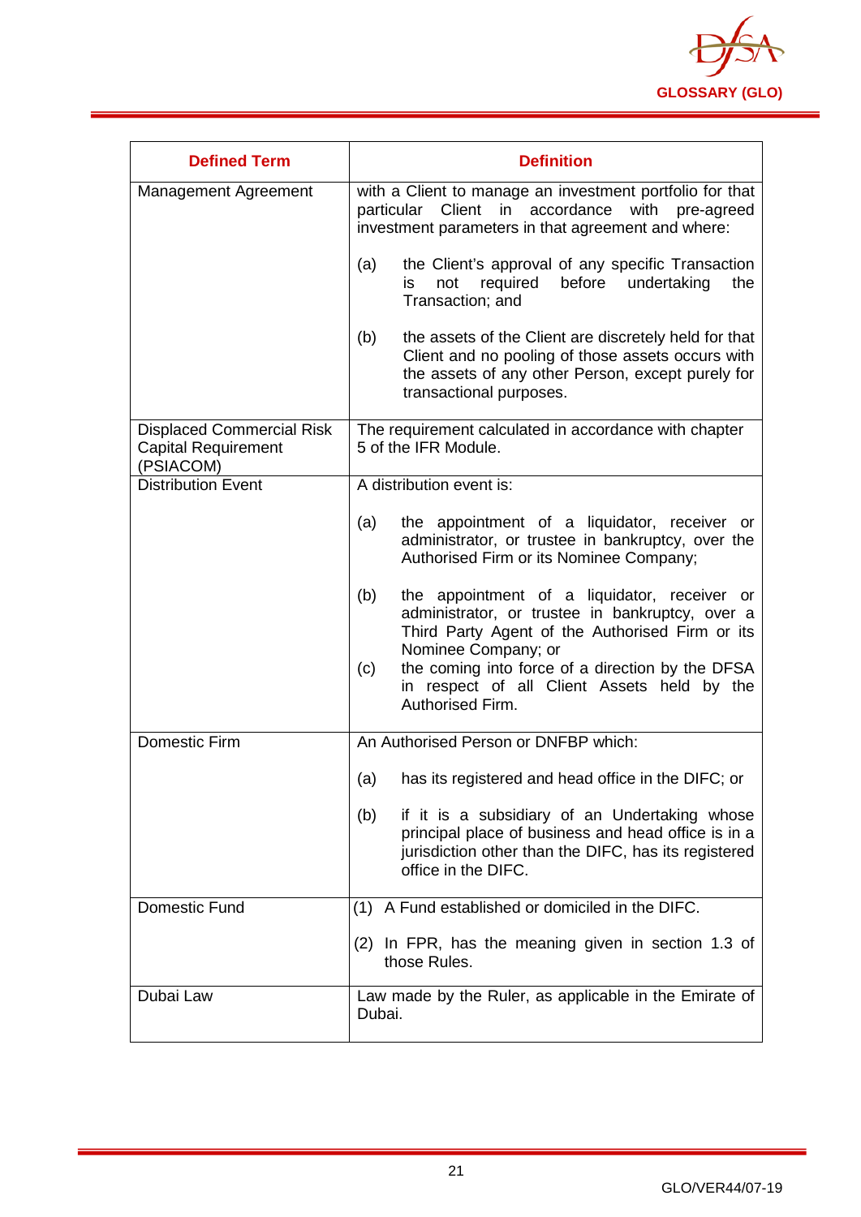| Defined Term | Definition |
|---|---|
| Management Agreement | with a Client to manage an investment portfolio for that particular Client in accordance with pre-agreed investment parameters in that agreement and where:<br><br>(a) the Client's approval of any specific Transaction is not required before undertaking the Transaction; and<br><br>(b) the assets of the Client are discretely held for that Client and no pooling of those assets occurs with the assets of any other Person, except purely for transactional purposes. |
| Displaced Commercial Risk Capital Requirement (PSIACOM) | The requirement calculated in accordance with chapter 5 of the IFR Module. |
| Distribution Event | A distribution event is:<br><br>(a) the appointment of a liquidator, receiver or administrator, or trustee in bankruptcy, over the Authorised Firm or its Nominee Company;<br><br>(b) the appointment of a liquidator, receiver or administrator, or trustee in bankruptcy, over a Third Party Agent of the Authorised Firm or its Nominee Company; or<br>(c) the coming into force of a direction by the DFSA in respect of all Client Assets held by the Authorised Firm. |
| Domestic Firm | An Authorised Person or DNFBP which:<br><br>(a) has its registered and head office in the DIFC; or<br><br>(b) if it is a subsidiary of an Undertaking whose principal place of business and head office is in a jurisdiction other than the DIFC, has its registered office in the DIFC. |
| Domestic Fund | (1) A Fund established or domiciled in the DIFC.<br><br>(2) In FPR, has the meaning given in section 1.3 of those Rules. |
| Dubai Law | Law made by the Ruler, as applicable in the Emirate of Dubai. |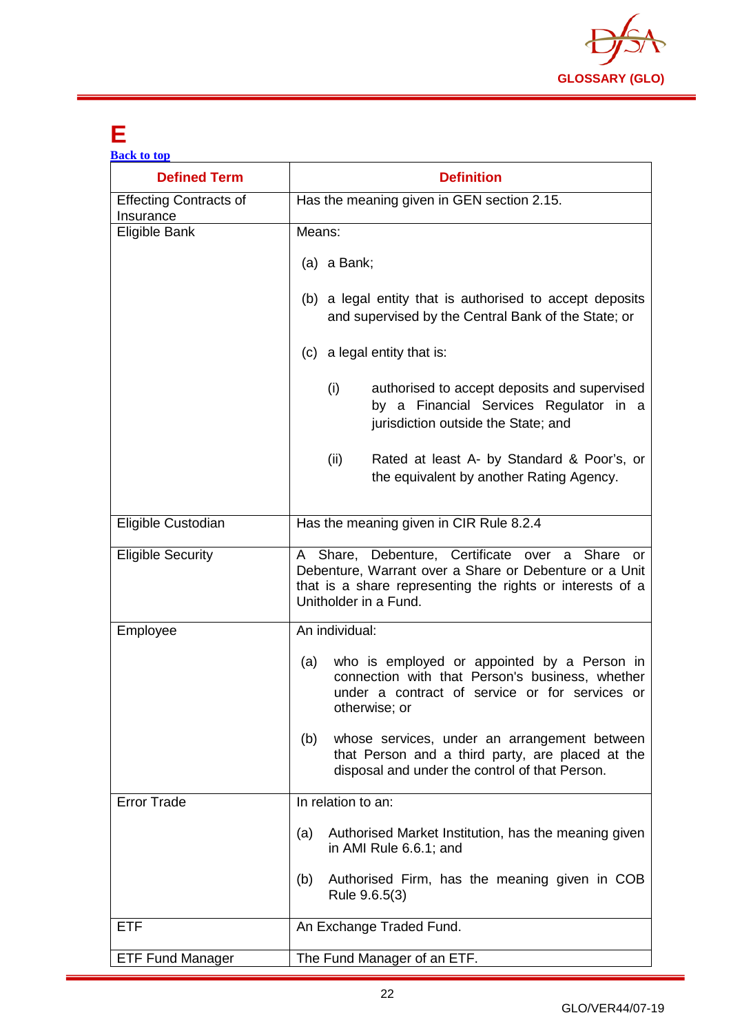# E

[Back to top]

| Defined Term | Definition |
|---|---|
| Effecting Contracts of Insurance | Has the meaning given in GEN section 2.15. |
| Eligible Bank | Means: (a) a Bank; (b) a legal entity that is authorised to accept deposits and supervised by the Central Bank of the State; or (c) a legal entity that is: (i) authorised to accept deposits and supervised by a Financial Services Regulator in a jurisdiction outside the State; and (ii) Rated at least A- by Standard & Poor's, or the equivalent by another Rating Agency. |
| Eligible Custodian | Has the meaning given in CIR Rule 8.2.4 |
| Eligible Security | A Share, Debenture, Certificate over a Share or Debenture, Warrant over a Share or Debenture or a Unit that is a share representing the rights or interests of a Unitholder in a Fund. |
| Employee | An individual: (a) who is employed or appointed by a Person in connection with that Person's business, whether under a contract of service or for services or otherwise; or (b) whose services, under an arrangement between that Person and a third party, are placed at the disposal and under the control of that Person. |
| Error Trade | In relation to an: (a) Authorised Market Institution, has the meaning given in AMI Rule 6.6.1; and (b) Authorised Firm, has the meaning given in COB Rule 9.6.5(3) |
| ETF | An Exchange Traded Fund. |
| ETF Fund Manager | The Fund Manager of an ETF. |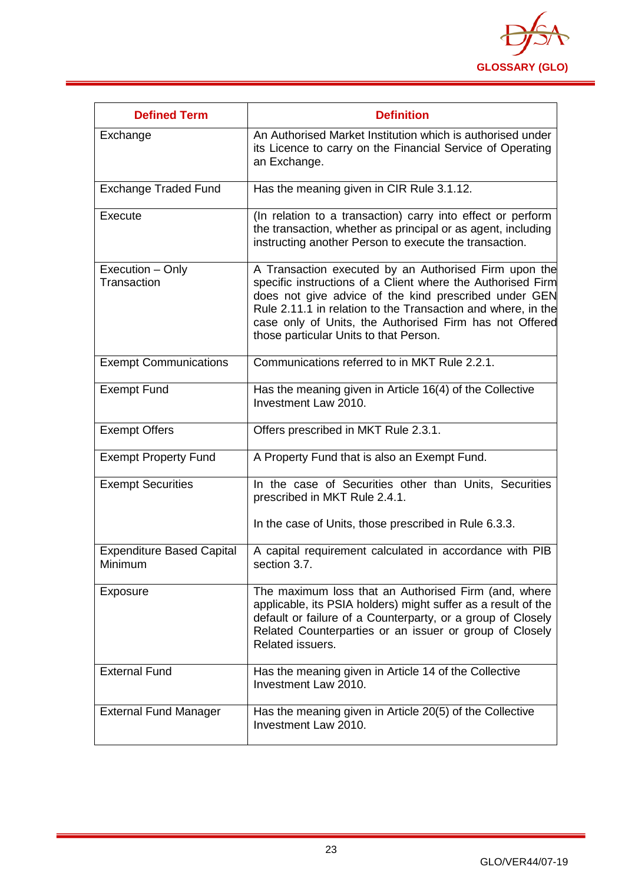| Defined Term | Definition |
|---|---|
| Exchange | An Authorised Market Institution which is authorised under its Licence to carry on the Financial Service of Operating an Exchange. |
| Exchange Traded Fund | Has the meaning given in CIR Rule 3.1.12. |
| Execute | (In relation to a transaction) carry into effect or perform the transaction, whether as principal or as agent, including instructing another Person to execute the transaction. |
| Execution – Only Transaction | A Transaction executed by an Authorised Firm upon the specific instructions of a Client where the Authorised Firm does not give advice of the kind prescribed under GEN Rule 2.11.1 in relation to the Transaction and where, in the case only of Units, the Authorised Firm has not Offered those particular Units to that Person. |
| Exempt Communications | Communications referred to in MKT Rule 2.2.1. |
| Exempt Fund | Has the meaning given in Article 16(4) of the Collective Investment Law 2010. |
| Exempt Offers | Offers prescribed in MKT Rule 2.3.1. |
| Exempt Property Fund | A Property Fund that is also an Exempt Fund. |
| Exempt Securities | In the case of Securities other than Units, Securities prescribed in MKT Rule 2.4.1.<br><br>In the case of Units, those prescribed in Rule 6.3.3. |
| Expenditure Based Capital Minimum | A capital requirement calculated in accordance with PIB section 3.7. |
| Exposure | The maximum loss that an Authorised Firm (and, where applicable, its PSIA holders) might suffer as a result of the default or failure of a Counterparty, or a group of Closely Related Counterparties or an issuer or group of Closely Related issuers. |
| External Fund | Has the meaning given in Article 14 of the Collective Investment Law 2010. |
| External Fund Manager | Has the meaning given in Article 20(5) of the Collective Investment Law 2010. |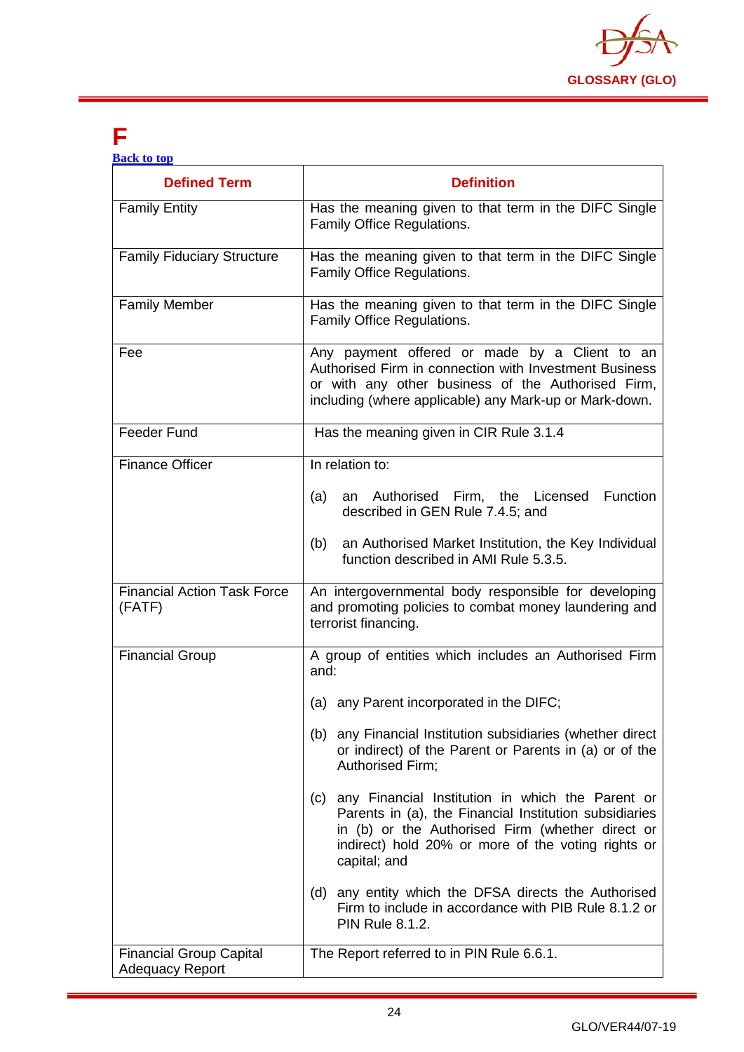# F

[Back to top]

| Defined Term | Definition |
|---|---|
| Family Entity | Has the meaning given to that term in the DIFC Single Family Office Regulations. |
| Family Fiduciary Structure | Has the meaning given to that term in the DIFC Single Family Office Regulations. |
| Family Member | Has the meaning given to that term in the DIFC Single Family Office Regulations. |
| Fee | Any payment offered or made by a Client to an Authorised Firm in connection with Investment Business or with any other business of the Authorised Firm, including (where applicable) any Mark-up or Mark-down. |
| Feeder Fund | Has the meaning given in CIR Rule 3.1.4 |
| Finance Officer | In relation to:<br><br>(a) an Authorised Firm, the Licensed Function described in GEN Rule 7.4.5; and<br><br>(b) an Authorised Market Institution, the Key Individual function described in AMI Rule 5.3.5. |
| Financial Action Task Force (FATF) | An intergovernmental body responsible for developing and promoting policies to combat money laundering and terrorist financing. |
| Financial Group | A group of entities which includes an Authorised Firm and:<br><br>(a) any Parent incorporated in the DIFC;<br><br>(b) any Financial Institution subsidiaries (whether direct or indirect) of the Parent or Parents in (a) or of the Authorised Firm;<br><br>(c) any Financial Institution in which the Parent or Parents in (a), the Financial Institution subsidiaries in (b) or the Authorised Firm (whether direct or indirect) hold 20% or more of the voting rights or capital; and<br><br>(d) any entity which the DFSA directs the Authorised Firm to include in accordance with PIB Rule 8.1.2 or PIN Rule 8.1.2. |
| Financial Group Capital Adequacy Report | The Report referred to in PIN Rule 6.6.1. |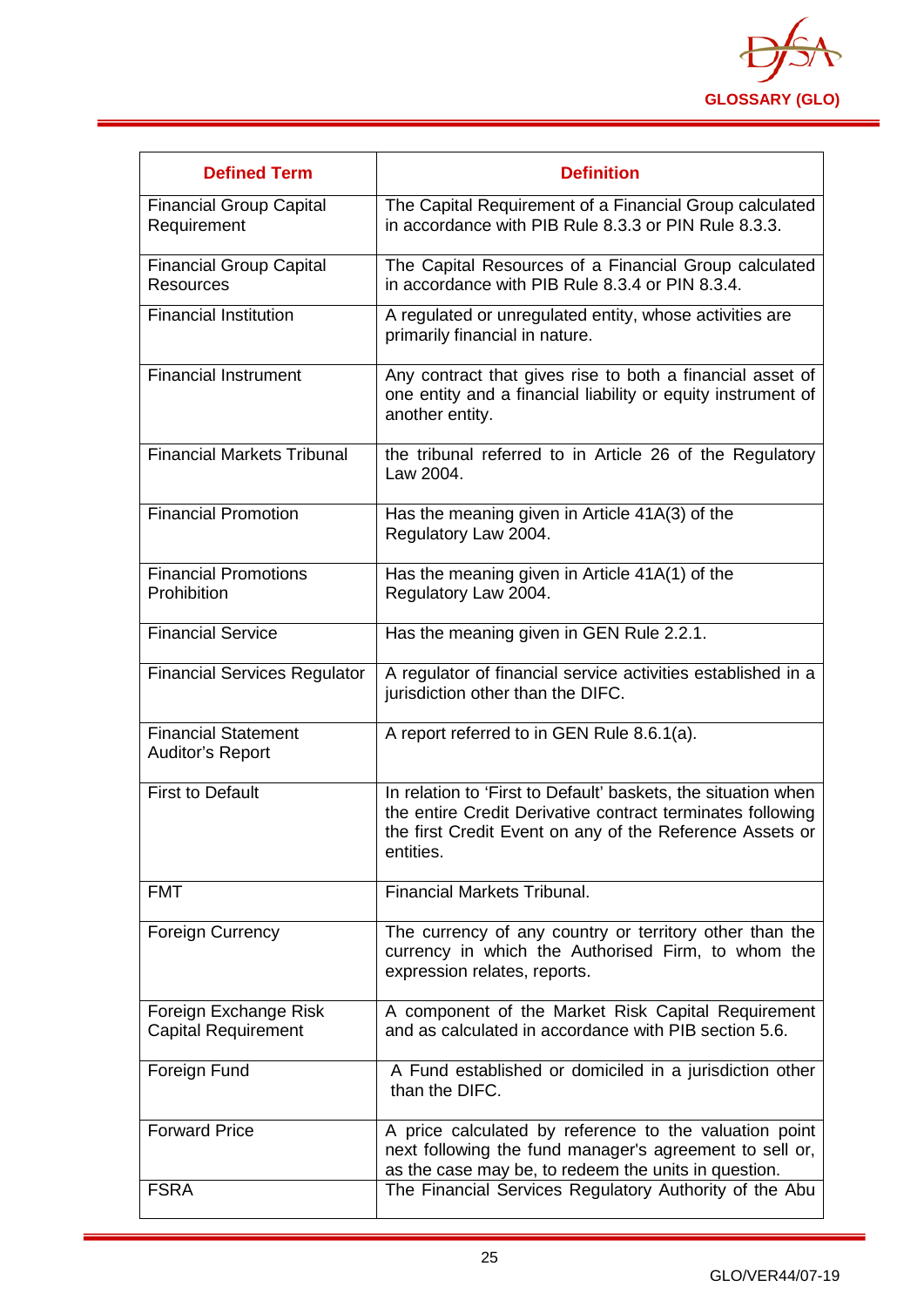| Defined Term | Definition |
|---|---|
| Financial Group Capital Requirement | The Capital Requirement of a Financial Group calculated in accordance with PIB Rule 8.3.3 or PIN Rule 8.3.3. |
| Financial Group Capital Resources | The Capital Resources of a Financial Group calculated in accordance with PIB Rule 8.3.4 or PIN 8.3.4. |
| Financial Institution | A regulated or unregulated entity, whose activities are primarily financial in nature. |
| Financial Instrument | Any contract that gives rise to both a financial asset of one entity and a financial liability or equity instrument of another entity. |
| Financial Markets Tribunal | the tribunal referred to in Article 26 of the Regulatory Law 2004. |
| Financial Promotion | Has the meaning given in Article 41A(3) of the Regulatory Law 2004. |
| Financial Promotions Prohibition | Has the meaning given in Article 41A(1) of the Regulatory Law 2004. |
| Financial Service | Has the meaning given in GEN Rule 2.2.1. |
| Financial Services Regulator | A regulator of financial service activities established in a jurisdiction other than the DIFC. |
| Financial Statement Auditor's Report | A report referred to in GEN Rule 8.6.1(a). |
| First to Default | In relation to 'First to Default' baskets, the situation when the entire Credit Derivative contract terminates following the first Credit Event on any of the Reference Assets or entities. |
| FMT | Financial Markets Tribunal. |
| Foreign Currency | The currency of any country or territory other than the currency in which the Authorised Firm, to whom the expression relates, reports. |
| Foreign Exchange Risk Capital Requirement | A component of the Market Risk Capital Requirement and as calculated in accordance with PIB section 5.6. |
| Foreign Fund | A Fund established or domiciled in a jurisdiction other than the DIFC. |
| Forward Price | A price calculated by reference to the valuation point next following the fund manager's agreement to sell or, as the case may be, to redeem the units in question. |
| FSRA | The Financial Services Regulatory Authority of the Abu |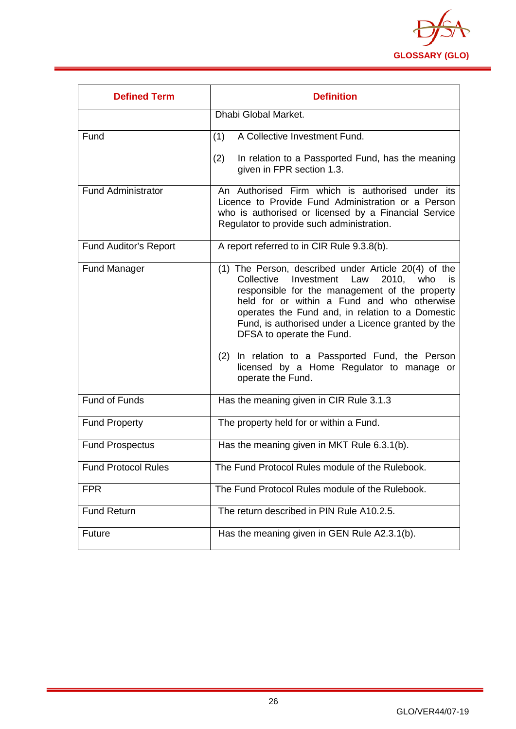| Defined Term | Definition |
|---|---|
| | Dhabi Global Market. |
| Fund | (1) A Collective Investment Fund.<br><br>(2) In relation to a Passported Fund, has the meaning given in FPR section 1.3. |
| Fund Administrator | An Authorised Firm which is authorised under its Licence to Provide Fund Administration or a Person who is authorised or licensed by a Financial Service Regulator to provide such administration. |
| Fund Auditor's Report | A report referred to in CIR Rule 9.3.8(b). |
| Fund Manager | (1) The Person, described under Article 20(4) of the Collective Investment Law 2010, who is responsible for the management of the property held for or within a Fund and who otherwise operates the Fund and, in relation to a Domestic Fund, is authorised under a Licence granted by the DFSA to operate the Fund.<br><br>(2) In relation to a Passported Fund, the Person licensed by a Home Regulator to manage or operate the Fund. |
| Fund of Funds | Has the meaning given in CIR Rule 3.1.3 |
| Fund Property | The property held for or within a Fund. |
| Fund Prospectus | Has the meaning given in MKT Rule 6.3.1(b). |
| Fund Protocol Rules | The Fund Protocol Rules module of the Rulebook. |
| FPR | The Fund Protocol Rules module of the Rulebook. |
| Fund Return | The return described in PIN Rule A10.2.5. |
| Future | Has the meaning given in GEN Rule A2.3.1(b). |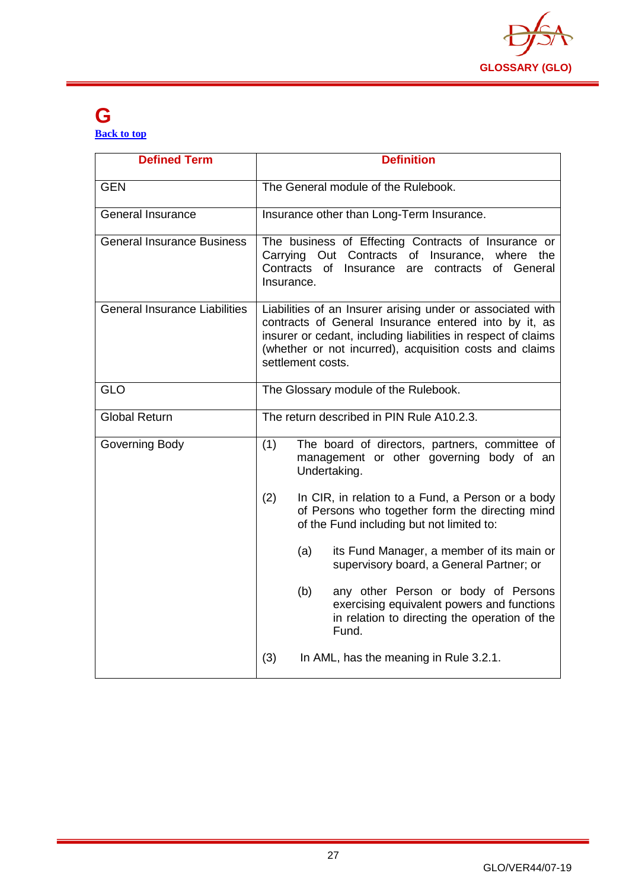# G

[Back to top](#)

| Defined Term | Definition |
|---|---|
| GEN | The General module of the Rulebook. |
| General Insurance | Insurance other than Long-Term Insurance. |
| General Insurance Business | The business of Effecting Contracts of Insurance or Carrying Out Contracts of Insurance, where the Contracts of Insurance are contracts of General Insurance. |
| General Insurance Liabilities | Liabilities of an Insurer arising under or associated with contracts of General Insurance entered into by it, as insurer or cedant, including liabilities in respect of claims (whether or not incurred), acquisition costs and claims settlement costs. |
| GLO | The Glossary module of the Rulebook. |
| Global Return | The return described in PIN Rule A10.2.3. |
| Governing Body | (1) The board of directors, partners, committee of management or other governing body of an Undertaking.<br><br>(2) In CIR, in relation to a Fund, a Person or a body of Persons who together form the directing mind of the Fund including but not limited to:<br><br>(a) its Fund Manager, a member of its main or supervisory board, a General Partner; or<br><br>(b) any other Person or body of Persons exercising equivalent powers and functions in relation to directing the operation of the Fund.<br><br>(3) In AML, has the meaning in Rule 3.2.1. |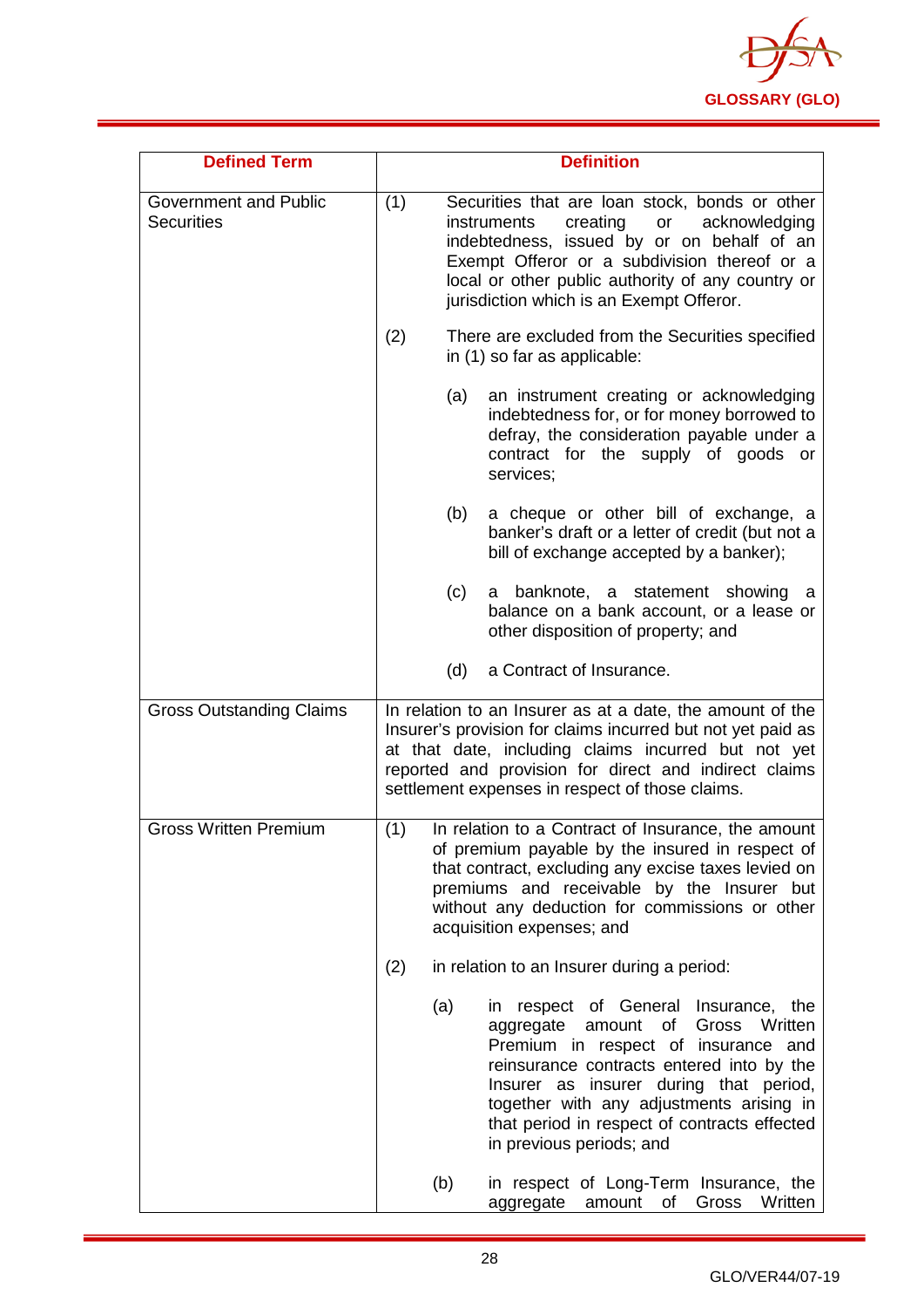| Defined Term | Definition |
|---|---|
| Government and Public Securities | (1) Securities that are loan stock, bonds or other instruments creating or acknowledging indebtedness, issued by or on behalf of an Exempt Offeror or a subdivision thereof or a local or other public authority of any country or jurisdiction which is an Exempt Offeror.<br><br>(2) There are excluded from the Securities specified in (1) so far as applicable:<br><br>(a) an instrument creating or acknowledging indebtedness for, or for money borrowed to defray, the consideration payable under a contract for the supply of goods or services;<br><br>(b) a cheque or other bill of exchange, a banker's draft or a letter of credit (but not a bill of exchange accepted by a banker);<br><br>(c) a banknote, a statement showing a balance on a bank account, or a lease or other disposition of property; and<br><br>(d) a Contract of Insurance. |
| Gross Outstanding Claims | In relation to an Insurer as at a date, the amount of the Insurer's provision for claims incurred but not yet paid as at that date, including claims incurred but not yet reported and provision for direct and indirect claims settlement expenses in respect of those claims. |
| Gross Written Premium | (1) In relation to a Contract of Insurance, the amount of premium payable by the insured in respect of that contract, excluding any excise taxes levied on premiums and receivable by the Insurer but without any deduction for commissions or other acquisition expenses; and<br><br>(2) in relation to an Insurer during a period:<br><br>(a) in respect of General Insurance, the aggregate amount of Gross Written Premium in respect of insurance and reinsurance contracts entered into by the Insurer as insurer during that period, together with any adjustments arising in that period in respect of contracts effected in previous periods; and<br><br>(b) in respect of Long-Term Insurance, the aggregate amount of Gross Written |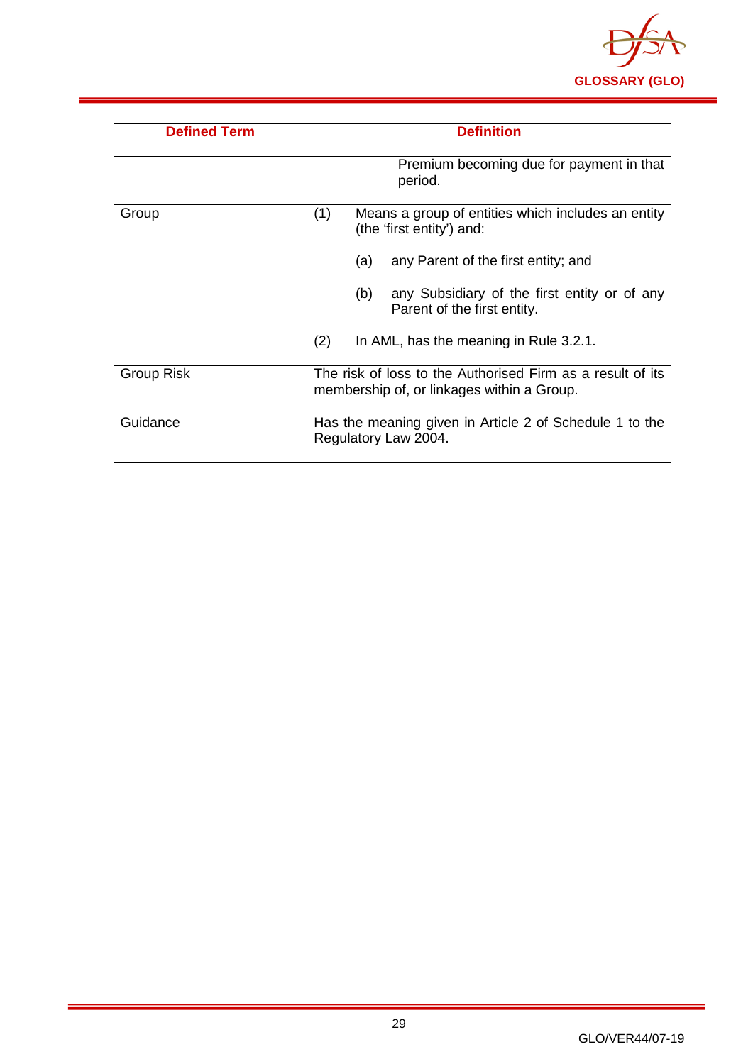| Defined Term | Definition |
|---|---|
| | Premium becoming due for payment in that period. |
| Group | (1) Means a group of entities which includes an entity (the 'first entity') and:<br><br>(a) any Parent of the first entity; and<br><br>(b) any Subsidiary of the first entity or of any Parent of the first entity.<br><br>(2) In AML, has the meaning in Rule 3.2.1. |
| Group Risk | The risk of loss to the Authorised Firm as a result of its membership of, or linkages within a Group. |
| Guidance | Has the meaning given in Article 2 of Schedule 1 to the Regulatory Law 2004. |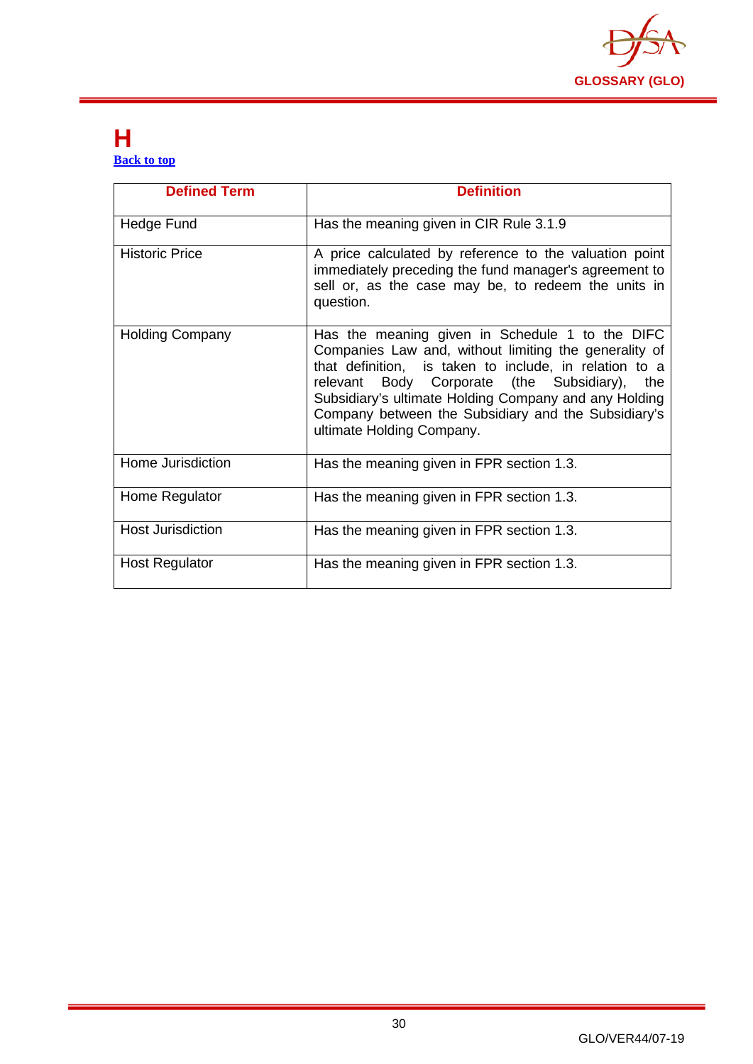# H

Back to top

| Defined Term | Definition |
| --- | --- |
| Hedge Fund | Has the meaning given in CIR Rule 3.1.9 |
| Historic Price | A price calculated by reference to the valuation point immediately preceding the fund manager's agreement to sell or, as the case may be, to redeem the units in question. |
| Holding Company | Has the meaning given in Schedule 1 to the DIFC Companies Law and, without limiting the generality of that definition, is taken to include, in relation to a relevant Body Corporate (the Subsidiary), the Subsidiary's ultimate Holding Company and any Holding Company between the Subsidiary and the Subsidiary's ultimate Holding Company. |
| Home Jurisdiction | Has the meaning given in FPR section 1.3. |
| Home Regulator | Has the meaning given in FPR section 1.3. |
| Host Jurisdiction | Has the meaning given in FPR section 1.3. |
| Host Regulator | Has the meaning given in FPR section 1.3. |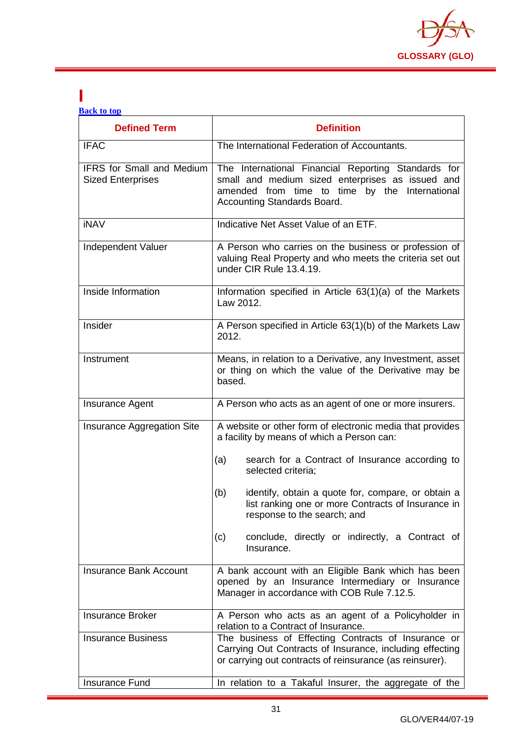# I

Back to top

| Defined Term | Definition |
|---|---|
| IFAC | The International Federation of Accountants. |
| IFRS for Small and Medium Sized Enterprises | The International Financial Reporting Standards for small and medium sized enterprises as issued and amended from time to time by the International Accounting Standards Board. |
| iNAV | Indicative Net Asset Value of an ETF. |
| Independent Valuer | A Person who carries on the business or profession of valuing Real Property and who meets the criteria set out under CIR Rule 13.4.19. |
| Inside Information | Information specified in Article 63(1)(a) of the Markets Law 2012. |
| Insider | A Person specified in Article 63(1)(b) of the Markets Law 2012. |
| Instrument | Means, in relation to a Derivative, any Investment, asset or thing on which the value of the Derivative may be based. |
| Insurance Agent | A Person who acts as an agent of one or more insurers. |
| Insurance Aggregation Site | A website or other form of electronic media that provides a facility by means of which a Person can:<br><br>(a) search for a Contract of Insurance according to selected criteria;<br><br>(b) identify, obtain a quote for, compare, or obtain a list ranking one or more Contracts of Insurance in response to the search; and<br><br>(c) conclude, directly or indirectly, a Contract of Insurance. |
| Insurance Bank Account | A bank account with an Eligible Bank which has been opened by an Insurance Intermediary or Insurance Manager in accordance with COB Rule 7.12.5. |
| Insurance Broker | A Person who acts as an agent of a Policyholder in relation to a Contract of Insurance. |
| Insurance Business | The business of Effecting Contracts of Insurance or Carrying Out Contracts of Insurance, including effecting or carrying out contracts of reinsurance (as reinsurer). |
| Insurance Fund | In relation to a Takaful Insurer, the aggregate of the |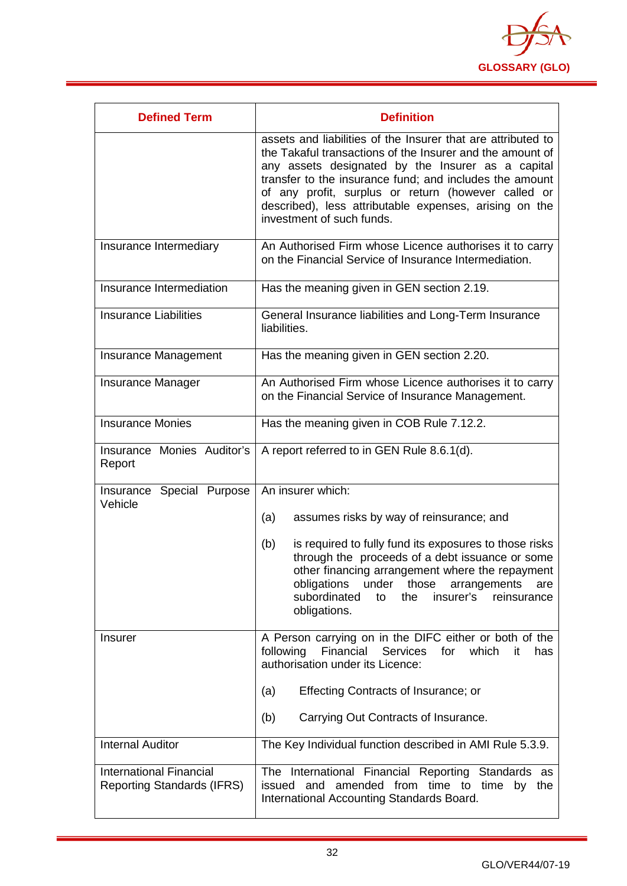| Defined Term | Definition |
|---|---|
| | assets and liabilities of the Insurer that are attributed to the Takaful transactions of the Insurer and the amount of any assets designated by the Insurer as a capital transfer to the insurance fund; and includes the amount of any profit, surplus or return (however called or described), less attributable expenses, arising on the investment of such funds. |
| Insurance Intermediary | An Authorised Firm whose Licence authorises it to carry on the Financial Service of Insurance Intermediation. |
| Insurance Intermediation | Has the meaning given in GEN section 2.19. |
| Insurance Liabilities | General Insurance liabilities and Long-Term Insurance liabilities. |
| Insurance Management | Has the meaning given in GEN section 2.20. |
| Insurance Manager | An Authorised Firm whose Licence authorises it to carry on the Financial Service of Insurance Management. |
| Insurance Monies | Has the meaning given in COB Rule 7.12.2. |
| Insurance Monies Auditor's Report | A report referred to in GEN Rule 8.6.1(d). |
| Insurance Special Purpose Vehicle | An insurer which:<br><br>(a) assumes risks by way of reinsurance; and<br><br>(b) is required to fully fund its exposures to those risks through the proceeds of a debt issuance or some other financing arrangement where the repayment obligations under those arrangements are subordinated to the insurer's reinsurance obligations. |
| Insurer | A Person carrying on in the DIFC either or both of the following Financial Services for which it has authorisation under its Licence:<br><br>(a) Effecting Contracts of Insurance; or<br><br>(b) Carrying Out Contracts of Insurance. |
| Internal Auditor | The Key Individual function described in AMI Rule 5.3.9. |
| International Financial Reporting Standards (IFRS) | The International Financial Reporting Standards as issued and amended from time to time by the International Accounting Standards Board. |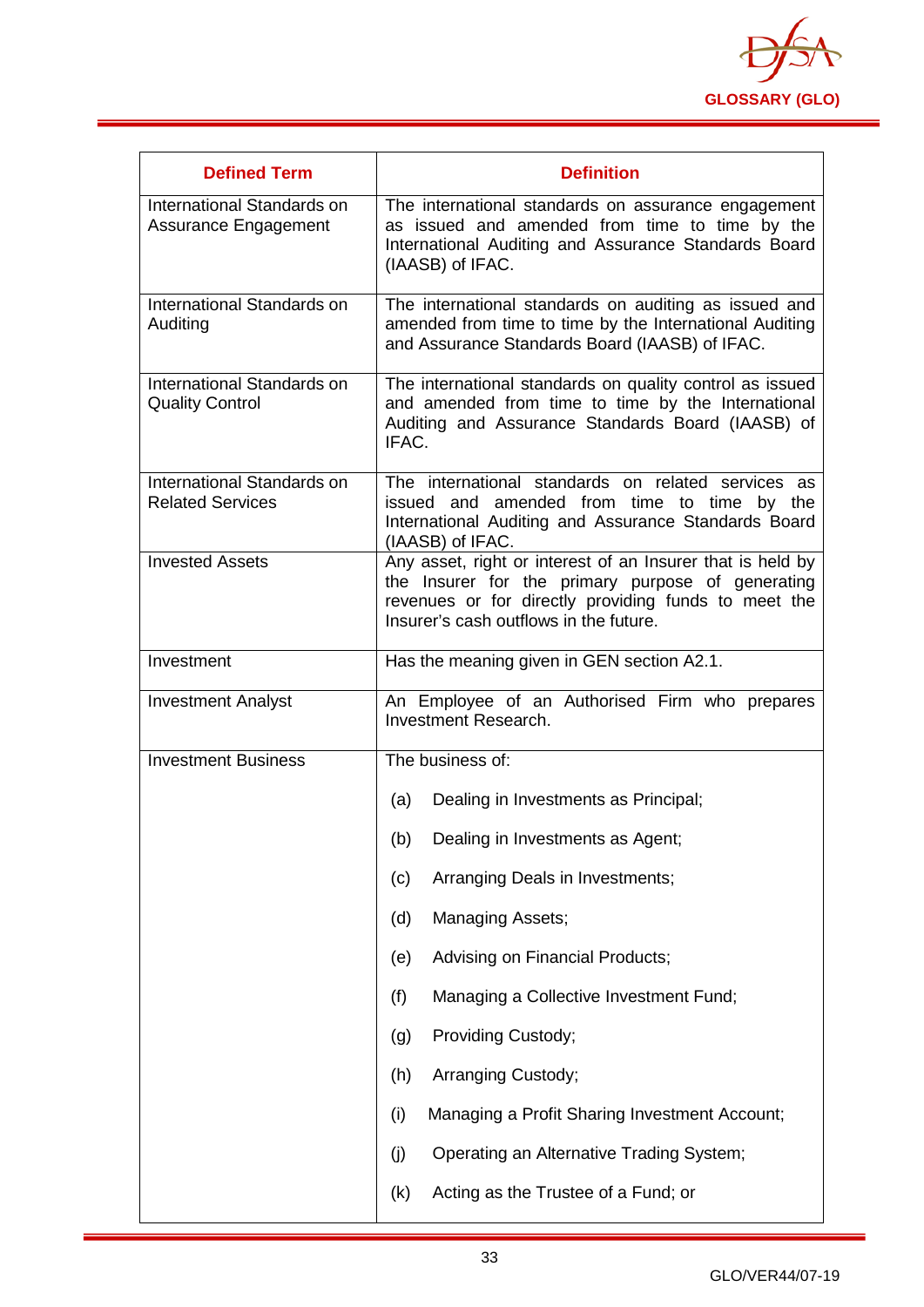| Defined Term | Definition |
|---|---|
| International Standards on Assurance Engagement | The international standards on assurance engagement as issued and amended from time to time by the International Auditing and Assurance Standards Board (IAASB) of IFAC. |
| International Standards on Auditing | The international standards on auditing as issued and amended from time to time by the International Auditing and Assurance Standards Board (IAASB) of IFAC. |
| International Standards on Quality Control | The international standards on quality control as issued and amended from time to time by the International Auditing and Assurance Standards Board (IAASB) of IFAC. |
| International Standards on Related Services | The international standards on related services as issued and amended from time to time by the International Auditing and Assurance Standards Board (IAASB) of IFAC. |
| Invested Assets | Any asset, right or interest of an Insurer that is held by the Insurer for the primary purpose of generating revenues or for directly providing funds to meet the Insurer's cash outflows in the future. |
| Investment | Has the meaning given in GEN section A2.1. |
| Investment Analyst | An Employee of an Authorised Firm who prepares Investment Research. |
| Investment Business | The business of:<br><br>(a) Dealing in Investments as Principal;<br><br>(b) Dealing in Investments as Agent;<br><br>(c) Arranging Deals in Investments;<br><br>(d) Managing Assets;<br><br>(e) Advising on Financial Products;<br><br>(f) Managing a Collective Investment Fund;<br><br>(g) Providing Custody;<br><br>(h) Arranging Custody;<br><br>(i) Managing a Profit Sharing Investment Account;<br><br>(j) Operating an Alternative Trading System;<br><br>(k) Acting as the Trustee of a Fund; or |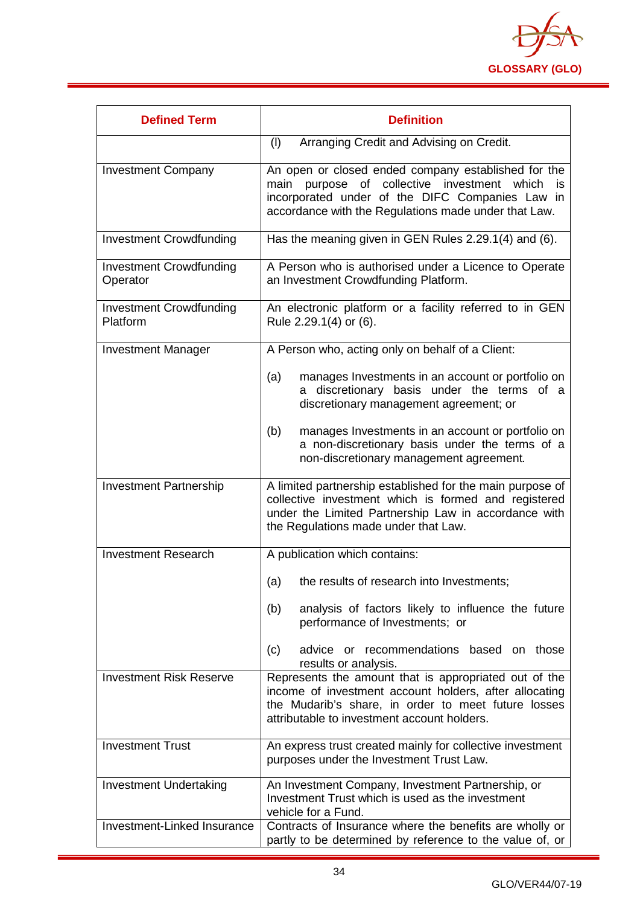| Defined Term | Definition |
|---|---|
| | (l) Arranging Credit and Advising on Credit. |
| Investment Company | An open or closed ended company established for the main purpose of collective investment which is incorporated under of the DIFC Companies Law in accordance with the Regulations made under that Law. |
| Investment Crowdfunding | Has the meaning given in GEN Rules 2.29.1(4) and (6). |
| Investment Crowdfunding Operator | A Person who is authorised under a Licence to Operate an Investment Crowdfunding Platform. |
| Investment Crowdfunding Platform | An electronic platform or a facility referred to in GEN Rule 2.29.1(4) or (6). |
| Investment Manager | A Person who, acting only on behalf of a Client:<br><br>(a) manages Investments in an account or portfolio on a discretionary basis under the terms of a discretionary management agreement; or<br><br>(b) manages Investments in an account or portfolio on a non-discretionary basis under the terms of a non-discretionary management agreement. |
| Investment Partnership | A limited partnership established for the main purpose of collective investment which is formed and registered under the Limited Partnership Law in accordance with the Regulations made under that Law. |
| Investment Research | A publication which contains:<br><br>(a) the results of research into Investments;<br><br>(b) analysis of factors likely to influence the future performance of Investments; or<br><br>(c) advice or recommendations based on those results or analysis. |
| Investment Risk Reserve | Represents the amount that is appropriated out of the income of investment account holders, after allocating the Mudarib's share, in order to meet future losses attributable to investment account holders. |
| Investment Trust | An express trust created mainly for collective investment purposes under the Investment Trust Law. |
| Investment Undertaking | An Investment Company, Investment Partnership, or Investment Trust which is used as the investment vehicle for a Fund. |
| Investment-Linked Insurance | Contracts of Insurance where the benefits are wholly or partly to be determined by reference to the value of, or |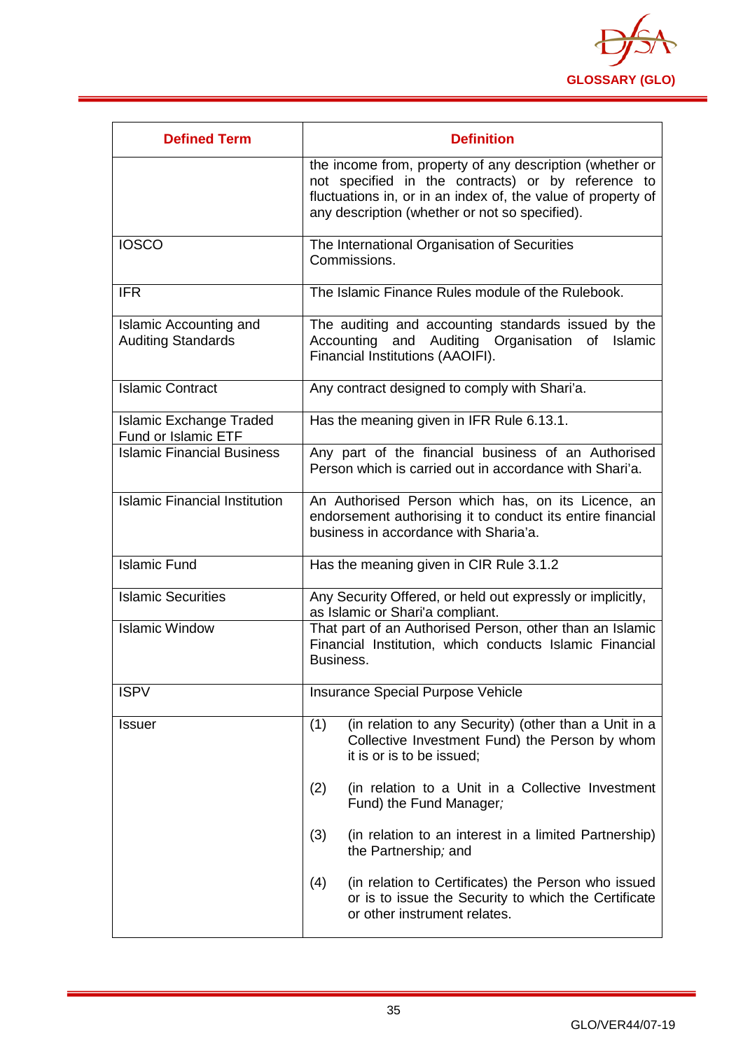| Defined Term | Definition |
|---|---|
| | the income from, property of any description (whether or not specified in the contracts) or by reference to fluctuations in, or in an index of, the value of property of any description (whether or not so specified). |
| IOSCO | The International Organisation of Securities Commissions. |
| IFR | The Islamic Finance Rules module of the Rulebook. |
| Islamic Accounting and Auditing Standards | The auditing and accounting standards issued by the Accounting and Auditing Organisation of Islamic Financial Institutions (AAOIFI). |
| Islamic Contract | Any contract designed to comply with Shari'a. |
| Islamic Exchange Traded Fund or Islamic ETF | Has the meaning given in IFR Rule 6.13.1. |
| Islamic Financial Business | Any part of the financial business of an Authorised Person which is carried out in accordance with Shari'a. |
| Islamic Financial Institution | An Authorised Person which has, on its Licence, an endorsement authorising it to conduct its entire financial business in accordance with Sharia'a. |
| Islamic Fund | Has the meaning given in CIR Rule 3.1.2 |
| Islamic Securities | Any Security Offered, or held out expressly or implicitly, as Islamic or Shari'a compliant. |
| Islamic Window | That part of an Authorised Person, other than an Islamic Financial Institution, which conducts Islamic Financial Business. |
| ISPV | Insurance Special Purpose Vehicle |
| Issuer | (1) (in relation to any Security) (other than a Unit in a Collective Investment Fund) the Person by whom it is or is to be issued;<br><br>(2) (in relation to a Unit in a Collective Investment Fund) the Fund Manager;<br><br>(3) (in relation to an interest in a limited Partnership) the Partnership; and<br><br>(4) (in relation to Certificates) the Person who issued or is to issue the Security to which the Certificate or other instrument relates. |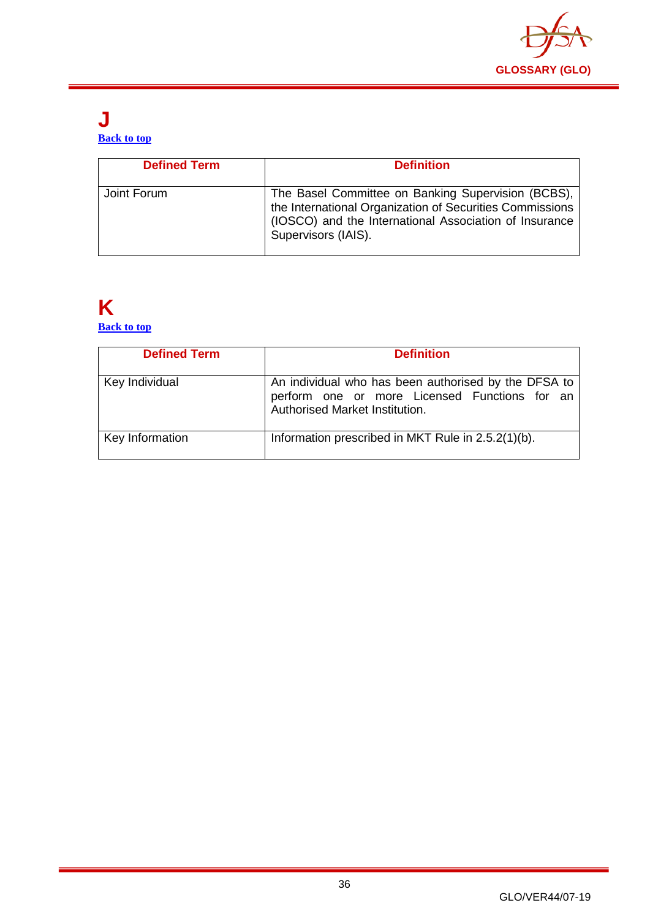# J

[Back to top]

| Defined Term | Definition |
|---|---|
| Joint Forum | The Basel Committee on Banking Supervision (BCBS), the International Organization of Securities Commissions (IOSCO) and the International Association of Insurance Supervisors (IAIS). |

# K

[Back to top]

| Defined Term | Definition |
|---|---|
| Key Individual | An individual who has been authorised by the DFSA to perform one or more Licensed Functions for an Authorised Market Institution. |
| Key Information | Information prescribed in MKT Rule in 2.5.2(1)(b). |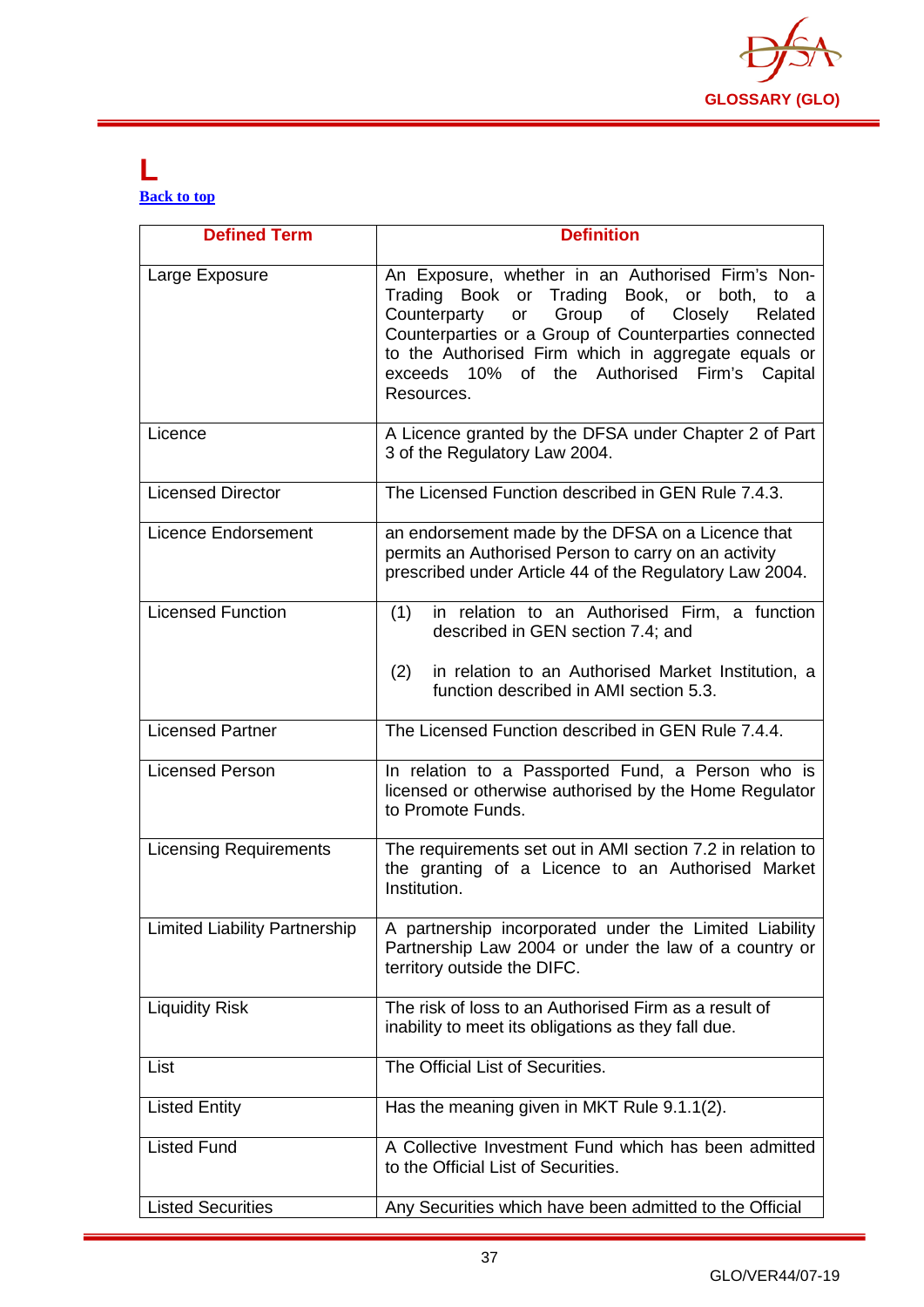# L

Back to top

| Defined Term | Definition |
|---|---|
| Large Exposure | An Exposure, whether in an Authorised Firm's Non-Trading Book or Trading Book, or both, to a Counterparty or Group of Closely Related Counterparties or a Group of Counterparties connected to the Authorised Firm which in aggregate equals or exceeds 10% of the Authorised Firm's Capital Resources. |
| Licence | A Licence granted by the DFSA under Chapter 2 of Part 3 of the Regulatory Law 2004. |
| Licensed Director | The Licensed Function described in GEN Rule 7.4.3. |
| Licence Endorsement | an endorsement made by the DFSA on a Licence that permits an Authorised Person to carry on an activity prescribed under Article 44 of the Regulatory Law 2004. |
| Licensed Function | (1) in relation to an Authorised Firm, a function described in GEN section 7.4; and<br><br>(2) in relation to an Authorised Market Institution, a function described in AMI section 5.3. |
| Licensed Partner | The Licensed Function described in GEN Rule 7.4.4. |
| Licensed Person | In relation to a Passported Fund, a Person who is licensed or otherwise authorised by the Home Regulator to Promote Funds. |
| Licensing Requirements | The requirements set out in AMI section 7.2 in relation to the granting of a Licence to an Authorised Market Institution. |
| Limited Liability Partnership | A partnership incorporated under the Limited Liability Partnership Law 2004 or under the law of a country or territory outside the DIFC. |
| Liquidity Risk | The risk of loss to an Authorised Firm as a result of inability to meet its obligations as they fall due. |
| List | The Official List of Securities. |
| Listed Entity | Has the meaning given in MKT Rule 9.1.1(2). |
| Listed Fund | A Collective Investment Fund which has been admitted to the Official List of Securities. |
| Listed Securities | Any Securities which have been admitted to the Official |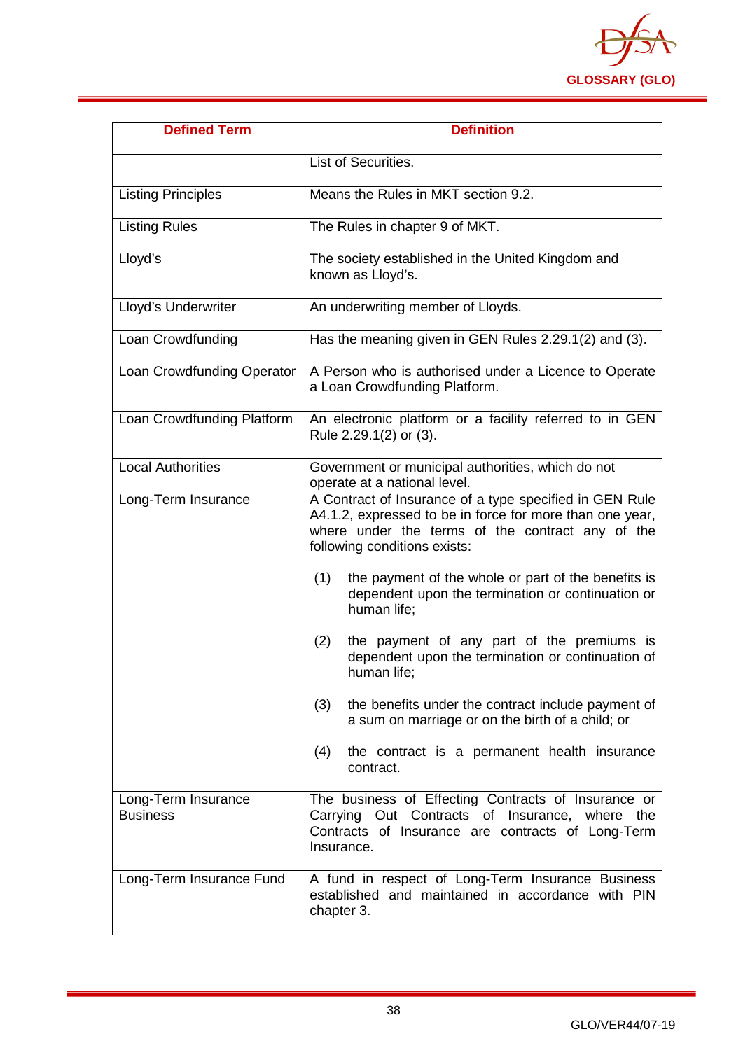| Defined Term | Definition |
|---|---|
| | List of Securities. |
| Listing Principles | Means the Rules in MKT section 9.2. |
| Listing Rules | The Rules in chapter 9 of MKT. |
| Lloyd's | The society established in the United Kingdom and known as Lloyd's. |
| Lloyd's Underwriter | An underwriting member of Lloyds. |
| Loan Crowdfunding | Has the meaning given in GEN Rules 2.29.1(2) and (3). |
| Loan Crowdfunding Operator | A Person who is authorised under a Licence to Operate a Loan Crowdfunding Platform. |
| Loan Crowdfunding Platform | An electronic platform or a facility referred to in GEN Rule 2.29.1(2) or (3). |
| Local Authorities | Government or municipal authorities, which do not operate at a national level. |
| Long-Term Insurance | A Contract of Insurance of a type specified in GEN Rule A4.1.2, expressed to be in force for more than one year, where under the terms of the contract any of the following conditions exists:<br><br>(1) the payment of the whole or part of the benefits is dependent upon the termination or continuation or human life;<br><br>(2) the payment of any part of the premiums is dependent upon the termination or continuation of human life;<br><br>(3) the benefits under the contract include payment of a sum on marriage or on the birth of a child; or<br><br>(4) the contract is a permanent health insurance contract. |
| Long-Term Insurance Business | The business of Effecting Contracts of Insurance or Carrying Out Contracts of Insurance, where the Contracts of Insurance are contracts of Long-Term Insurance. |
| Long-Term Insurance Fund | A fund in respect of Long-Term Insurance Business established and maintained in accordance with PIN chapter 3. |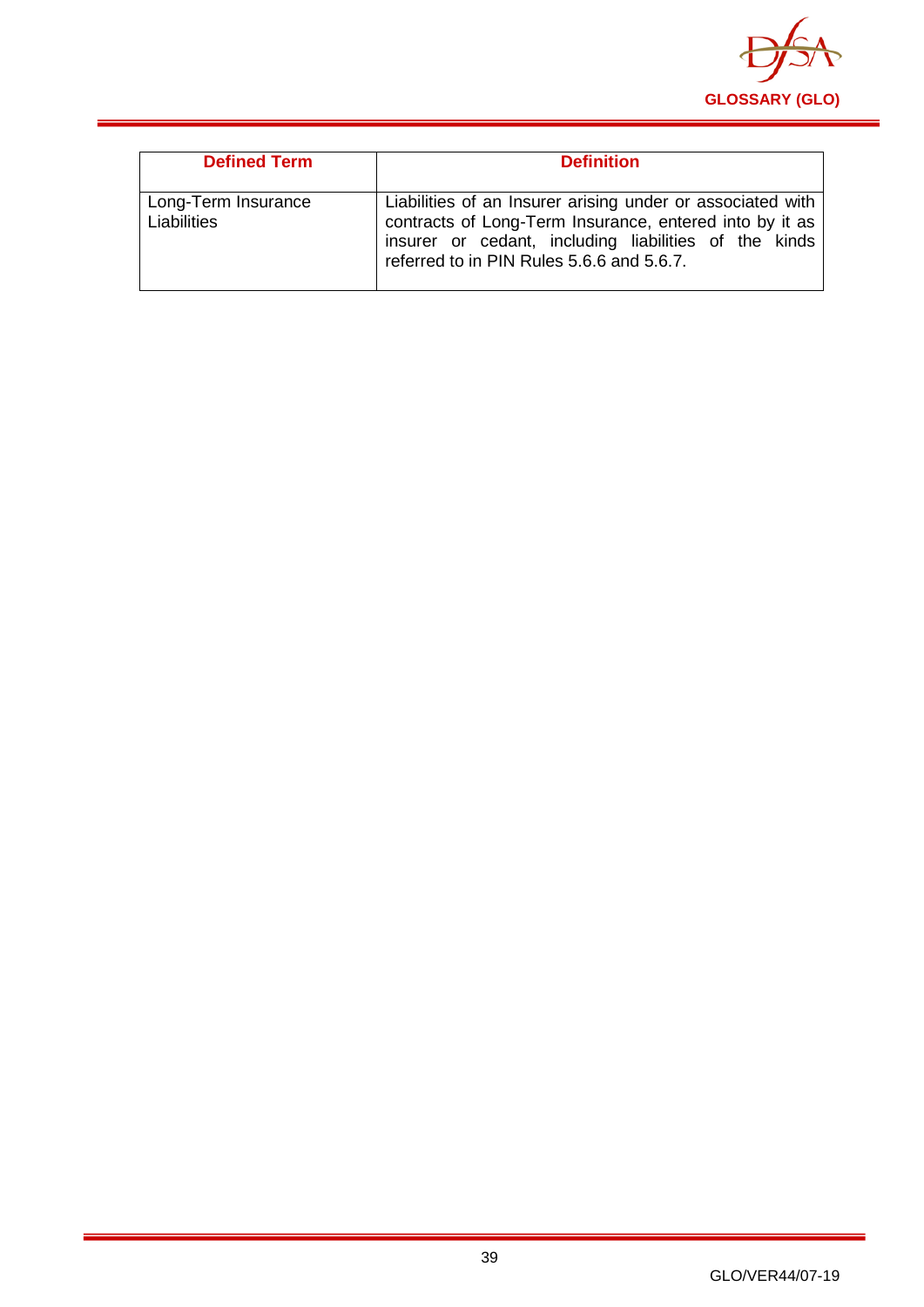| Defined Term | Definition |
|---|---|
| Long-Term Insurance Liabilities | Liabilities of an Insurer arising under or associated with contracts of Long-Term Insurance, entered into by it as insurer or cedant, including liabilities of the kinds referred to in PIN Rules 5.6.6 and 5.6.7. |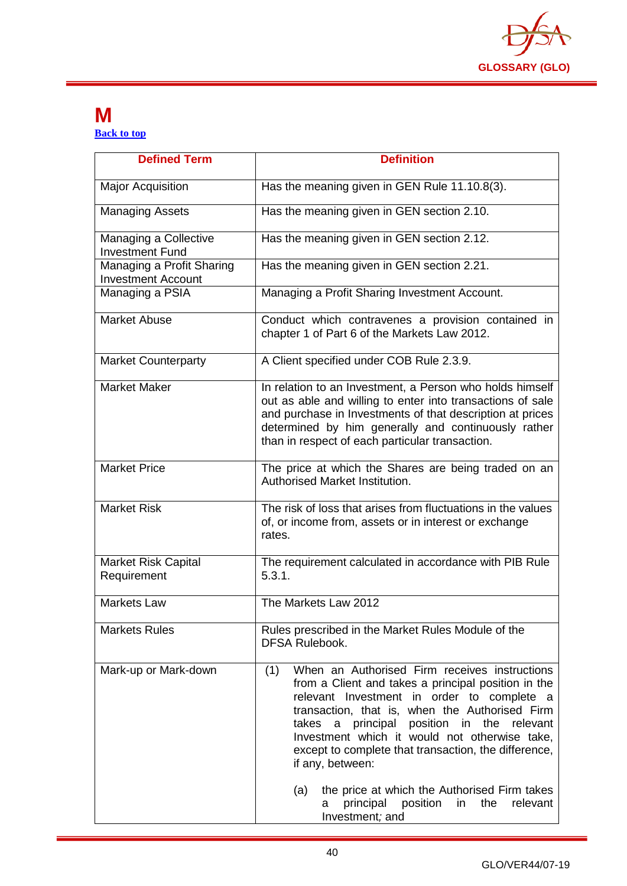# M

Back to top

| Defined Term | Definition |
|---|---|
| Major Acquisition | Has the meaning given in GEN Rule 11.10.8(3). |
| Managing Assets | Has the meaning given in GEN section 2.10. |
| Managing a Collective Investment Fund | Has the meaning given in GEN section 2.12. |
| Managing a Profit Sharing Investment Account | Has the meaning given in GEN section 2.21. |
| Managing a PSIA | Managing a Profit Sharing Investment Account. |
| Market Abuse | Conduct which contravenes a provision contained in chapter 1 of Part 6 of the Markets Law 2012. |
| Market Counterparty | A Client specified under COB Rule 2.3.9. |
| Market Maker | In relation to an Investment, a Person who holds himself out as able and willing to enter into transactions of sale and purchase in Investments of that description at prices determined by him generally and continuously rather than in respect of each particular transaction. |
| Market Price | The price at which the Shares are being traded on an Authorised Market Institution. |
| Market Risk | The risk of loss that arises from fluctuations in the values of, or income from, assets or in interest or exchange rates. |
| Market Risk Capital Requirement | The requirement calculated in accordance with PIB Rule 5.3.1. |
| Markets Law | The Markets Law 2012 |
| Markets Rules | Rules prescribed in the Market Rules Module of the DFSA Rulebook. |
| Mark-up or Mark-down | (1) When an Authorised Firm receives instructions from a Client and takes a principal position in the relevant Investment in order to complete a transaction, that is, when the Authorised Firm takes a principal position in the relevant Investment which it would not otherwise take, except to complete that transaction, the difference, if any, between:<br><br>(a) the price at which the Authorised Firm takes a principal position in the relevant Investment; and |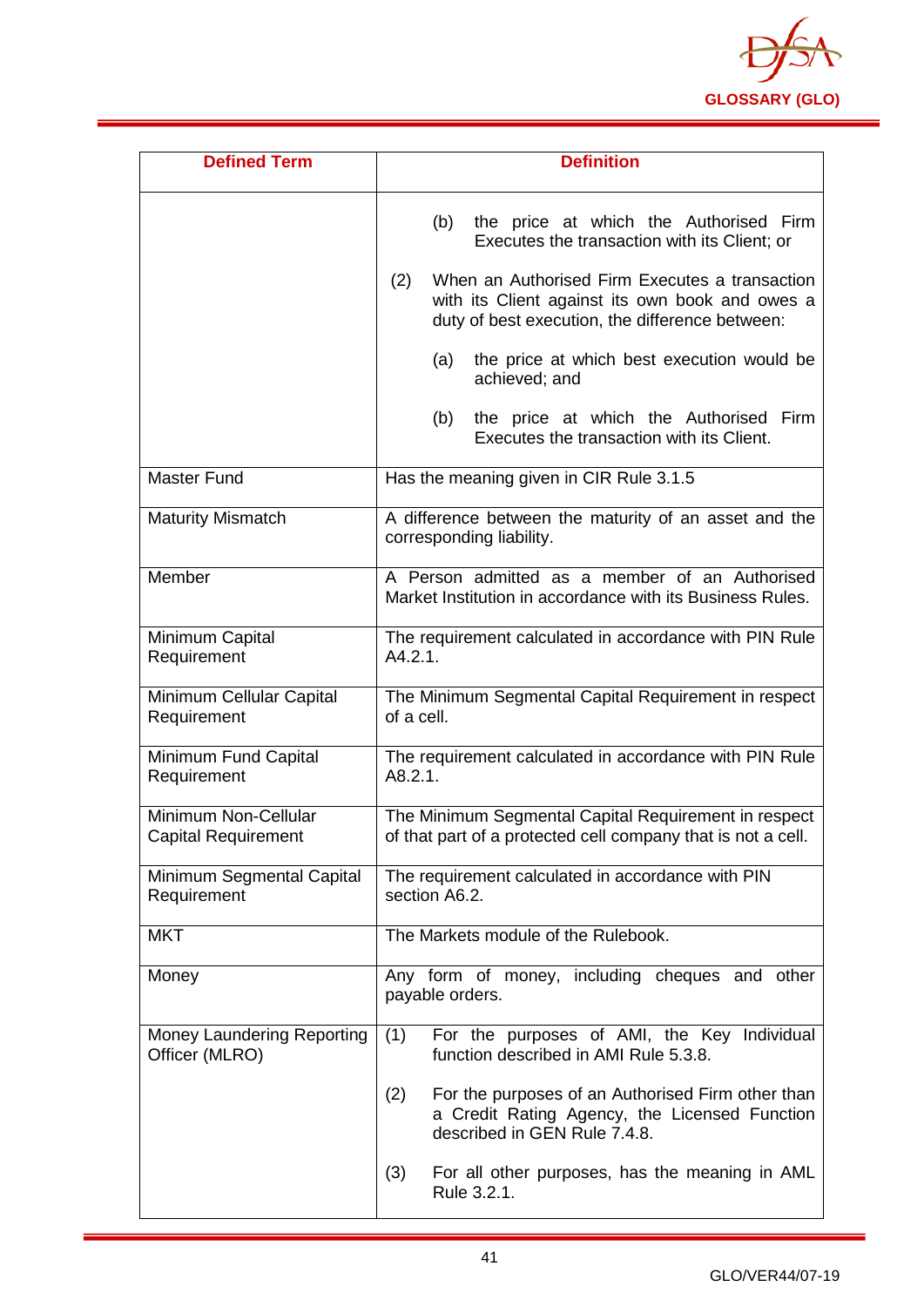| Defined Term | Definition |
|---|---|
| | (b) the price at which the Authorised Firm Executes the transaction with its Client; or<br><br>(2) When an Authorised Firm Executes a transaction with its Client against its own book and owes a duty of best execution, the difference between:<br><br>(a) the price at which best execution would be achieved; and<br><br>(b) the price at which the Authorised Firm Executes the transaction with its Client. |
| Master Fund | Has the meaning given in CIR Rule 3.1.5 |
| Maturity Mismatch | A difference between the maturity of an asset and the corresponding liability. |
| Member | A Person admitted as a member of an Authorised Market Institution in accordance with its Business Rules. |
| Minimum Capital Requirement | The requirement calculated in accordance with PIN Rule A4.2.1. |
| Minimum Cellular Capital Requirement | The Minimum Segmental Capital Requirement in respect of a cell. |
| Minimum Fund Capital Requirement | The requirement calculated in accordance with PIN Rule A8.2.1. |
| Minimum Non-Cellular Capital Requirement | The Minimum Segmental Capital Requirement in respect of that part of a protected cell company that is not a cell. |
| Minimum Segmental Capital Requirement | The requirement calculated in accordance with PIN section A6.2. |
| MKT | The Markets module of the Rulebook. |
| Money | Any form of money, including cheques and other payable orders. |
| Money Laundering Reporting Officer (MLRO) | (1) For the purposes of AMI, the Key Individual function described in AMI Rule 5.3.8.<br><br>(2) For the purposes of an Authorised Firm other than a Credit Rating Agency, the Licensed Function described in GEN Rule 7.4.8.<br><br>(3) For all other purposes, has the meaning in AML Rule 3.2.1. |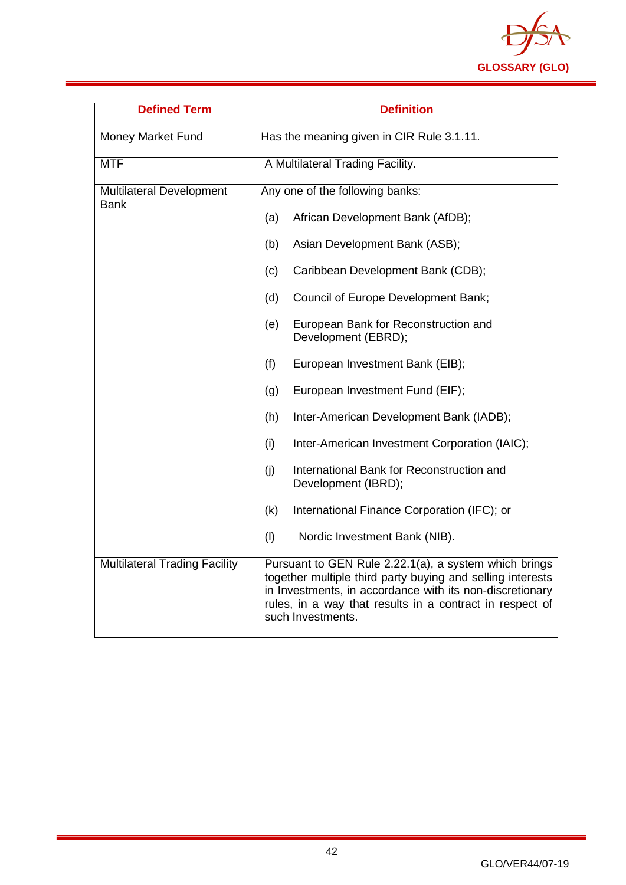| Defined Term | Definition |
|---|---|
| Money Market Fund | Has the meaning given in CIR Rule 3.1.11. |
| MTF | A Multilateral Trading Facility. |
| Multilateral Development Bank | Any one of the following banks:<br><br>(a) African Development Bank (AfDB);<br><br>(b) Asian Development Bank (ASB);<br><br>(c) Caribbean Development Bank (CDB);<br><br>(d) Council of Europe Development Bank;<br><br>(e) European Bank for Reconstruction and Development (EBRD);<br><br>(f) European Investment Bank (EIB);<br><br>(g) European Investment Fund (EIF);<br><br>(h) Inter-American Development Bank (IADB);<br><br>(i) Inter-American Investment Corporation (IAIC);<br><br>(j) International Bank for Reconstruction and Development (IBRD);<br><br>(k) International Finance Corporation (IFC); or<br><br>(l) Nordic Investment Bank (NIB). |
| Multilateral Trading Facility | Pursuant to GEN Rule 2.22.1(a), a system which brings together multiple third party buying and selling interests in Investments, in accordance with its non-discretionary rules, in a way that results in a contract in respect of such Investments. |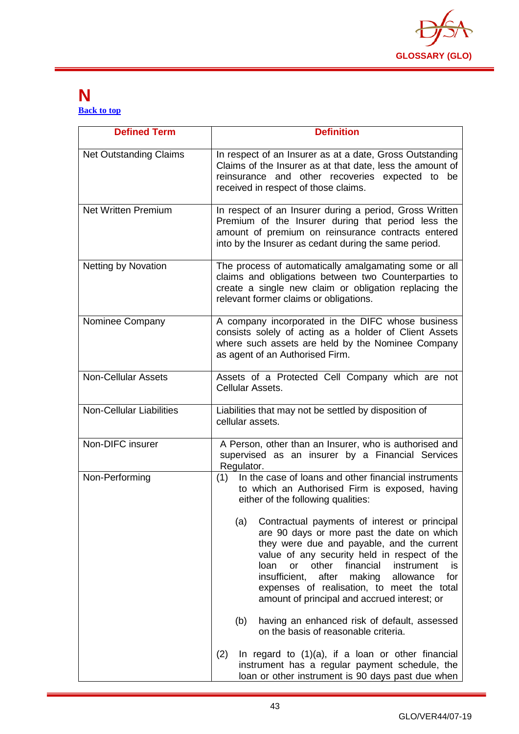# N

[Back to top](#)

| Defined Term | Definition |
|---|---|
| Net Outstanding Claims | In respect of an Insurer as at a date, Gross Outstanding Claims of the Insurer as at that date, less the amount of reinsurance and other recoveries expected to be received in respect of those claims. |
| Net Written Premium | In respect of an Insurer during a period, Gross Written Premium of the Insurer during that period less the amount of premium on reinsurance contracts entered into by the Insurer as cedant during the same period. |
| Netting by Novation | The process of automatically amalgamating some or all claims and obligations between two Counterparties to create a single new claim or obligation replacing the relevant former claims or obligations. |
| Nominee Company | A company incorporated in the DIFC whose business consists solely of acting as a holder of Client Assets where such assets are held by the Nominee Company as agent of an Authorised Firm. |
| Non-Cellular Assets | Assets of a Protected Cell Company which are not Cellular Assets. |
| Non-Cellular Liabilities | Liabilities that may not be settled by disposition of cellular assets. |
| Non-DIFC insurer | A Person, other than an Insurer, who is authorised and supervised as an insurer by a Financial Services Regulator. |
| Non-Performing | (1) In the case of loans and other financial instruments to which an Authorised Firm is exposed, having either of the following qualities:<br><br>(a) Contractual payments of interest or principal are 90 days or more past the date on which they were due and payable, and the current value of any security held in respect of the loan or other financial instrument is insufficient, after making allowance for expenses of realisation, to meet the total amount of principal and accrued interest; or<br><br>(b) having an enhanced risk of default, assessed on the basis of reasonable criteria.<br><br>(2) In regard to (1)(a), if a loan or other financial instrument has a regular payment schedule, the loan or other instrument is 90 days past due when |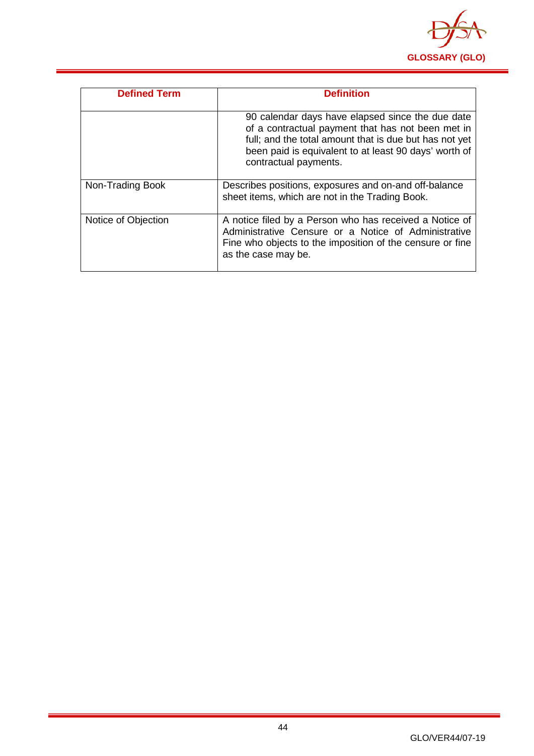| Defined Term | Definition |
| --- | --- |
| | 90 calendar days have elapsed since the due date of a contractual payment that has not been met in full; and the total amount that is due but has not yet been paid is equivalent to at least 90 days' worth of contractual payments. |
| Non-Trading Book | Describes positions, exposures and on-and off-balance sheet items, which are not in the Trading Book. |
| Notice of Objection | A notice filed by a Person who has received a Notice of Administrative Censure or a Notice of Administrative Fine who objects to the imposition of the censure or fine as the case may be. |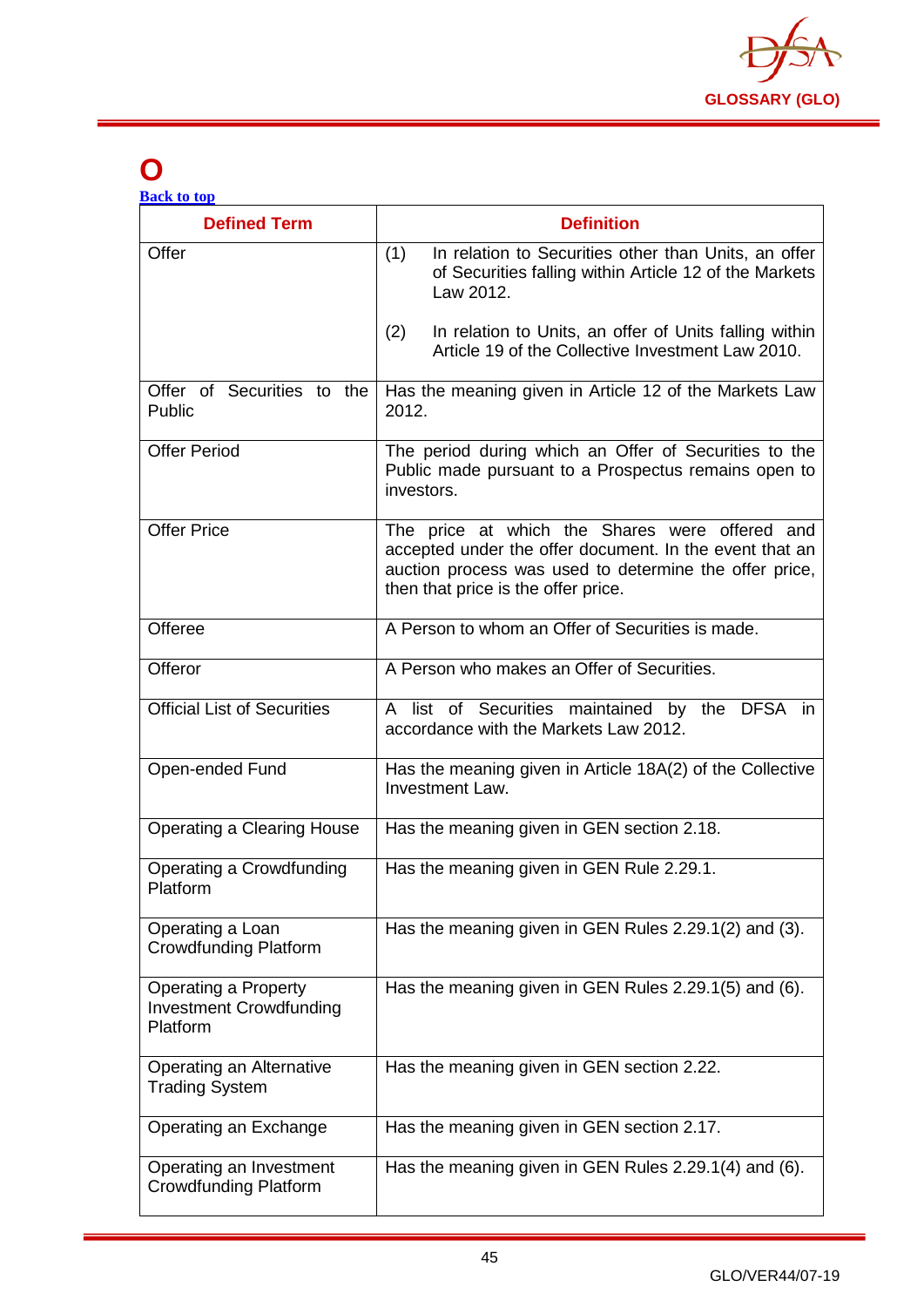# O

[Back to top]

| Defined Term | Definition |
|---|---|
| Offer | (1) In relation to Securities other than Units, an offer of Securities falling within Article 12 of the Markets Law 2012.<br><br>(2) In relation to Units, an offer of Units falling within Article 19 of the Collective Investment Law 2010. |
| Offer of Securities to the Public | Has the meaning given in Article 12 of the Markets Law 2012. |
| Offer Period | The period during which an Offer of Securities to the Public made pursuant to a Prospectus remains open to investors. |
| Offer Price | The price at which the Shares were offered and accepted under the offer document. In the event that an auction process was used to determine the offer price, then that price is the offer price. |
| Offeree | A Person to whom an Offer of Securities is made. |
| Offeror | A Person who makes an Offer of Securities. |
| Official List of Securities | A list of Securities maintained by the DFSA in accordance with the Markets Law 2012. |
| Open-ended Fund | Has the meaning given in Article 18A(2) of the Collective Investment Law. |
| Operating a Clearing House | Has the meaning given in GEN section 2.18. |
| Operating a Crowdfunding Platform | Has the meaning given in GEN Rule 2.29.1. |
| Operating a Loan Crowdfunding Platform | Has the meaning given in GEN Rules 2.29.1(2) and (3). |
| Operating a Property Investment Crowdfunding Platform | Has the meaning given in GEN Rules 2.29.1(5) and (6). |
| Operating an Alternative Trading System | Has the meaning given in GEN section 2.22. |
| Operating an Exchange | Has the meaning given in GEN section 2.17. |
| Operating an Investment Crowdfunding Platform | Has the meaning given in GEN Rules 2.29.1(4) and (6). |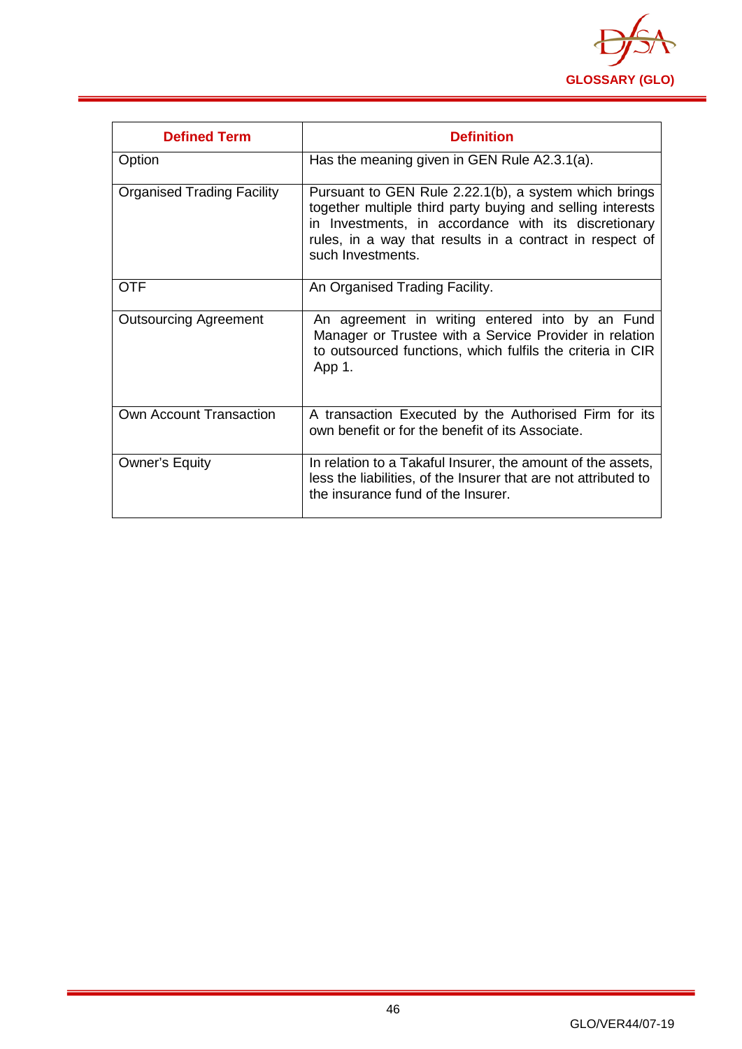| Defined Term | Definition |
| --- | --- |
| Option | Has the meaning given in GEN Rule A2.3.1(a). |
| Organised Trading Facility | Pursuant to GEN Rule 2.22.1(b), a system which brings together multiple third party buying and selling interests in Investments, in accordance with its discretionary rules, in a way that results in a contract in respect of such Investments. |
| OTF | An Organised Trading Facility. |
| Outsourcing Agreement | An agreement in writing entered into by an Fund Manager or Trustee with a Service Provider in relation to outsourced functions, which fulfils the criteria in CIR App 1. |
| Own Account Transaction | A transaction Executed by the Authorised Firm for its own benefit or for the benefit of its Associate. |
| Owner's Equity | In relation to a Takaful Insurer, the amount of the assets, less the liabilities, of the Insurer that are not attributed to the insurance fund of the Insurer. |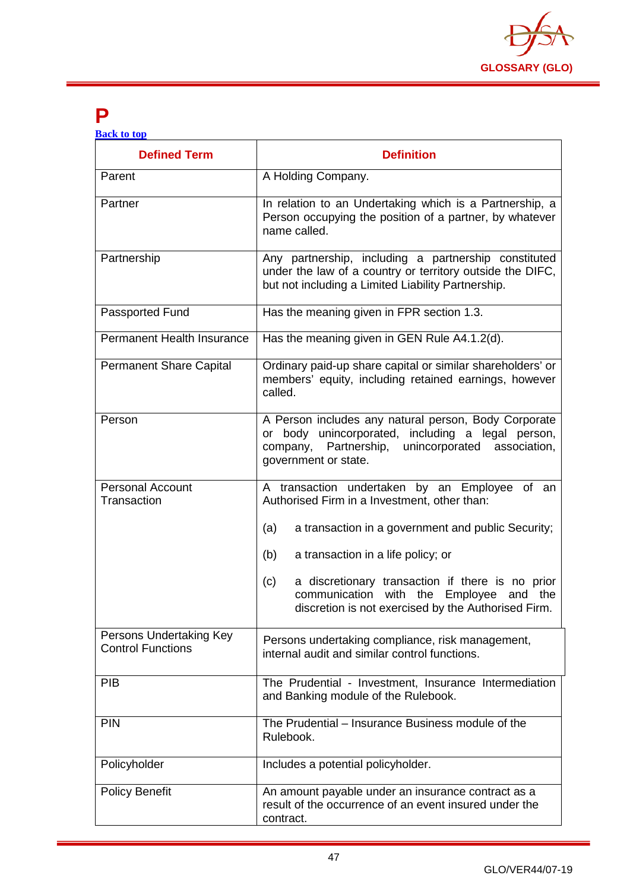# P

[Back to top](#)

| Defined Term | Definition |
|---|---|
| Parent | A Holding Company. |
| Partner | In relation to an Undertaking which is a Partnership, a Person occupying the position of a partner, by whatever name called. |
| Partnership | Any partnership, including a partnership constituted under the law of a country or territory outside the DIFC, but not including a Limited Liability Partnership. |
| Passported Fund | Has the meaning given in FPR section 1.3. |
| Permanent Health Insurance | Has the meaning given in GEN Rule A4.1.2(d). |
| Permanent Share Capital | Ordinary paid-up share capital or similar shareholders' or members' equity, including retained earnings, however called. |
| Person | A Person includes any natural person, Body Corporate or body unincorporated, including a legal person, company, Partnership, unincorporated association, government or state. |
| Personal Account Transaction | A transaction undertaken by an Employee of an Authorised Firm in a Investment, other than:<br><br>(a) a transaction in a government and public Security;<br><br>(b) a transaction in a life policy; or<br><br>(c) a discretionary transaction if there is no prior communication with the Employee and the discretion is not exercised by the Authorised Firm. |
| Persons Undertaking Key Control Functions | Persons undertaking compliance, risk management, internal audit and similar control functions. |
| PIB | The Prudential - Investment, Insurance Intermediation and Banking module of the Rulebook. |
| PIN | The Prudential – Insurance Business module of the Rulebook. |
| Policyholder | Includes a potential policyholder. |
| Policy Benefit | An amount payable under an insurance contract as a result of the occurrence of an event insured under the contract. |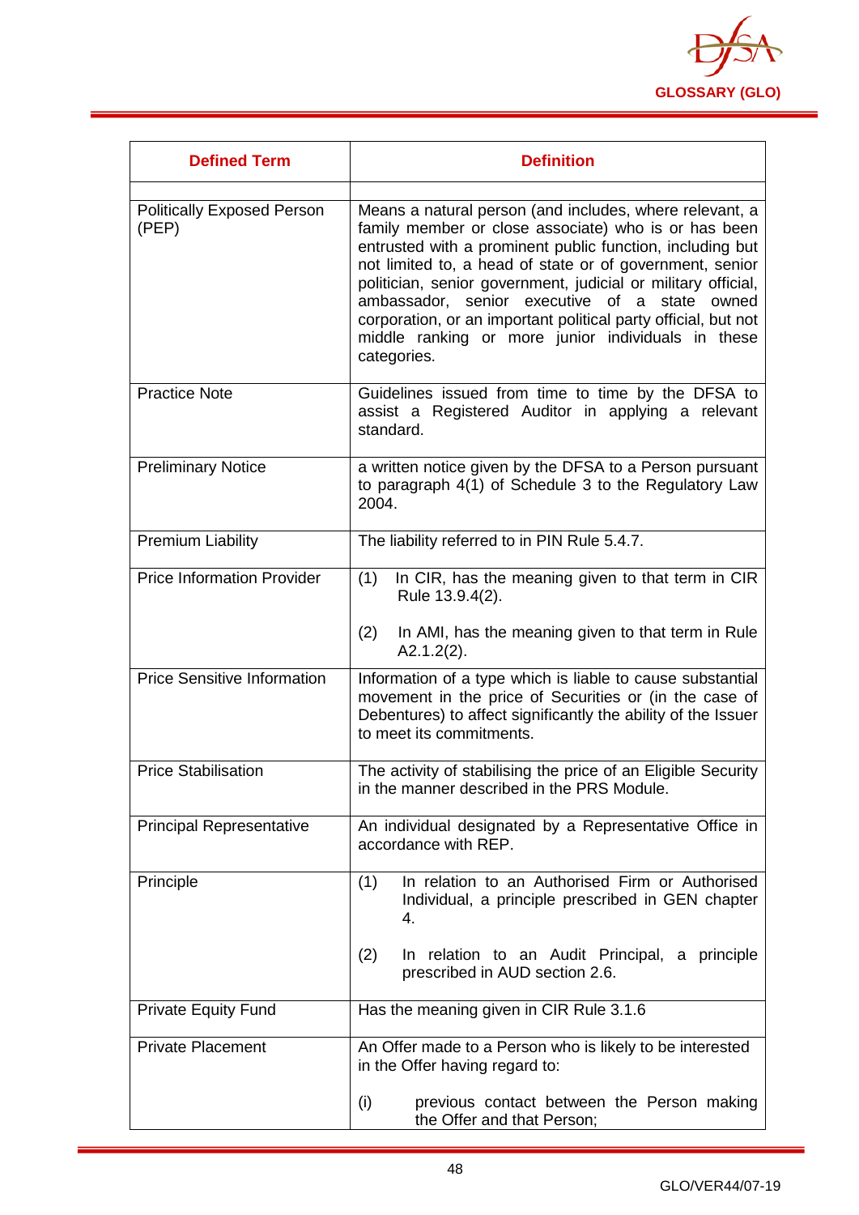| Defined Term | Definition |
|---|---|
| | |
| Politically Exposed Person (PEP) | Means a natural person (and includes, where relevant, a family member or close associate) who is or has been entrusted with a prominent public function, including but not limited to, a head of state or of government, senior politician, senior government, judicial or military official, ambassador, senior executive of a state owned corporation, or an important political party official, but not middle ranking or more junior individuals in these categories. |
| Practice Note | Guidelines issued from time to time by the DFSA to assist a Registered Auditor in applying a relevant standard. |
| Preliminary Notice | a written notice given by the DFSA to a Person pursuant to paragraph 4(1) of Schedule 3 to the Regulatory Law 2004. |
| Premium Liability | The liability referred to in PIN Rule 5.4.7. |
| Price Information Provider | (1) In CIR, has the meaning given to that term in CIR Rule 13.9.4(2).<br><br>(2) In AMI, has the meaning given to that term in Rule A2.1.2(2). |
| Price Sensitive Information | Information of a type which is liable to cause substantial movement in the price of Securities or (in the case of Debentures) to affect significantly the ability of the Issuer to meet its commitments. |
| Price Stabilisation | The activity of stabilising the price of an Eligible Security in the manner described in the PRS Module. |
| Principal Representative | An individual designated by a Representative Office in accordance with REP. |
| Principle | (1) In relation to an Authorised Firm or Authorised Individual, a principle prescribed in GEN chapter 4.<br><br>(2) In relation to an Audit Principal, a principle prescribed in AUD section 2.6. |
| Private Equity Fund | Has the meaning given in CIR Rule 3.1.6 |
| Private Placement | An Offer made to a Person who is likely to be interested in the Offer having regard to:<br><br>(i) previous contact between the Person making the Offer and that Person; |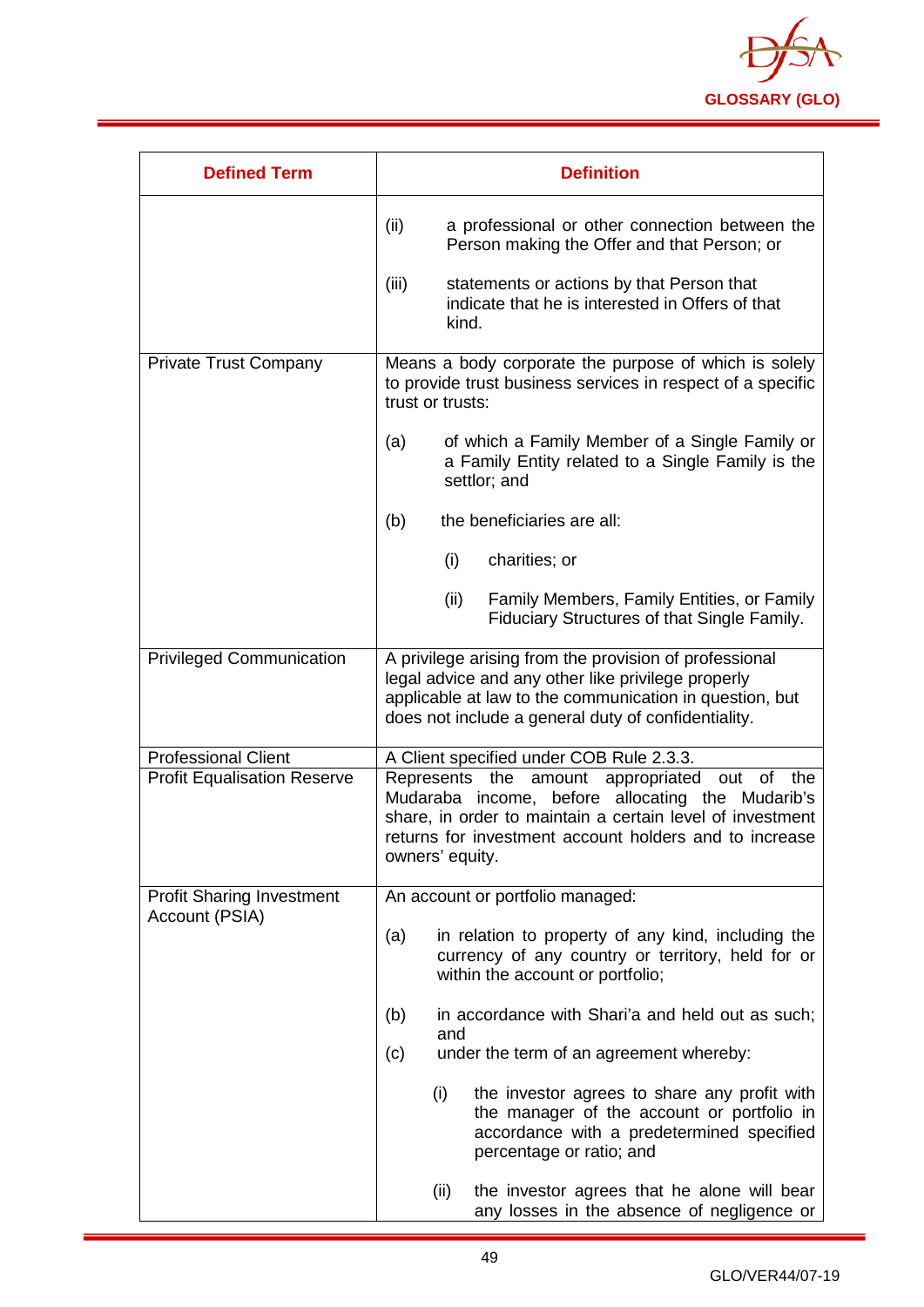| Defined Term | Definition |
|---|---|
| | (ii) a professional or other connection between the Person making the Offer and that Person; or<br><br>(iii) statements or actions by that Person that indicate that he is interested in Offers of that kind. |
| Private Trust Company | Means a body corporate the purpose of which is solely to provide trust business services in respect of a specific trust or trusts:<br><br>(a) of which a Family Member of a Single Family or a Family Entity related to a Single Family is the settlor; and<br><br>(b) the beneficiaries are all:<br><br>(i) charities; or<br><br>(ii) Family Members, Family Entities, or Family Fiduciary Structures of that Single Family. |
| Privileged Communication | A privilege arising from the provision of professional legal advice and any other like privilege properly applicable at law to the communication in question, but does not include a general duty of confidentiality. |
| Professional Client | A Client specified under COB Rule 2.3.3. |
| Profit Equalisation Reserve | Represents the amount appropriated out of the Mudaraba income, before allocating the Mudarib's share, in order to maintain a certain level of investment returns for investment account holders and to increase owners' equity. |
| Profit Sharing Investment Account (PSIA) | An account or portfolio managed:<br><br>(a) in relation to property of any kind, including the currency of any country or territory, held for or within the account or portfolio;<br><br>(b) in accordance with Shari'a and held out as such; and<br><br>(c) under the term of an agreement whereby:<br><br>(i) the investor agrees to share any profit with the manager of the account or portfolio in accordance with a predetermined specified percentage or ratio; and<br><br>(ii) the investor agrees that he alone will bear any losses in the absence of negligence or |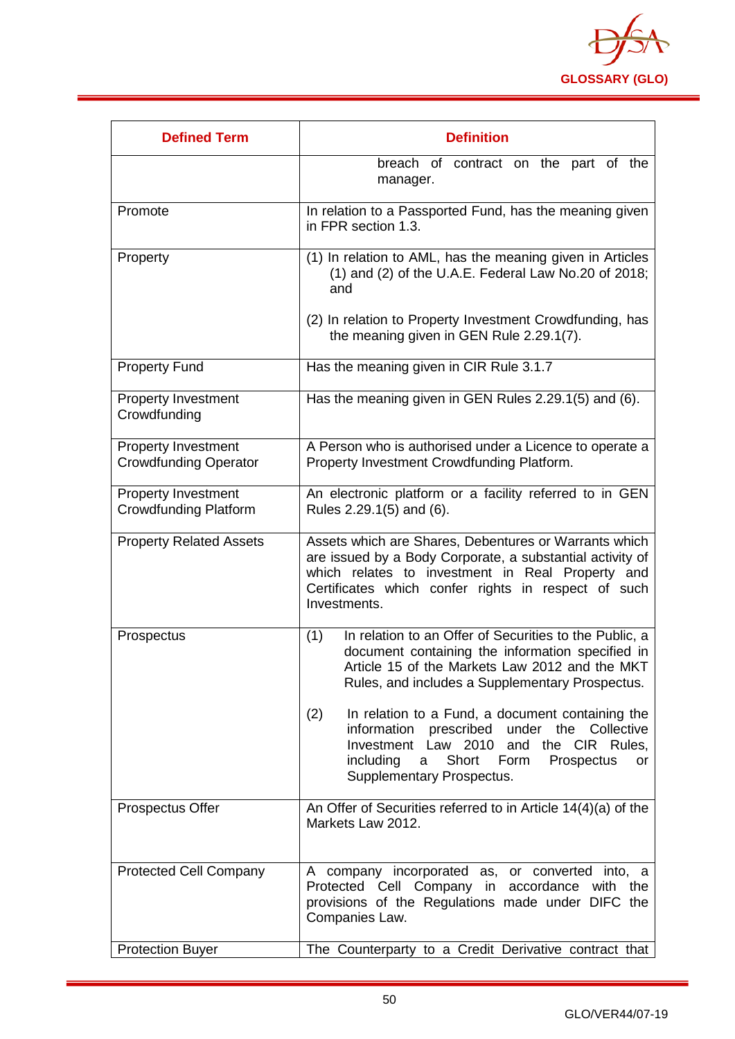| Defined Term | Definition |
|---|---|
| | breach of contract on the part of the manager. |
| Promote | In relation to a Passported Fund, has the meaning given in FPR section 1.3. |
| Property | (1) In relation to AML, has the meaning given in Articles (1) and (2) of the U.A.E. Federal Law No.20 of 2018; and<br><br>(2) In relation to Property Investment Crowdfunding, has the meaning given in GEN Rule 2.29.1(7). |
| Property Fund | Has the meaning given in CIR Rule 3.1.7 |
| Property Investment Crowdfunding | Has the meaning given in GEN Rules 2.29.1(5) and (6). |
| Property Investment Crowdfunding Operator | A Person who is authorised under a Licence to operate a Property Investment Crowdfunding Platform. |
| Property Investment Crowdfunding Platform | An electronic platform or a facility referred to in GEN Rules 2.29.1(5) and (6). |
| Property Related Assets | Assets which are Shares, Debentures or Warrants which are issued by a Body Corporate, a substantial activity of which relates to investment in Real Property and Certificates which confer rights in respect of such Investments. |
| Prospectus | (1) In relation to an Offer of Securities to the Public, a document containing the information specified in Article 15 of the Markets Law 2012 and the MKT Rules, and includes a Supplementary Prospectus.<br><br>(2) In relation to a Fund, a document containing the information prescribed under the Collective Investment Law 2010 and the CIR Rules, including a Short Form Prospectus or Supplementary Prospectus. |
| Prospectus Offer | An Offer of Securities referred to in Article 14(4)(a) of the Markets Law 2012. |
| Protected Cell Company | A company incorporated as, or converted into, a Protected Cell Company in accordance with the provisions of the Regulations made under DIFC the Companies Law. |
| Protection Buyer | The Counterparty to a Credit Derivative contract that |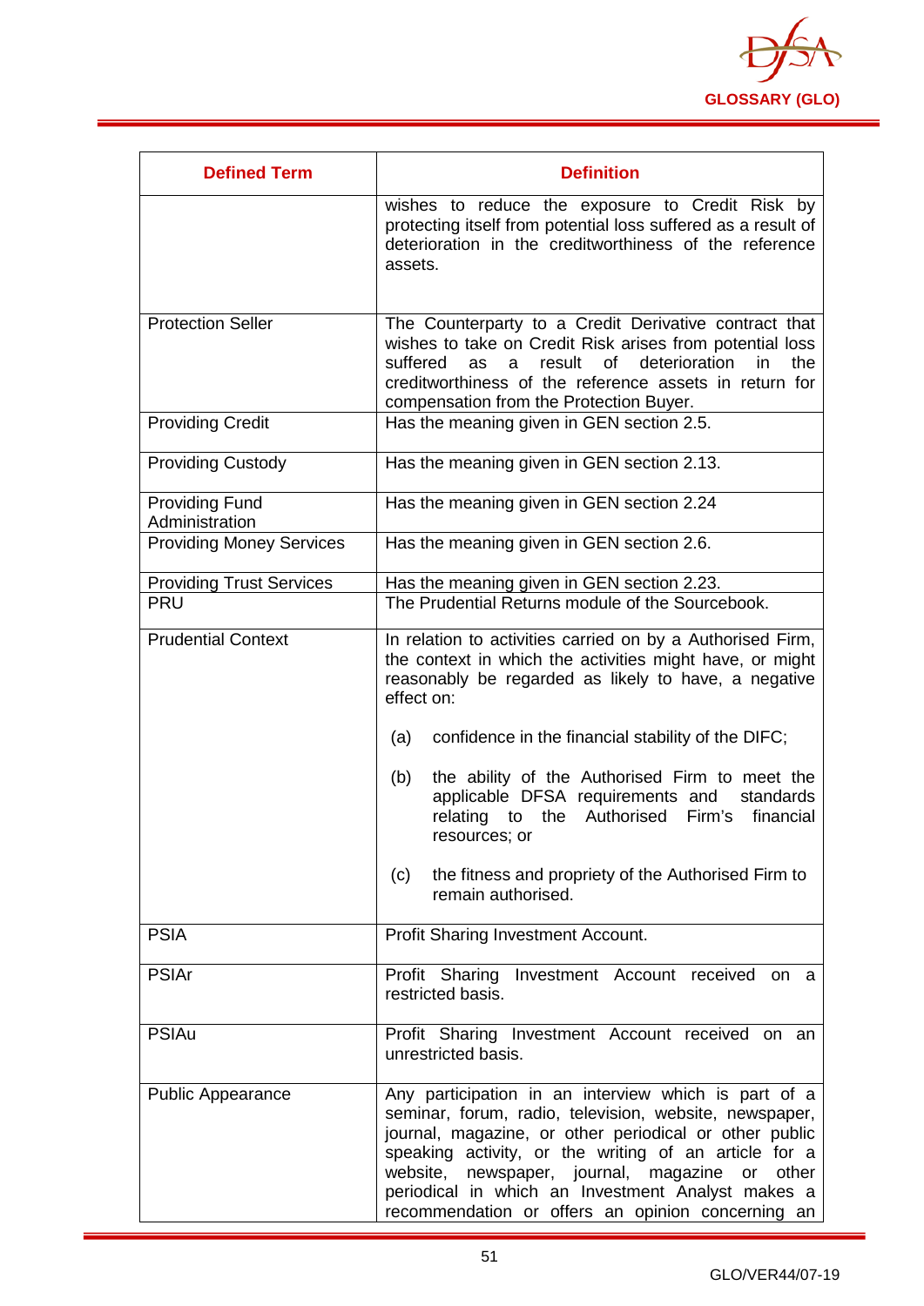| Defined Term | Definition |
|---|---|
| | wishes to reduce the exposure to Credit Risk by protecting itself from potential loss suffered as a result of deterioration in the creditworthiness of the reference assets. |
| Protection Seller | The Counterparty to a Credit Derivative contract that wishes to take on Credit Risk arises from potential loss suffered as a result of deterioration in the creditworthiness of the reference assets in return for compensation from the Protection Buyer. |
| Providing Credit | Has the meaning given in GEN section 2.5. |
| Providing Custody | Has the meaning given in GEN section 2.13. |
| Providing Fund Administration | Has the meaning given in GEN section 2.24 |
| Providing Money Services | Has the meaning given in GEN section 2.6. |
| Providing Trust Services | Has the meaning given in GEN section 2.23. |
| PRU | The Prudential Returns module of the Sourcebook. |
| Prudential Context | In relation to activities carried on by a Authorised Firm, the context in which the activities might have, or might reasonably be regarded as likely to have, a negative effect on:<br><br>(a) confidence in the financial stability of the DIFC;<br><br>(b) the ability of the Authorised Firm to meet the applicable DFSA requirements and standards relating to the Authorised Firm's financial resources; or<br><br>(c) the fitness and propriety of the Authorised Firm to remain authorised. |
| PSIA | Profit Sharing Investment Account. |
| PSIAr | Profit Sharing Investment Account received on a restricted basis. |
| PSIAu | Profit Sharing Investment Account received on an unrestricted basis. |
| Public Appearance | Any participation in an interview which is part of a seminar, forum, radio, television, website, newspaper, journal, magazine, or other periodical or other public speaking activity, or the writing of an article for a website, newspaper, journal, magazine or other periodical in which an Investment Analyst makes a recommendation or offers an opinion concerning an |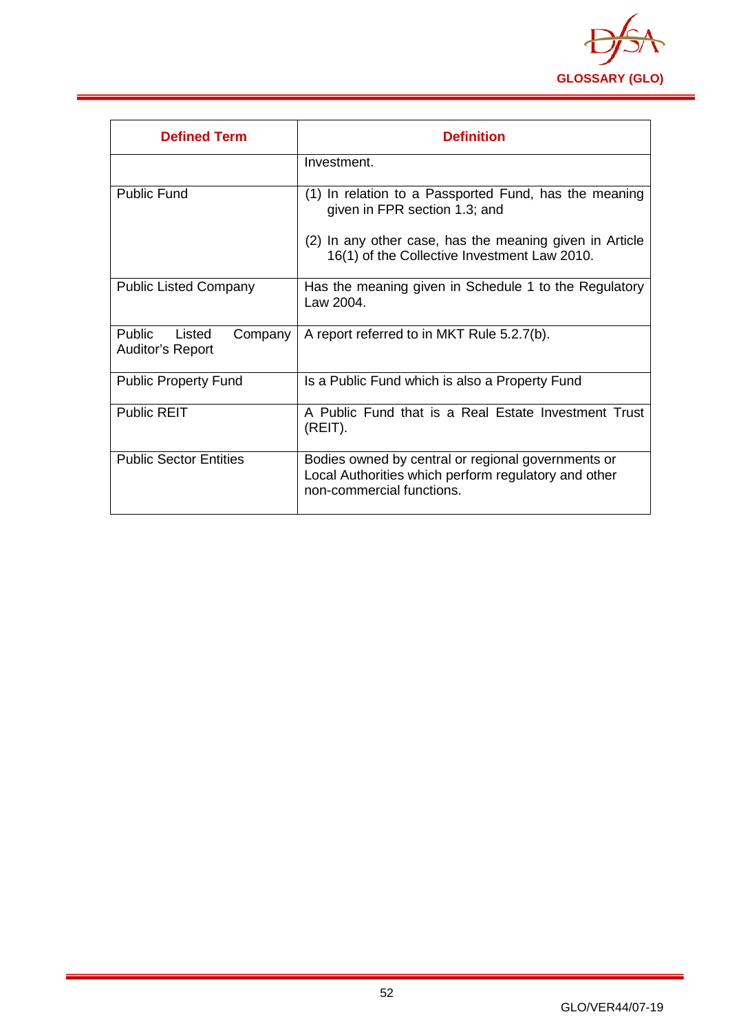| Defined Term | Definition |
|---|---|
| | Investment. |
| Public Fund | (1) In relation to a Passported Fund, has the meaning given in FPR section 1.3; and<br><br>(2) In any other case, has the meaning given in Article 16(1) of the Collective Investment Law 2010. |
| Public Listed Company | Has the meaning given in Schedule 1 to the Regulatory Law 2004. |
| Public Listed Company Auditor's Report | A report referred to in MKT Rule 5.2.7(b). |
| Public Property Fund | Is a Public Fund which is also a Property Fund |
| Public REIT | A Public Fund that is a Real Estate Investment Trust (REIT). |
| Public Sector Entities | Bodies owned by central or regional governments or Local Authorities which perform regulatory and other non-commercial functions. |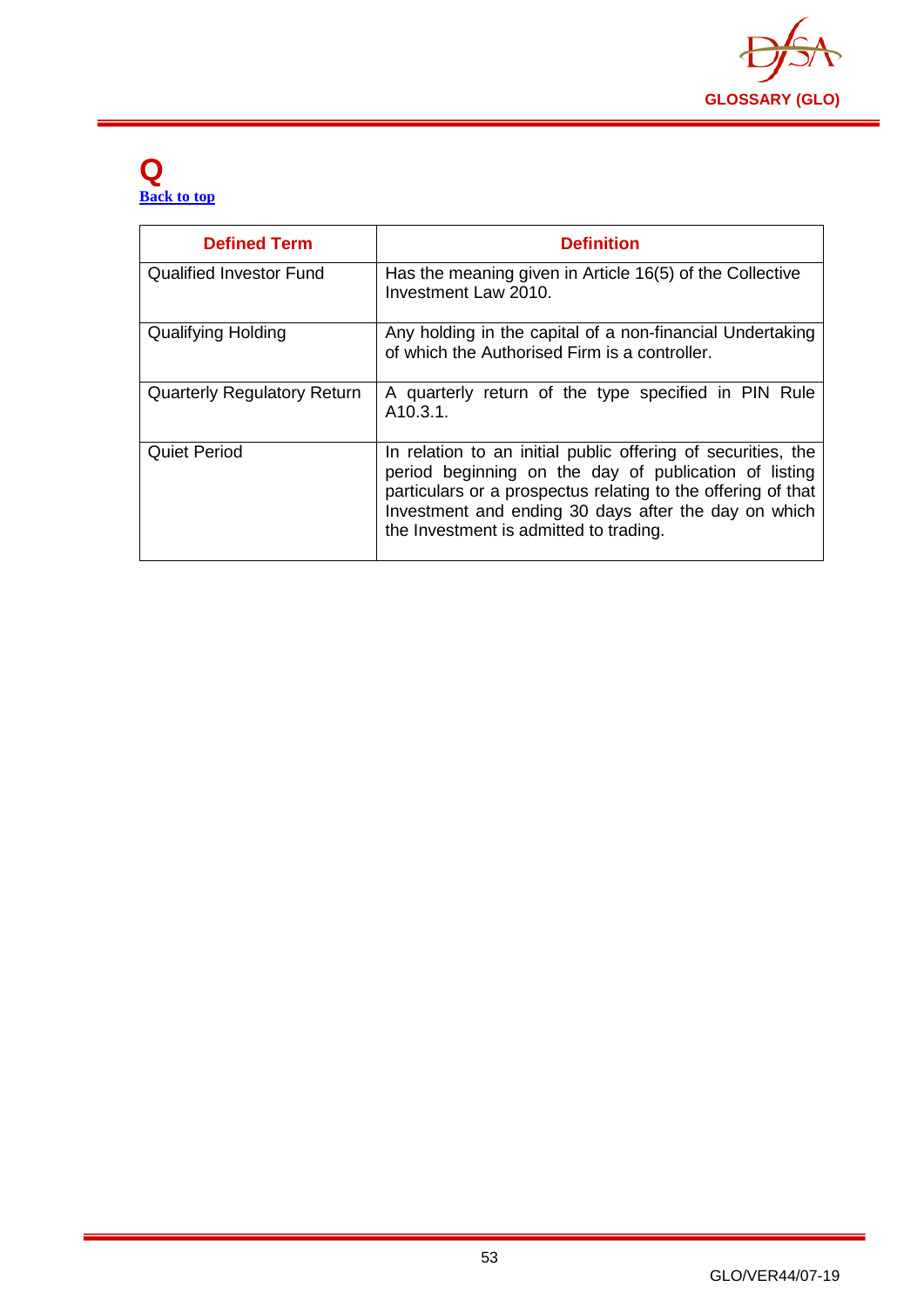# Q

[Back to top]

| Defined Term | Definition |
|---|---|
| Qualified Investor Fund | Has the meaning given in Article 16(5) of the Collective Investment Law 2010. |
| Qualifying Holding | Any holding in the capital of a non-financial Undertaking of which the Authorised Firm is a controller. |
| Quarterly Regulatory Return | A quarterly return of the type specified in PIN Rule A10.3.1. |
| Quiet Period | In relation to an initial public offering of securities, the period beginning on the day of publication of listing particulars or a prospectus relating to the offering of that Investment and ending 30 days after the day on which the Investment is admitted to trading. |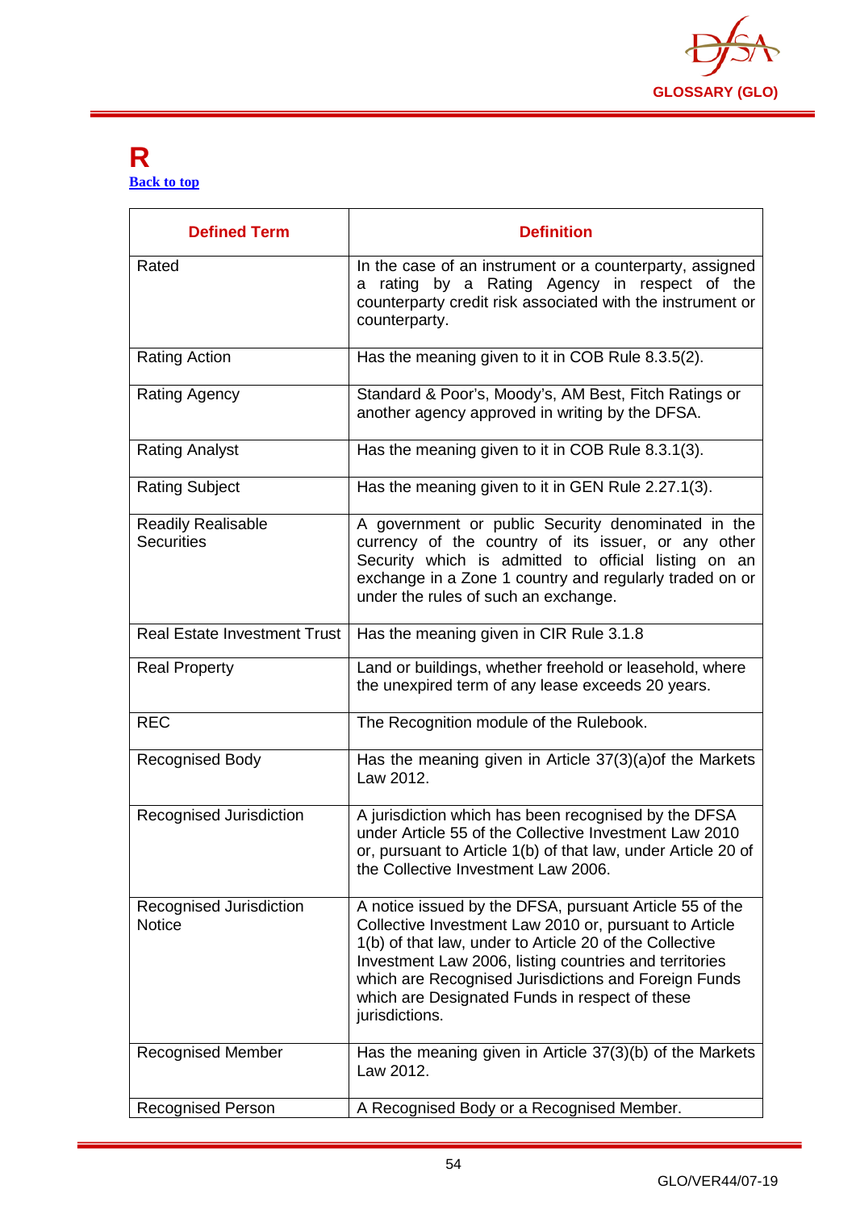# R

[Back to top](#)

| Defined Term | Definition |
|---|---|
| Rated | In the case of an instrument or a counterparty, assigned a rating by a Rating Agency in respect of the counterparty credit risk associated with the instrument or counterparty. |
| Rating Action | Has the meaning given to it in COB Rule 8.3.5(2). |
| Rating Agency | Standard & Poor's, Moody's, AM Best, Fitch Ratings or another agency approved in writing by the DFSA. |
| Rating Analyst | Has the meaning given to it in COB Rule 8.3.1(3). |
| Rating Subject | Has the meaning given to it in GEN Rule 2.27.1(3). |
| Readily Realisable Securities | A government or public Security denominated in the currency of the country of its issuer, or any other Security which is admitted to official listing on an exchange in a Zone 1 country and regularly traded on or under the rules of such an exchange. |
| Real Estate Investment Trust | Has the meaning given in CIR Rule 3.1.8 |
| Real Property | Land or buildings, whether freehold or leasehold, where the unexpired term of any lease exceeds 20 years. |
| REC | The Recognition module of the Rulebook. |
| Recognised Body | Has the meaning given in Article 37(3)(a)of the Markets Law 2012. |
| Recognised Jurisdiction | A jurisdiction which has been recognised by the DFSA under Article 55 of the Collective Investment Law 2010 or, pursuant to Article 1(b) of that law, under Article 20 of the Collective Investment Law 2006. |
| Recognised Jurisdiction Notice | A notice issued by the DFSA, pursuant Article 55 of the Collective Investment Law 2010 or, pursuant to Article 1(b) of that law, under to Article 20 of the Collective Investment Law 2006, listing countries and territories which are Recognised Jurisdictions and Foreign Funds which are Designated Funds in respect of these jurisdictions. |
| Recognised Member | Has the meaning given in Article 37(3)(b) of the Markets Law 2012. |
| Recognised Person | A Recognised Body or a Recognised Member. |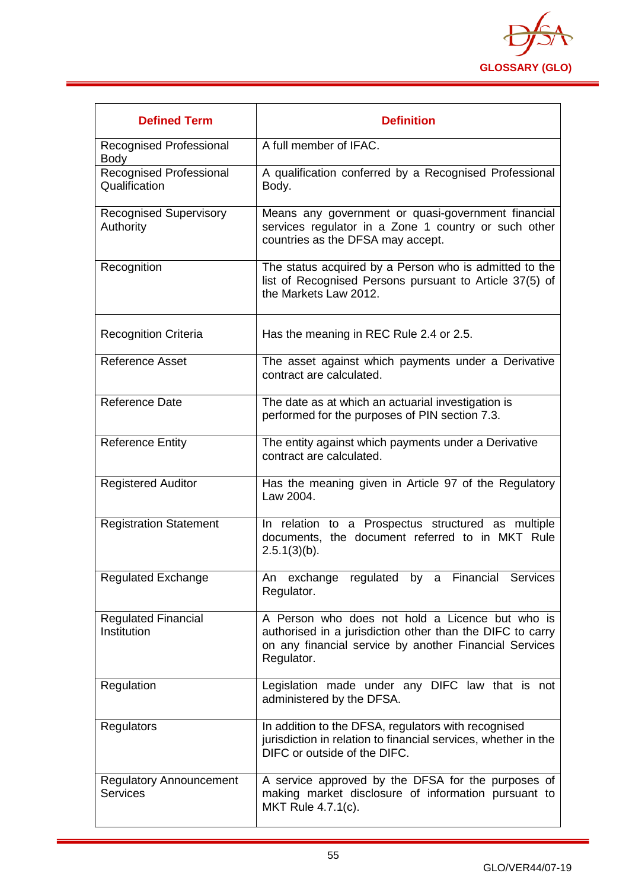| Defined Term | Definition |
|---|---|
| Recognised Professional Body | A full member of IFAC. |
| Recognised Professional Qualification | A qualification conferred by a Recognised Professional Body. |
| Recognised Supervisory Authority | Means any government or quasi-government financial services regulator in a Zone 1 country or such other countries as the DFSA may accept. |
| Recognition | The status acquired by a Person who is admitted to the list of Recognised Persons pursuant to Article 37(5) of the Markets Law 2012. |
| Recognition Criteria | Has the meaning in REC Rule 2.4 or 2.5. |
| Reference Asset | The asset against which payments under a Derivative contract are calculated. |
| Reference Date | The date as at which an actuarial investigation is performed for the purposes of PIN section 7.3. |
| Reference Entity | The entity against which payments under a Derivative contract are calculated. |
| Registered Auditor | Has the meaning given in Article 97 of the Regulatory Law 2004. |
| Registration Statement | In relation to a Prospectus structured as multiple documents, the document referred to in MKT Rule 2.5.1(3)(b). |
| Regulated Exchange | An exchange regulated by a Financial Services Regulator. |
| Regulated Financial Institution | A Person who does not hold a Licence but who is authorised in a jurisdiction other than the DIFC to carry on any financial service by another Financial Services Regulator. |
| Regulation | Legislation made under any DIFC law that is not administered by the DFSA. |
| Regulators | In addition to the DFSA, regulators with recognised jurisdiction in relation to financial services, whether in the DIFC or outside of the DIFC. |
| Regulatory Announcement Services | A service approved by the DFSA for the purposes of making market disclosure of information pursuant to MKT Rule 4.7.1(c). |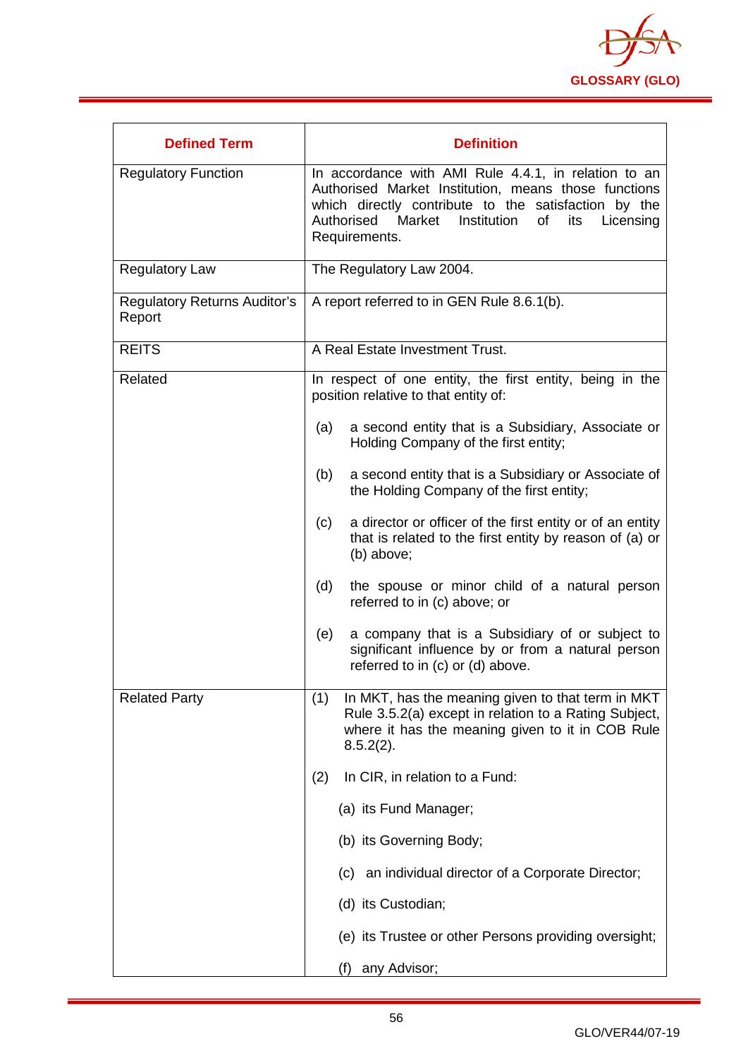| Defined Term | Definition |
|---|---|
| Regulatory Function | In accordance with AMI Rule 4.4.1, in relation to an Authorised Market Institution, means those functions which directly contribute to the satisfaction by the Authorised Market Institution of its Licensing Requirements. |
| Regulatory Law | The Regulatory Law 2004. |
| Regulatory Returns Auditor's Report | A report referred to in GEN Rule 8.6.1(b). |
| REITS | A Real Estate Investment Trust. |
| Related | In respect of one entity, the first entity, being in the position relative to that entity of:<br><br>(a) a second entity that is a Subsidiary, Associate or Holding Company of the first entity;<br><br>(b) a second entity that is a Subsidiary or Associate of the Holding Company of the first entity;<br><br>(c) a director or officer of the first entity or of an entity that is related to the first entity by reason of (a) or (b) above;<br><br>(d) the spouse or minor child of a natural person referred to in (c) above; or<br><br>(e) a company that is a Subsidiary of or subject to significant influence by or from a natural person referred to in (c) or (d) above. |
| Related Party | (1) In MKT, has the meaning given to that term in MKT Rule 3.5.2(a) except in relation to a Rating Subject, where it has the meaning given to it in COB Rule 8.5.2(2).<br><br>(2) In CIR, in relation to a Fund:<br><br>(a) its Fund Manager;<br><br>(b) its Governing Body;<br><br>(c) an individual director of a Corporate Director;<br><br>(d) its Custodian;<br><br>(e) its Trustee or other Persons providing oversight;<br><br>(f) any Advisor; |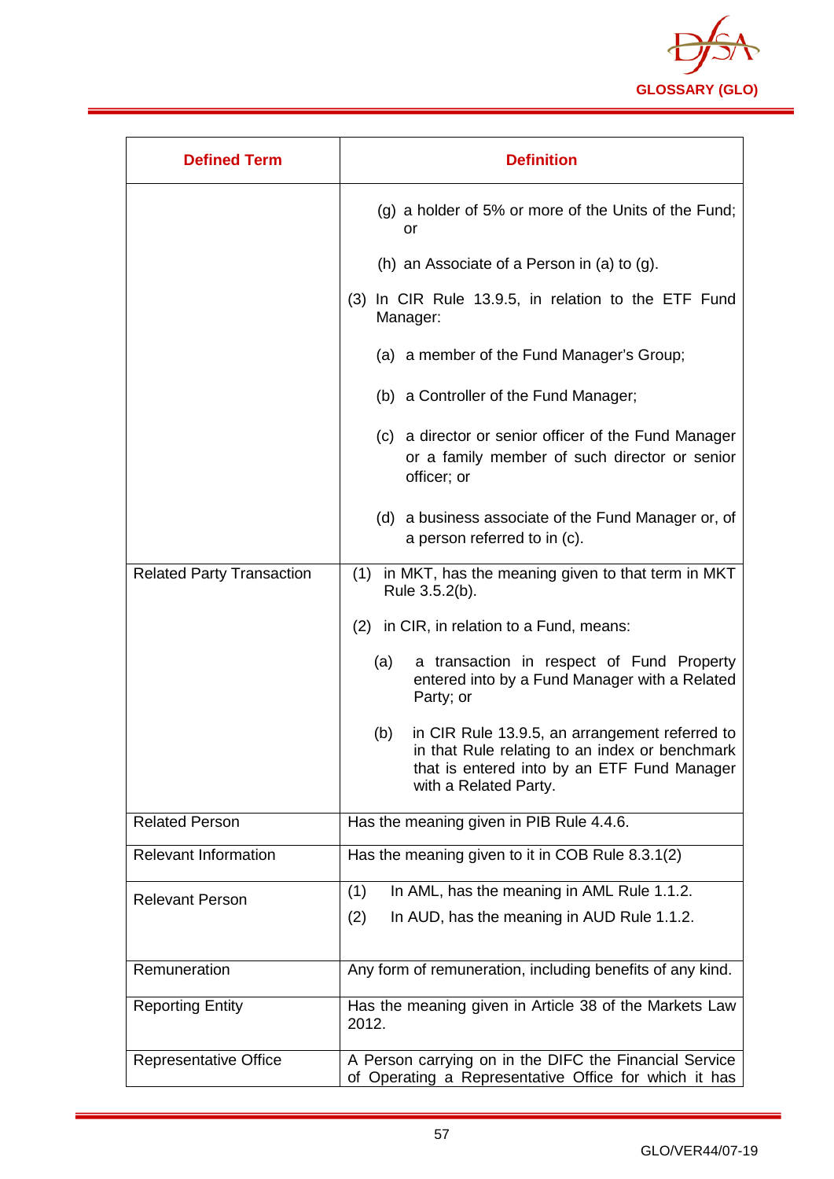| Defined Term | Definition |
|---|---|
| | (g) a holder of 5% or more of the Units of the Fund; or<br><br>(h) an Associate of a Person in (a) to (g).<br><br>(3) In CIR Rule 13.9.5, in relation to the ETF Fund Manager:<br><br>(a) a member of the Fund Manager's Group;<br><br>(b) a Controller of the Fund Manager;<br><br>(c) a director or senior officer of the Fund Manager or a family member of such director or senior officer; or<br><br>(d) a business associate of the Fund Manager or, of a person referred to in (c). |
| Related Party Transaction | (1) in MKT, has the meaning given to that term in MKT Rule 3.5.2(b).<br><br>(2) in CIR, in relation to a Fund, means:<br><br>(a) a transaction in respect of Fund Property entered into by a Fund Manager with a Related Party; or<br><br>(b) in CIR Rule 13.9.5, an arrangement referred to in that Rule relating to an index or benchmark that is entered into by an ETF Fund Manager with a Related Party. |
| Related Person | Has the meaning given in PIB Rule 4.4.6. |
| Relevant Information | Has the meaning given to it in COB Rule 8.3.1(2) |
| Relevant Person | (1) In AML, has the meaning in AML Rule 1.1.2.<br><br>(2) In AUD, has the meaning in AUD Rule 1.1.2. |
| Remuneration | Any form of remuneration, including benefits of any kind. |
| Reporting Entity | Has the meaning given in Article 38 of the Markets Law 2012. |
| Representative Office | A Person carrying on in the DIFC the Financial Service of Operating a Representative Office for which it has |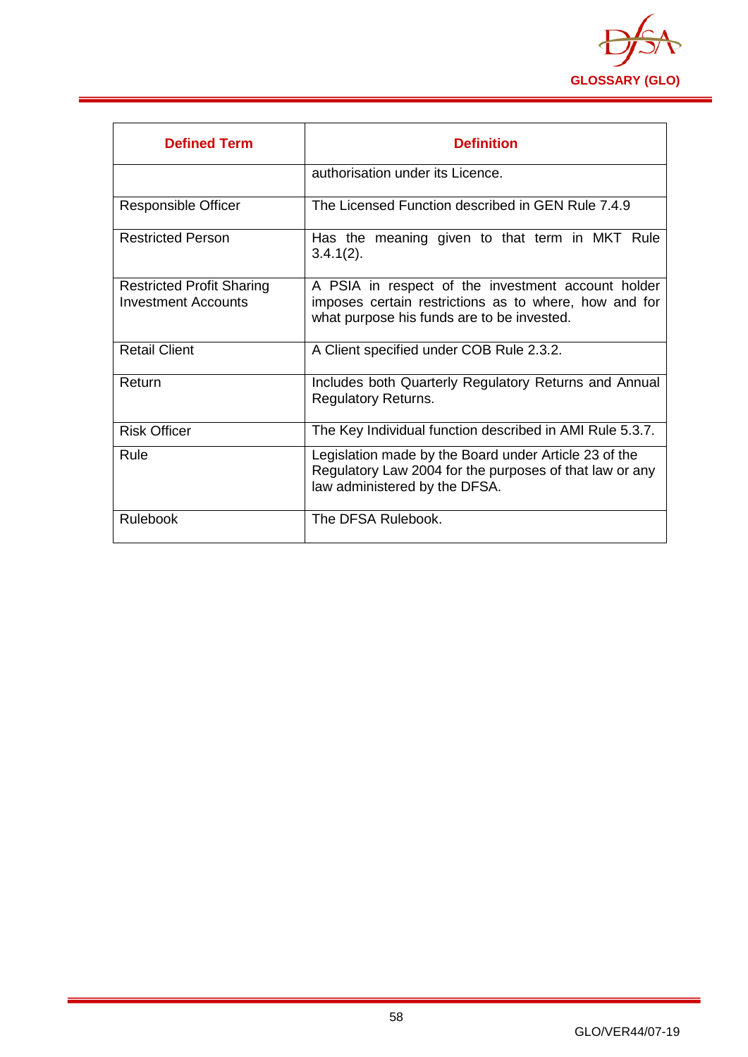| Defined Term | Definition |
|---|---|
| | authorisation under its Licence. |
| Responsible Officer | The Licensed Function described in GEN Rule 7.4.9 |
| Restricted Person | Has the meaning given to that term in MKT Rule 3.4.1(2). |
| Restricted Profit Sharing Investment Accounts | A PSIA in respect of the investment account holder imposes certain restrictions as to where, how and for what purpose his funds are to be invested. |
| Retail Client | A Client specified under COB Rule 2.3.2. |
| Return | Includes both Quarterly Regulatory Returns and Annual Regulatory Returns. |
| Risk Officer | The Key Individual function described in AMI Rule 5.3.7. |
| Rule | Legislation made by the Board under Article 23 of the Regulatory Law 2004 for the purposes of that law or any law administered by the DFSA. |
| Rulebook | The DFSA Rulebook. |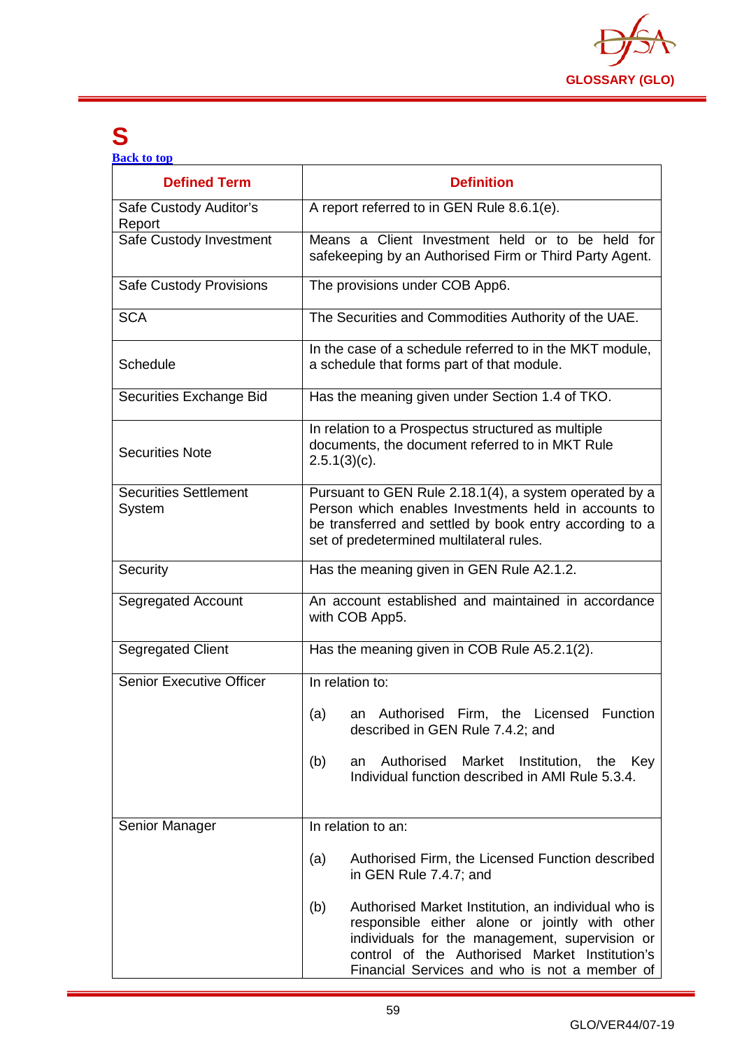# S

[Back to top]

| Defined Term | Definition |
|---|---|
| Safe Custody Auditor's Report | A report referred to in GEN Rule 8.6.1(e). |
| Safe Custody Investment | Means a Client Investment held or to be held for safekeeping by an Authorised Firm or Third Party Agent. |
| Safe Custody Provisions | The provisions under COB App6. |
| SCA | The Securities and Commodities Authority of the UAE. |
| Schedule | In the case of a schedule referred to in the MKT module, a schedule that forms part of that module. |
| Securities Exchange Bid | Has the meaning given under Section 1.4 of TKO. |
| Securities Note | In relation to a Prospectus structured as multiple documents, the document referred to in MKT Rule 2.5.1(3)(c). |
| Securities Settlement System | Pursuant to GEN Rule 2.18.1(4), a system operated by a Person which enables Investments held in accounts to be transferred and settled by book entry according to a set of predetermined multilateral rules. |
| Security | Has the meaning given in GEN Rule A2.1.2. |
| Segregated Account | An account established and maintained in accordance with COB App5. |
| Segregated Client | Has the meaning given in COB Rule A5.2.1(2). |
| Senior Executive Officer | In relation to:<br><br>(a) an Authorised Firm, the Licensed Function described in GEN Rule 7.4.2; and<br><br>(b) an Authorised Market Institution, the Key Individual function described in AMI Rule 5.3.4. |
| Senior Manager | In relation to an:<br><br>(a) Authorised Firm, the Licensed Function described in GEN Rule 7.4.7; and<br><br>(b) Authorised Market Institution, an individual who is responsible either alone or jointly with other individuals for the management, supervision or control of the Authorised Market Institution's Financial Services and who is not a member of |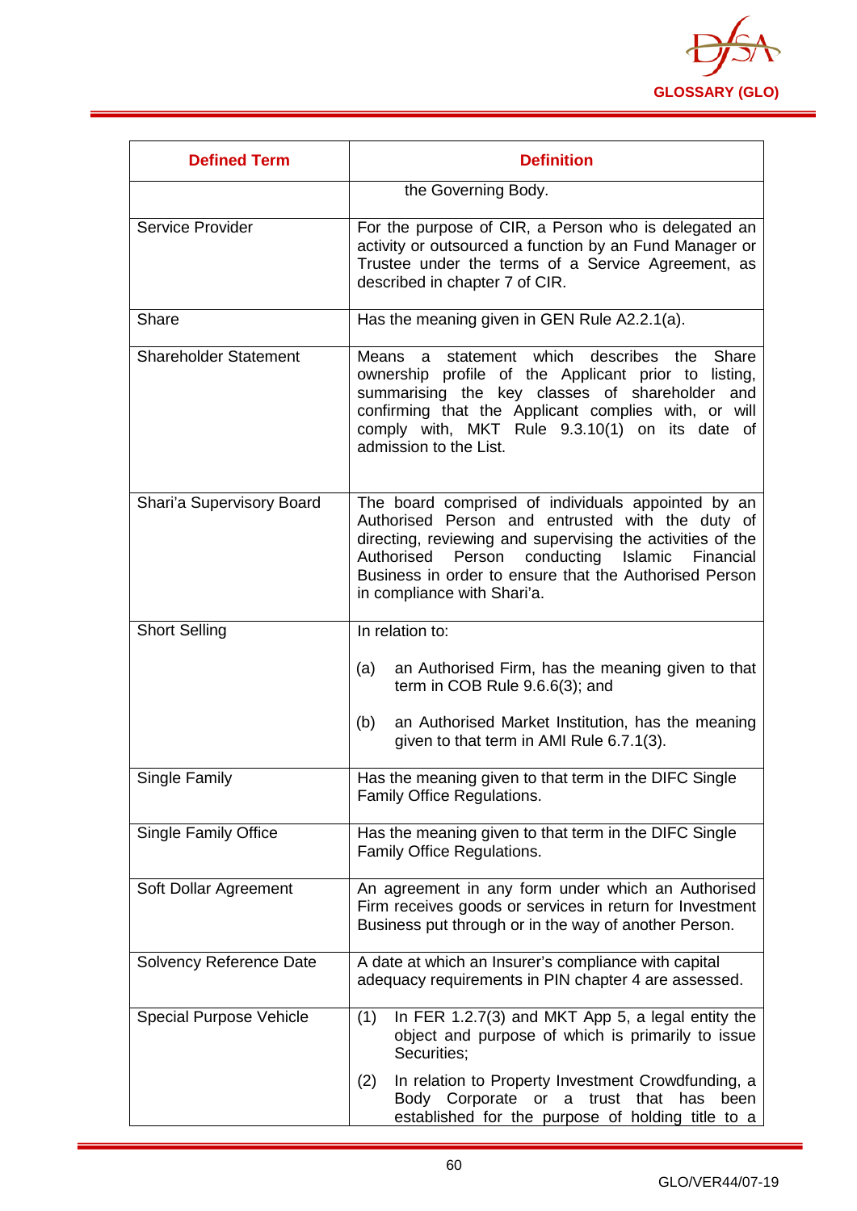| Defined Term | Definition |
|---|---|
| | the Governing Body. |
| Service Provider | For the purpose of CIR, a Person who is delegated an activity or outsourced a function by an Fund Manager or Trustee under the terms of a Service Agreement, as described in chapter 7 of CIR. |
| Share | Has the meaning given in GEN Rule A2.2.1(a). |
| Shareholder Statement | Means a statement which describes the Share ownership profile of the Applicant prior to listing, summarising the key classes of shareholder and confirming that the Applicant complies with, or will comply with, MKT Rule 9.3.10(1) on its date of admission to the List. |
| Shari'a Supervisory Board | The board comprised of individuals appointed by an Authorised Person and entrusted with the duty of directing, reviewing and supervising the activities of the Authorised Person conducting Islamic Financial Business in order to ensure that the Authorised Person in compliance with Shari'a. |
| Short Selling | In relation to:<br><br>(a) an Authorised Firm, has the meaning given to that term in COB Rule 9.6.6(3); and<br><br>(b) an Authorised Market Institution, has the meaning given to that term in AMI Rule 6.7.1(3). |
| Single Family | Has the meaning given to that term in the DIFC Single Family Office Regulations. |
| Single Family Office | Has the meaning given to that term in the DIFC Single Family Office Regulations. |
| Soft Dollar Agreement | An agreement in any form under which an Authorised Firm receives goods or services in return for Investment Business put through or in the way of another Person. |
| Solvency Reference Date | A date at which an Insurer's compliance with capital adequacy requirements in PIN chapter 4 are assessed. |
| Special Purpose Vehicle | (1) In FER 1.2.7(3) and MKT App 5, a legal entity the object and purpose of which is primarily to issue Securities;<br><br>(2) In relation to Property Investment Crowdfunding, a Body Corporate or a trust that has been established for the purpose of holding title to a |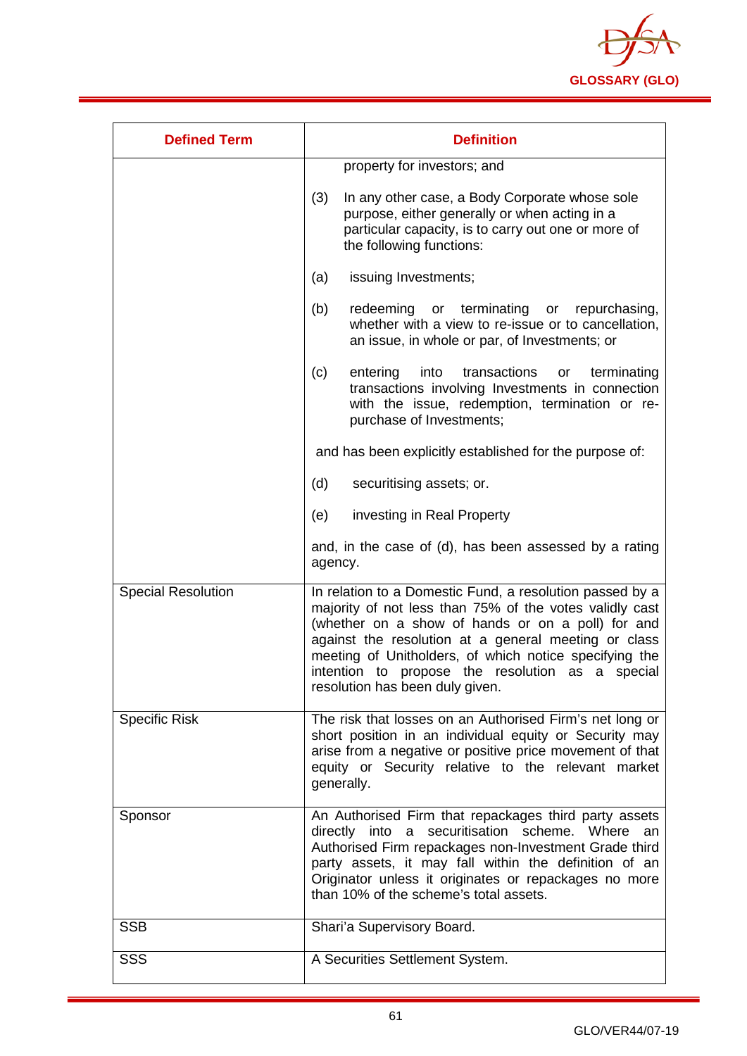| Defined Term | Definition |
|---|---|
| | property for investors; and<br><br>(3) In any other case, a Body Corporate whose sole purpose, either generally or when acting in a particular capacity, is to carry out one or more of the following functions:<br><br>(a) issuing Investments;<br><br>(b) redeeming or terminating or repurchasing, whether with a view to re-issue or to cancellation, an issue, in whole or par, of Investments; or<br><br>(c) entering into transactions or terminating transactions involving Investments in connection with the issue, redemption, termination or re-purchase of Investments;<br><br>and has been explicitly established for the purpose of:<br><br>(d) securitising assets; or.<br><br>(e) investing in Real Property<br><br>and, in the case of (d), has been assessed by a rating agency. |
| Special Resolution | In relation to a Domestic Fund, a resolution passed by a majority of not less than 75% of the votes validly cast (whether on a show of hands or on a poll) for and against the resolution at a general meeting or class meeting of Unitholders, of which notice specifying the intention to propose the resolution as a special resolution has been duly given. |
| Specific Risk | The risk that losses on an Authorised Firm's net long or short position in an individual equity or Security may arise from a negative or positive price movement of that equity or Security relative to the relevant market generally. |
| Sponsor | An Authorised Firm that repackages third party assets directly into a securitisation scheme. Where an Authorised Firm repackages non-Investment Grade third party assets, it may fall within the definition of an Originator unless it originates or repackages no more than 10% of the scheme's total assets. |
| SSB | Shari'a Supervisory Board. |
| SSS | A Securities Settlement System. |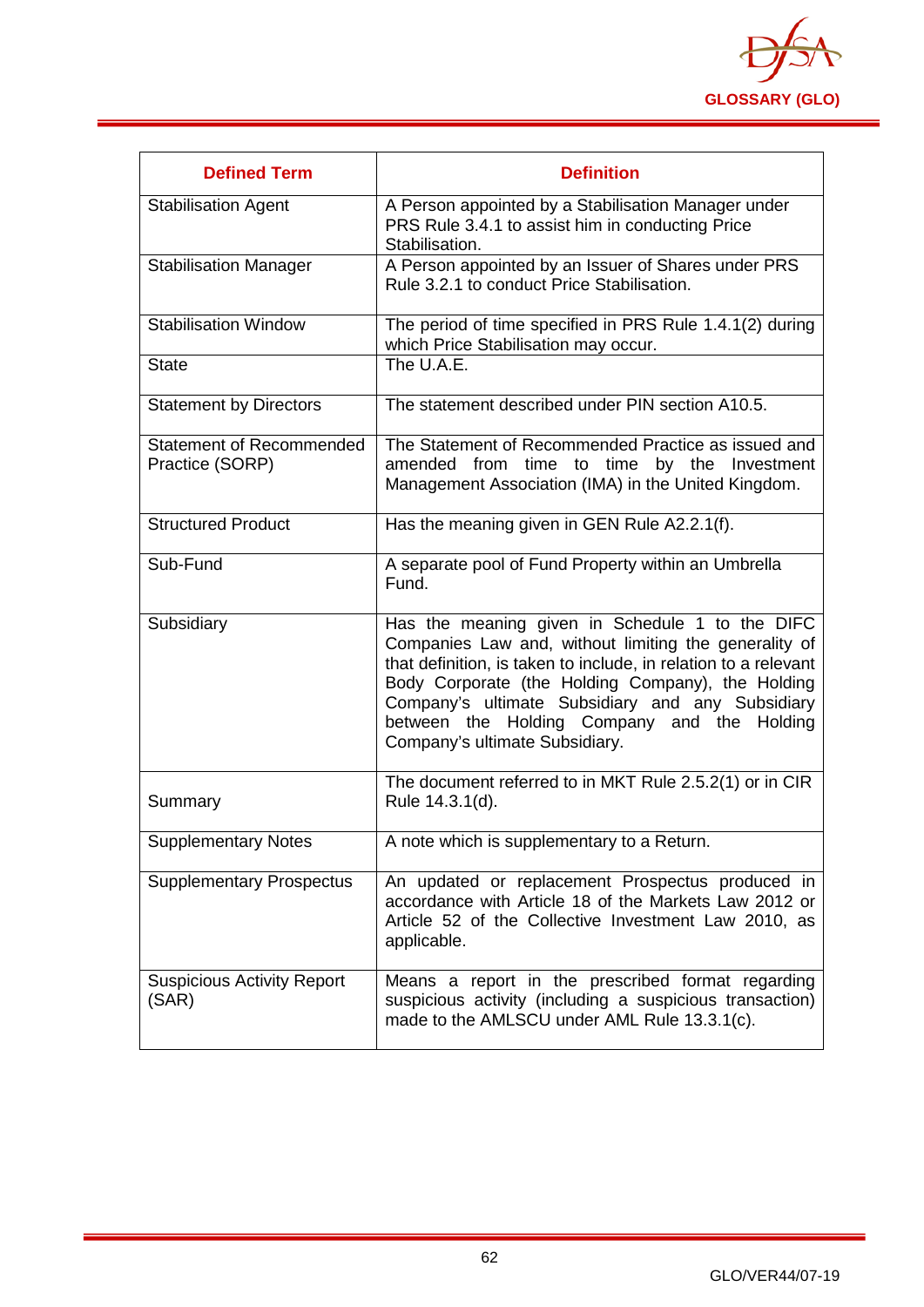| Defined Term | Definition |
|---|---|
| Stabilisation Agent | A Person appointed by a Stabilisation Manager under PRS Rule 3.4.1 to assist him in conducting Price Stabilisation. |
| Stabilisation Manager | A Person appointed by an Issuer of Shares under PRS Rule 3.2.1 to conduct Price Stabilisation. |
| Stabilisation Window | The period of time specified in PRS Rule 1.4.1(2) during which Price Stabilisation may occur. |
| State | The U.A.E. |
| Statement by Directors | The statement described under PIN section A10.5. |
| Statement of Recommended Practice (SORP) | The Statement of Recommended Practice as issued and amended from time to time by the Investment Management Association (IMA) in the United Kingdom. |
| Structured Product | Has the meaning given in GEN Rule A2.2.1(f). |
| Sub-Fund | A separate pool of Fund Property within an Umbrella Fund. |
| Subsidiary | Has the meaning given in Schedule 1 to the DIFC Companies Law and, without limiting the generality of that definition, is taken to include, in relation to a relevant Body Corporate (the Holding Company), the Holding Company's ultimate Subsidiary and any Subsidiary between the Holding Company and the Holding Company's ultimate Subsidiary. |
| Summary | The document referred to in MKT Rule 2.5.2(1) or in CIR Rule 14.3.1(d). |
| Supplementary Notes | A note which is supplementary to a Return. |
| Supplementary Prospectus | An updated or replacement Prospectus produced in accordance with Article 18 of the Markets Law 2012 or Article 52 of the Collective Investment Law 2010, as applicable. |
| Suspicious Activity Report (SAR) | Means a report in the prescribed format regarding suspicious activity (including a suspicious transaction) made to the AMLSCU under AML Rule 13.3.1(c). |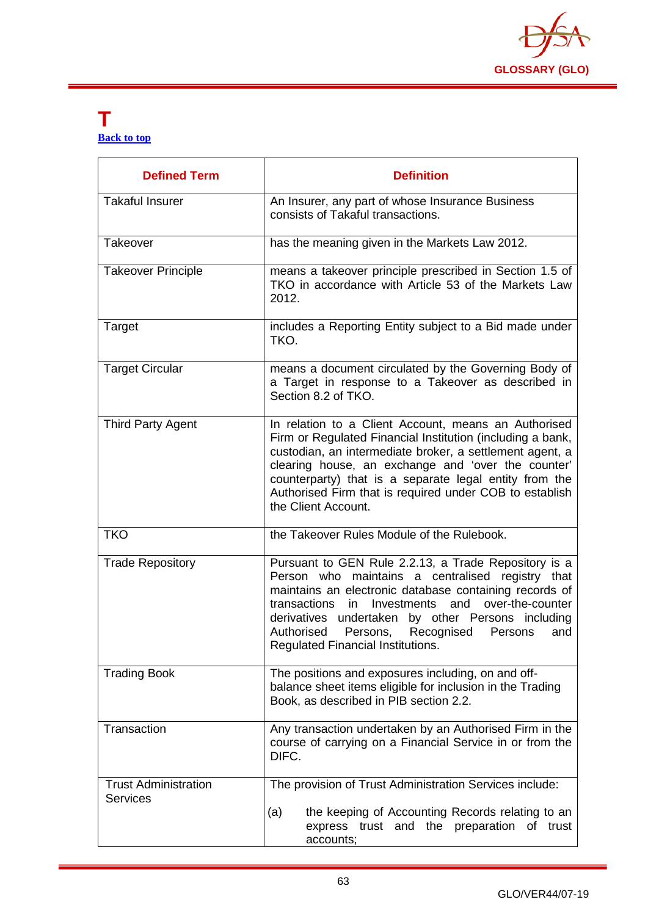# T

[Back to top](#)

| Defined Term | Definition |
|---|---|
| Takaful Insurer | An Insurer, any part of whose Insurance Business consists of Takaful transactions. |
| Takeover | has the meaning given in the Markets Law 2012. |
| Takeover Principle | means a takeover principle prescribed in Section 1.5 of TKO in accordance with Article 53 of the Markets Law 2012. |
| Target | includes a Reporting Entity subject to a Bid made under TKO. |
| Target Circular | means a document circulated by the Governing Body of a Target in response to a Takeover as described in Section 8.2 of TKO. |
| Third Party Agent | In relation to a Client Account, means an Authorised Firm or Regulated Financial Institution (including a bank, custodian, an intermediate broker, a settlement agent, a clearing house, an exchange and 'over the counter' counterparty) that is a separate legal entity from the Authorised Firm that is required under COB to establish the Client Account. |
| TKO | the Takeover Rules Module of the Rulebook. |
| Trade Repository | Pursuant to GEN Rule 2.2.13, a Trade Repository is a Person who maintains a centralised registry that maintains an electronic database containing records of transactions in Investments and over-the-counter derivatives undertaken by other Persons including Authorised Persons, Recognised Persons and Regulated Financial Institutions. |
| Trading Book | The positions and exposures including, on and off-balance sheet items eligible for inclusion in the Trading Book, as described in PIB section 2.2. |
| Transaction | Any transaction undertaken by an Authorised Firm in the course of carrying on a Financial Service in or from the DIFC. |
| Trust Administration Services | The provision of Trust Administration Services include:<br><br>(a) the keeping of Accounting Records relating to an express trust and the preparation of trust accounts; |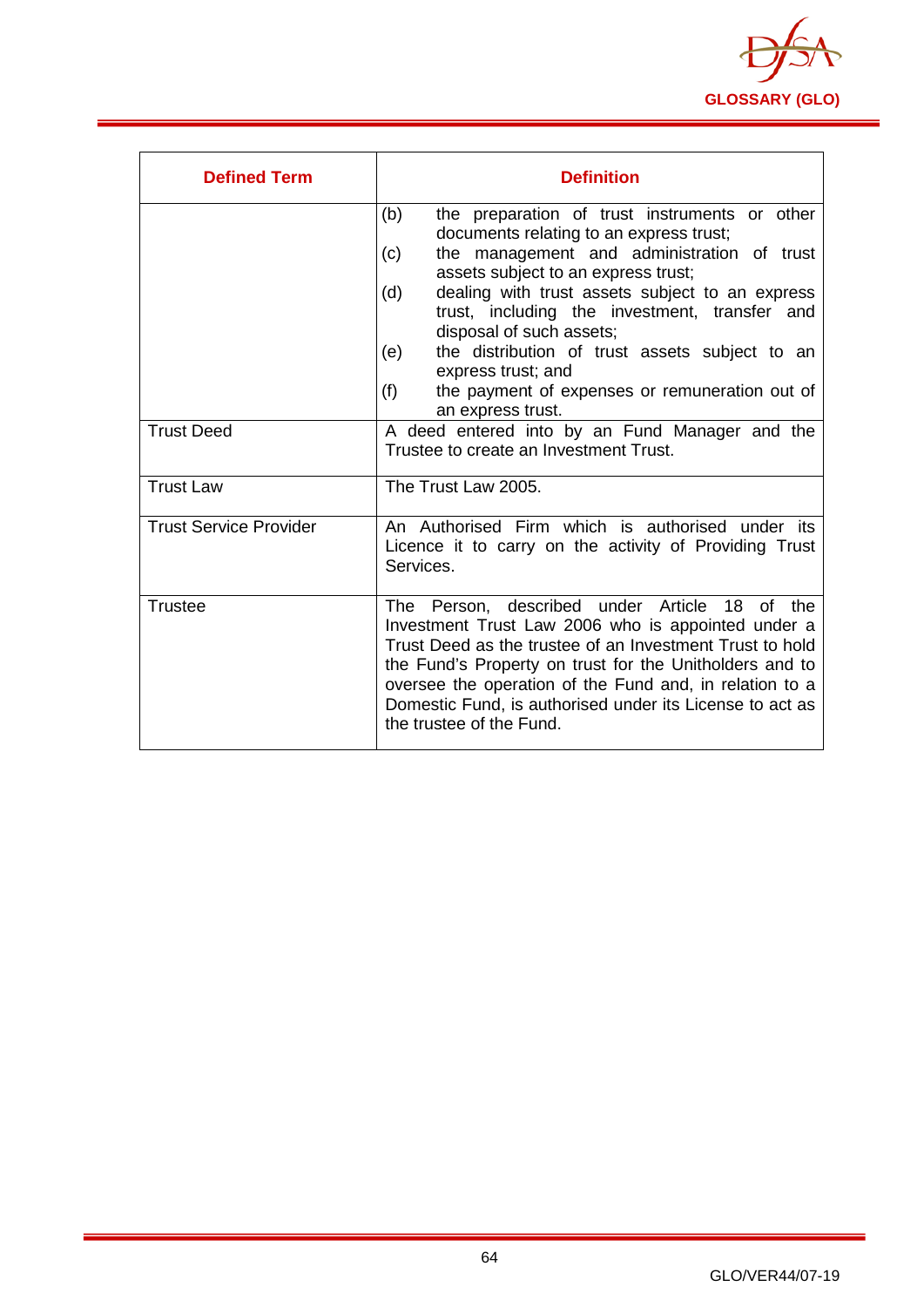| Defined Term | Definition |
|---|---|
| | (b) the preparation of trust instruments or other documents relating to an express trust;<br>(c) the management and administration of trust assets subject to an express trust;<br>(d) dealing with trust assets subject to an express trust, including the investment, transfer and disposal of such assets;<br>(e) the distribution of trust assets subject to an express trust; and<br>(f) the payment of expenses or remuneration out of an express trust. |
| Trust Deed | A deed entered into by an Fund Manager and the Trustee to create an Investment Trust. |
| Trust Law | The Trust Law 2005. |
| Trust Service Provider | An Authorised Firm which is authorised under its Licence it to carry on the activity of Providing Trust Services. |
| Trustee | The Person, described under Article 18 of the Investment Trust Law 2006 who is appointed under a Trust Deed as the trustee of an Investment Trust to hold the Fund's Property on trust for the Unitholders and to oversee the operation of the Fund and, in relation to a Domestic Fund, is authorised under its License to act as the trustee of the Fund. |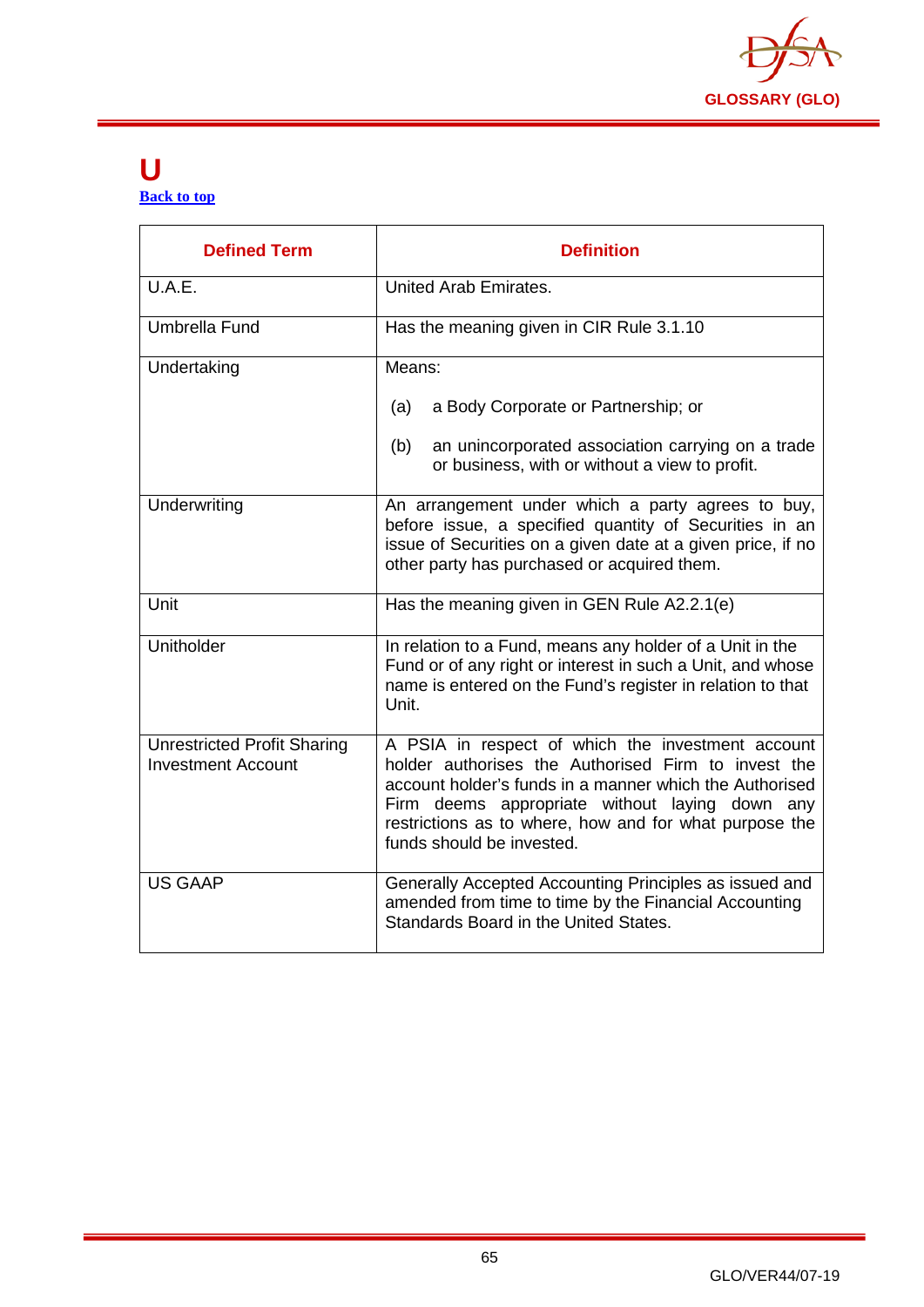# U

[Back to top](#)

| Defined Term | Definition |
|---|---|
| U.A.E. | United Arab Emirates. |
| Umbrella Fund | Has the meaning given in CIR Rule 3.1.10 |
| Undertaking | Means:<br><br>(a) a Body Corporate or Partnership; or<br><br>(b) an unincorporated association carrying on a trade or business, with or without a view to profit. |
| Underwriting | An arrangement under which a party agrees to buy, before issue, a specified quantity of Securities in an issue of Securities on a given date at a given price, if no other party has purchased or acquired them. |
| Unit | Has the meaning given in GEN Rule A2.2.1(e) |
| Unitholder | In relation to a Fund, means any holder of a Unit in the Fund or of any right or interest in such a Unit, and whose name is entered on the Fund's register in relation to that Unit. |
| Unrestricted Profit Sharing Investment Account | A PSIA in respect of which the investment account holder authorises the Authorised Firm to invest the account holder's funds in a manner which the Authorised Firm deems appropriate without laying down any restrictions as to where, how and for what purpose the funds should be invested. |
| US GAAP | Generally Accepted Accounting Principles as issued and amended from time to time by the Financial Accounting Standards Board in the United States. |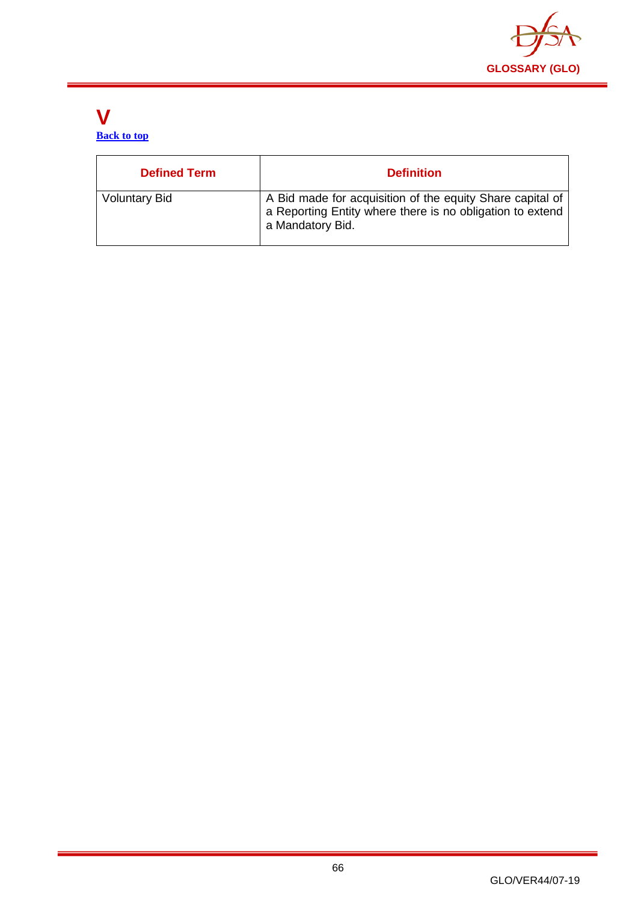# V

[Back to top](#)

| Defined Term | Definition |
|---|---|
| Voluntary Bid | A Bid made for acquisition of the equity Share capital of a Reporting Entity where there is no obligation to extend a Mandatory Bid. |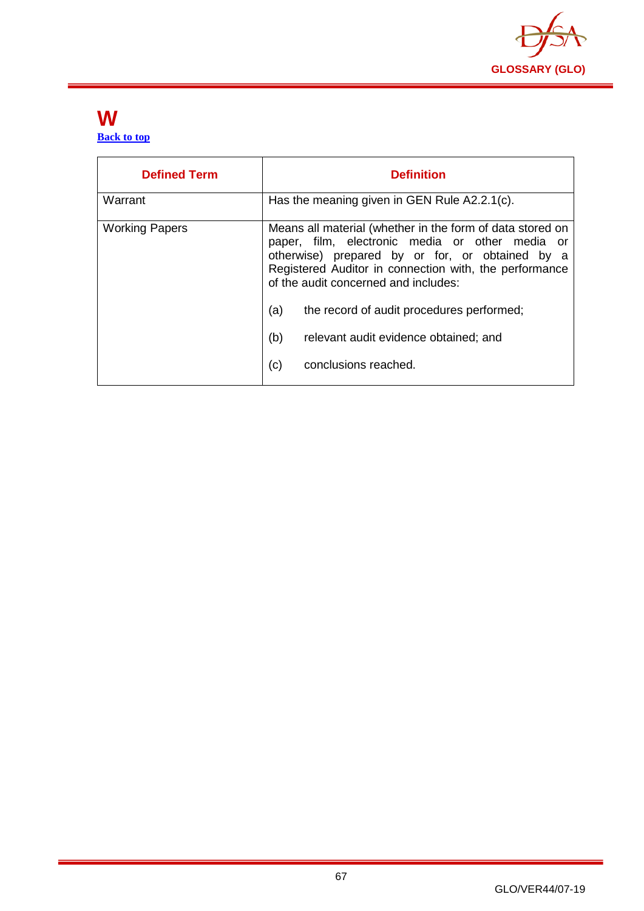# W

[Back to top](#)

| Defined Term | Definition |
|---|---|
| Warrant | Has the meaning given in GEN Rule A2.2.1(c). |
| Working Papers | Means all material (whether in the form of data stored on paper, film, electronic media or other media or otherwise) prepared by or for, or obtained by a Registered Auditor in connection with, the performance of the audit concerned and includes:<br><br>(a) the record of audit procedures performed;<br><br>(b) relevant audit evidence obtained; and<br><br>(c) conclusions reached. |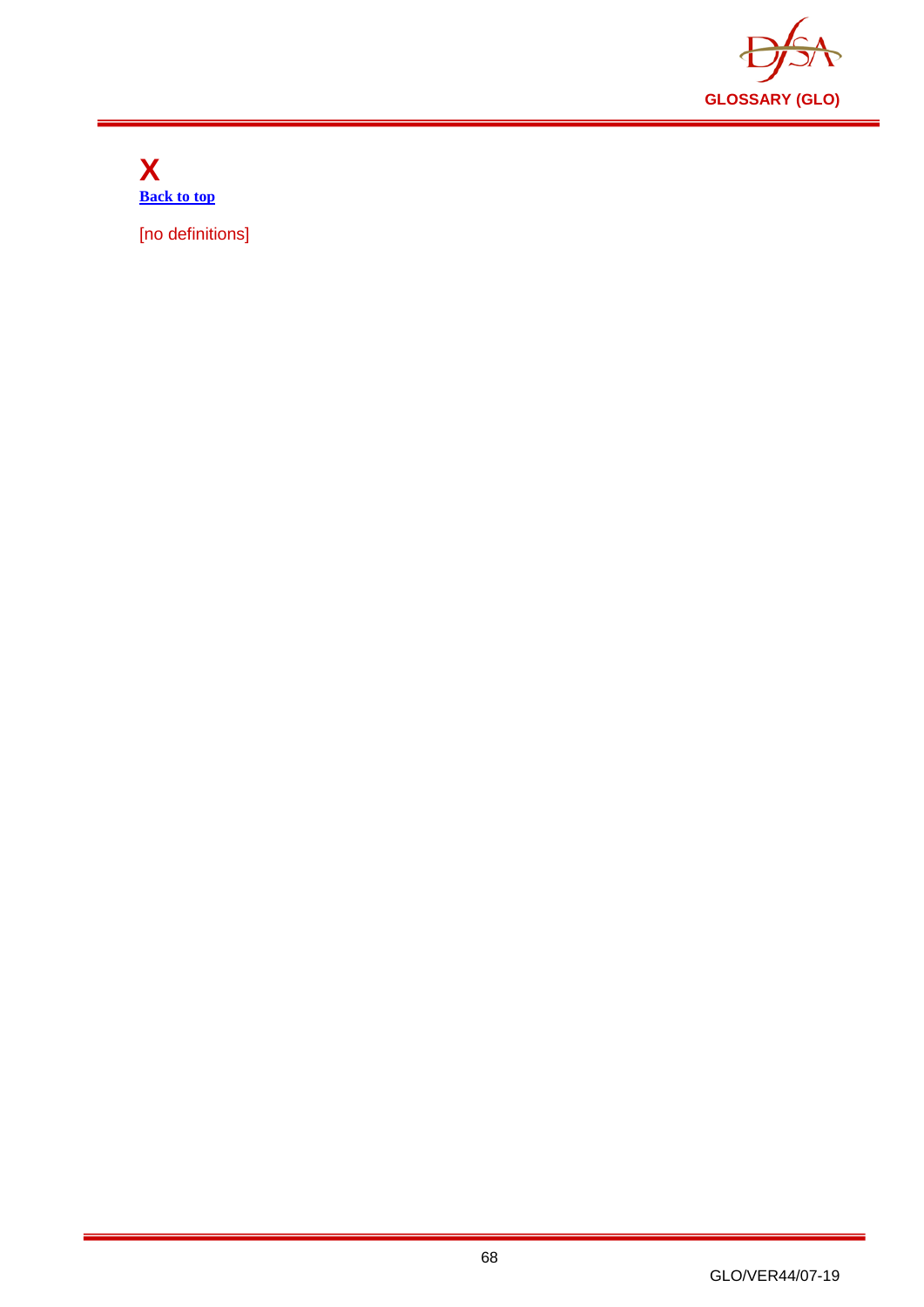# X

[Back to top]

[no definitions]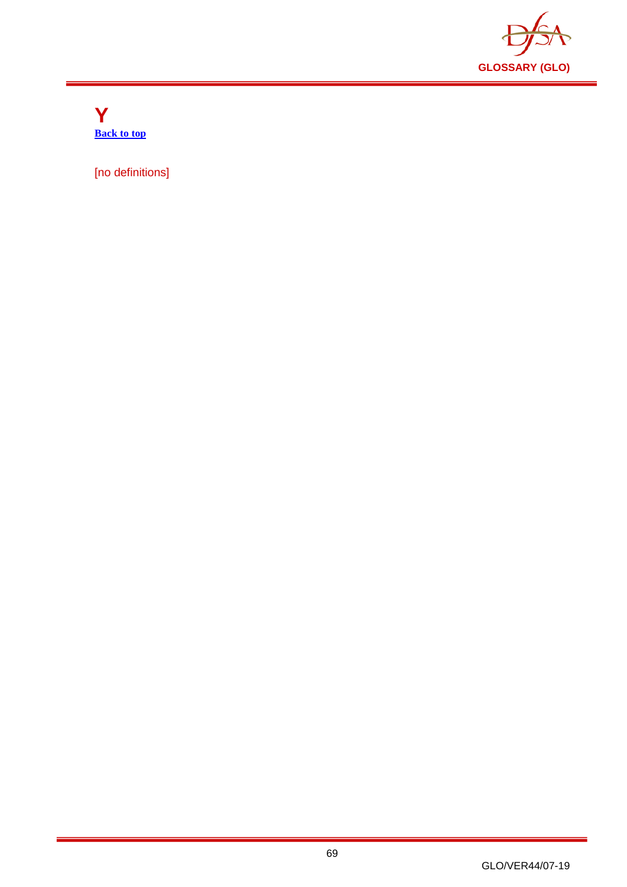# Y

[Back to top]

[no definitions]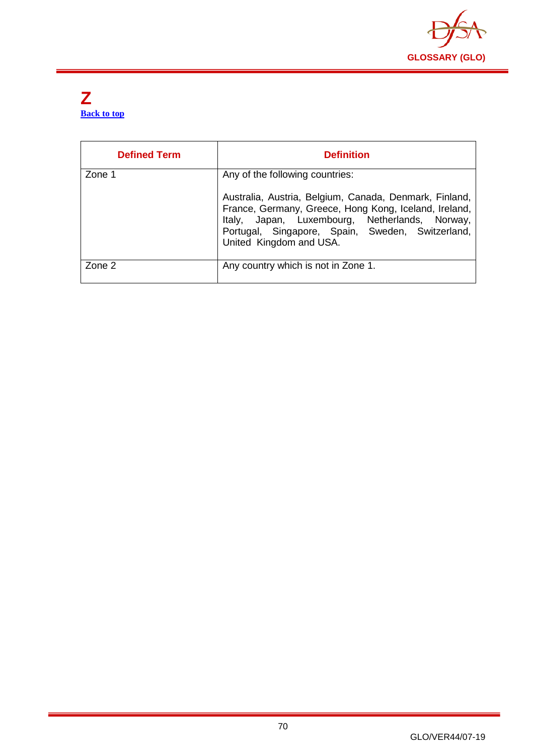# Z

Back to top

| Defined Term | Definition |
|---|---|
| Zone 1 | Any of the following countries:<br><br>Australia, Austria, Belgium, Canada, Denmark, Finland, France, Germany, Greece, Hong Kong, Iceland, Ireland, Italy, Japan, Luxembourg, Netherlands, Norway, Portugal, Singapore, Spain, Sweden, Switzerland, United Kingdom and USA. |
| Zone 2 | Any country which is not in Zone 1. |